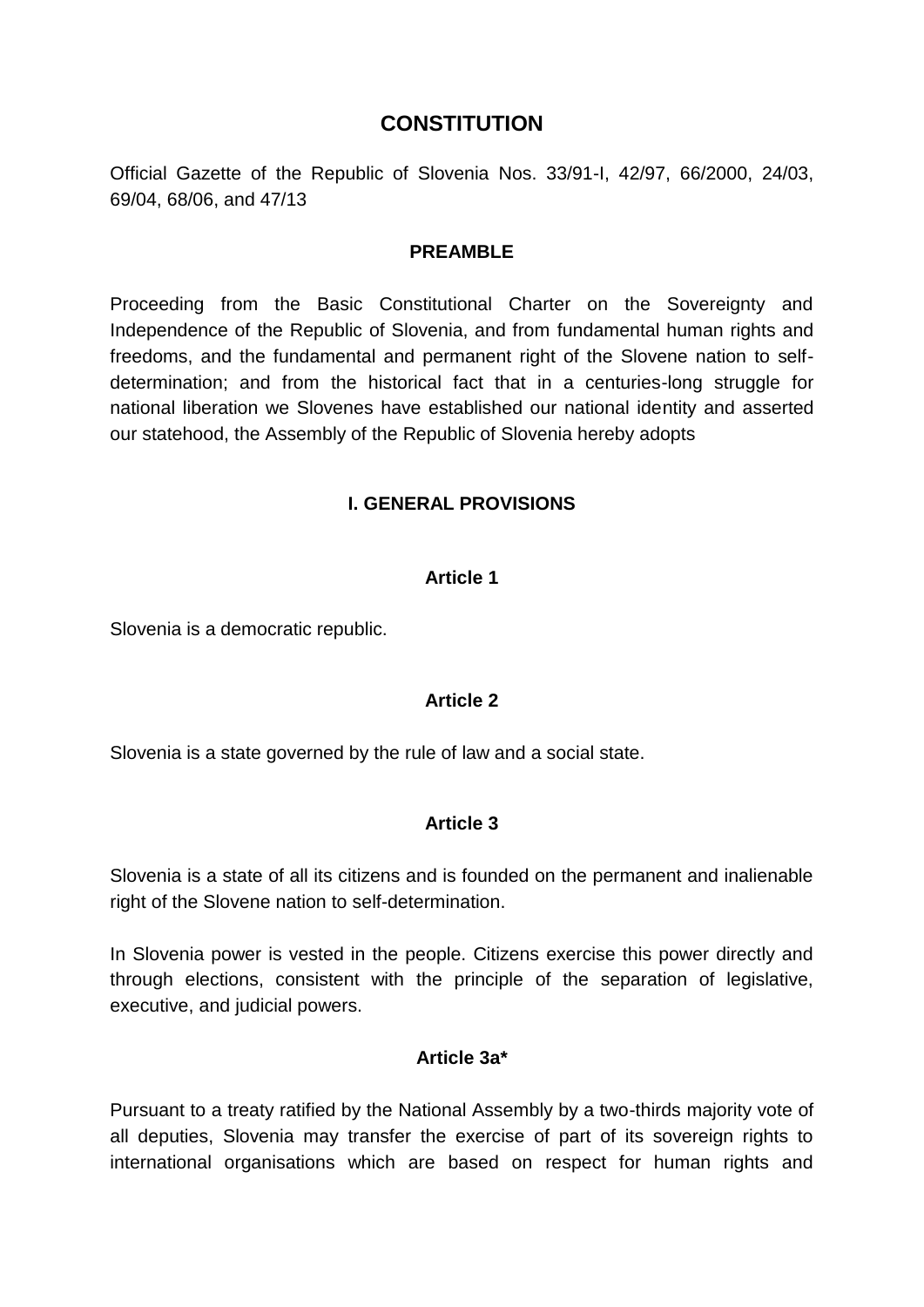# CONSTITUTION

Official Gazette of the Republic of Slovenia Nos. 33/91-I, 42/97, 66/2000, 24/03, 69/04, 68/06, and 47/13

## PREAMBLE

Proceeding from the Basic Constitutional Charter on the Sovereignty and Independence of the Republic of Slovenia, and from fundamental human rights and freedoms, and the fundamental and permanent right of the Slovene nation to self-determination; and from the historical fact that in a centuries-long struggle for national liberation we Slovenes have established our national identity and asserted our statehood, the Assembly of the Republic of Slovenia hereby adopts

## I. GENERAL PROVISIONS

### Article 1

Slovenia is a democratic republic.

### Article 2

Slovenia is a state governed by the rule of law and a social state.

### Article 3

Slovenia is a state of all its citizens and is founded on the permanent and inalienable right of the Slovene nation to self-determination.

In Slovenia power is vested in the people. Citizens exercise this power directly and through elections, consistent with the principle of the separation of legislative, executive, and judicial powers.

### Article 3a*

Pursuant to a treaty ratified by the National Assembly by a two-thirds majority vote of all deputies, Slovenia may transfer the exercise of part of its sovereign rights to international organisations which are based on respect for human rights and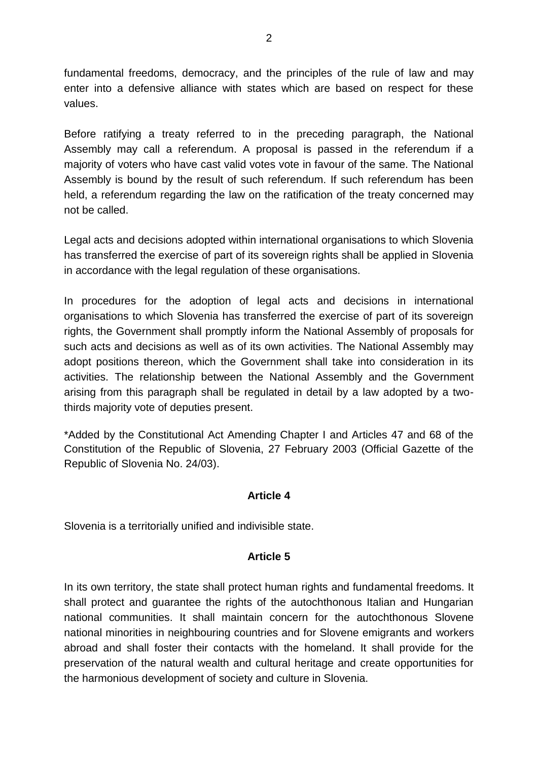fundamental freedoms, democracy, and the principles of the rule of law and may enter into a defensive alliance with states which are based on respect for these values.

Before ratifying a treaty referred to in the preceding paragraph, the National Assembly may call a referendum. A proposal is passed in the referendum if a majority of voters who have cast valid votes vote in favour of the same. The National Assembly is bound by the result of such referendum. If such referendum has been held, a referendum regarding the law on the ratification of the treaty concerned may not be called.

Legal acts and decisions adopted within international organisations to which Slovenia has transferred the exercise of part of its sovereign rights shall be applied in Slovenia in accordance with the legal regulation of these organisations.

In procedures for the adoption of legal acts and decisions in international organisations to which Slovenia has transferred the exercise of part of its sovereign rights, the Government shall promptly inform the National Assembly of proposals for such acts and decisions as well as of its own activities. The National Assembly may adopt positions thereon, which the Government shall take into consideration in its activities. The relationship between the National Assembly and the Government arising from this paragraph shall be regulated in detail by a law adopted by a two-thirds majority vote of deputies present.

*Added by the Constitutional Act Amending Chapter I and Articles 47 and 68 of the Constitution of the Republic of Slovenia, 27 February 2003 (Official Gazette of the Republic of Slovenia No. 24/03).

**Article 4**

Slovenia is a territorially unified and indivisible state.

**Article 5**

In its own territory, the state shall protect human rights and fundamental freedoms. It shall protect and guarantee the rights of the autochthonous Italian and Hungarian national communities. It shall maintain concern for the autochthonous Slovene national minorities in neighbouring countries and for Slovene emigrants and workers abroad and shall foster their contacts with the homeland. It shall provide for the preservation of the natural wealth and cultural heritage and create opportunities for the harmonious development of society and culture in Slovenia.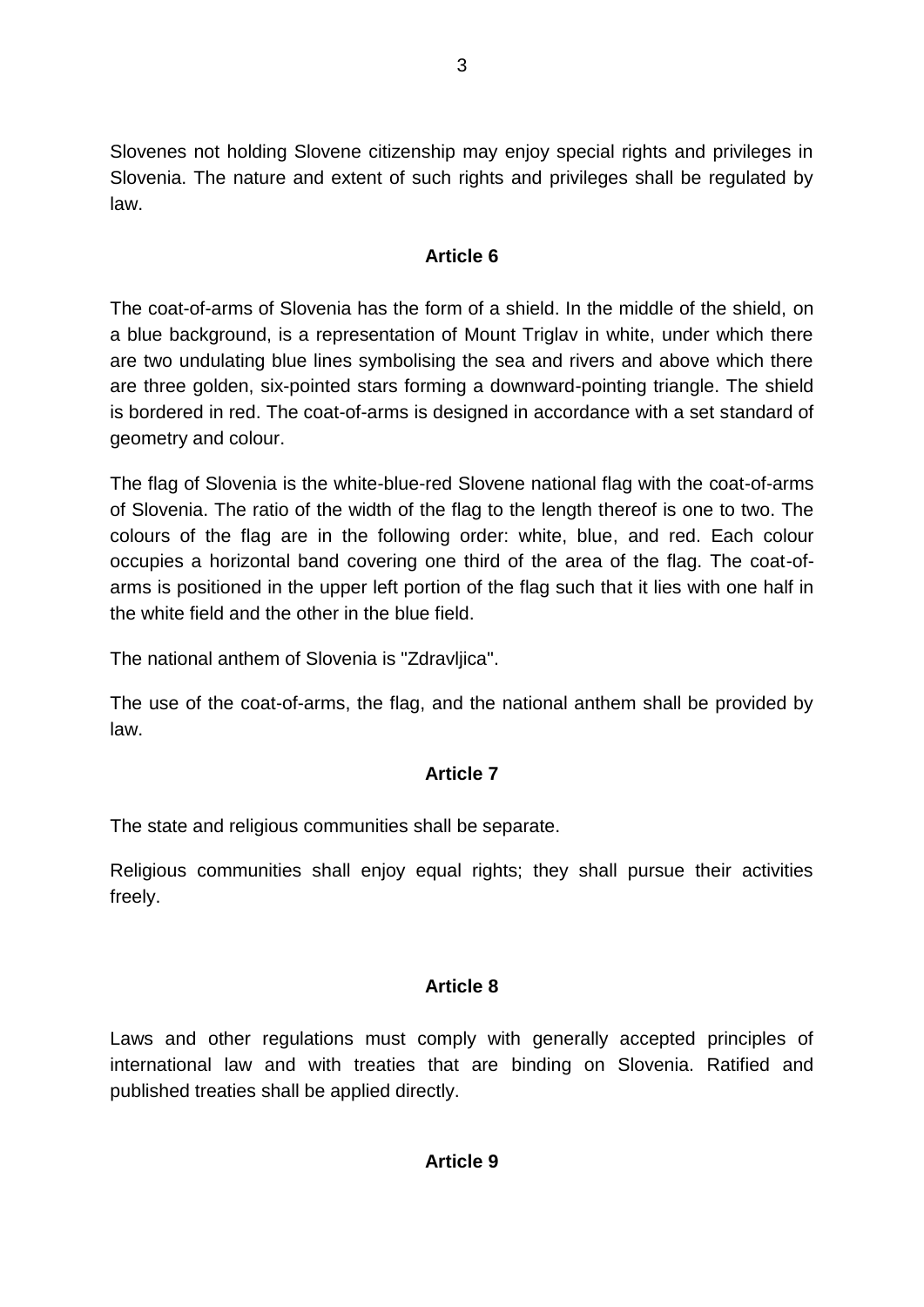Slovenes not holding Slovene citizenship may enjoy special rights and privileges in Slovenia. The nature and extent of such rights and privileges shall be regulated by law.

**Article 6**

The coat-of-arms of Slovenia has the form of a shield. In the middle of the shield, on a blue background, is a representation of Mount Triglav in white, under which there are two undulating blue lines symbolising the sea and rivers and above which there are three golden, six-pointed stars forming a downward-pointing triangle. The shield is bordered in red. The coat-of-arms is designed in accordance with a set standard of geometry and colour.

The flag of Slovenia is the white-blue-red Slovene national flag with the coat-of-arms of Slovenia. The ratio of the width of the flag to the length thereof is one to two. The colours of the flag are in the following order: white, blue, and red. Each colour occupies a horizontal band covering one third of the area of the flag. The coat-of-arms is positioned in the upper left portion of the flag such that it lies with one half in the white field and the other in the blue field.

The national anthem of Slovenia is "Zdravljica".

The use of the coat-of-arms, the flag, and the national anthem shall be provided by law.

**Article 7**

The state and religious communities shall be separate.

Religious communities shall enjoy equal rights; they shall pursue their activities freely.

**Article 8**

Laws and other regulations must comply with generally accepted principles of international law and with treaties that are binding on Slovenia. Ratified and published treaties shall be applied directly.

**Article 9**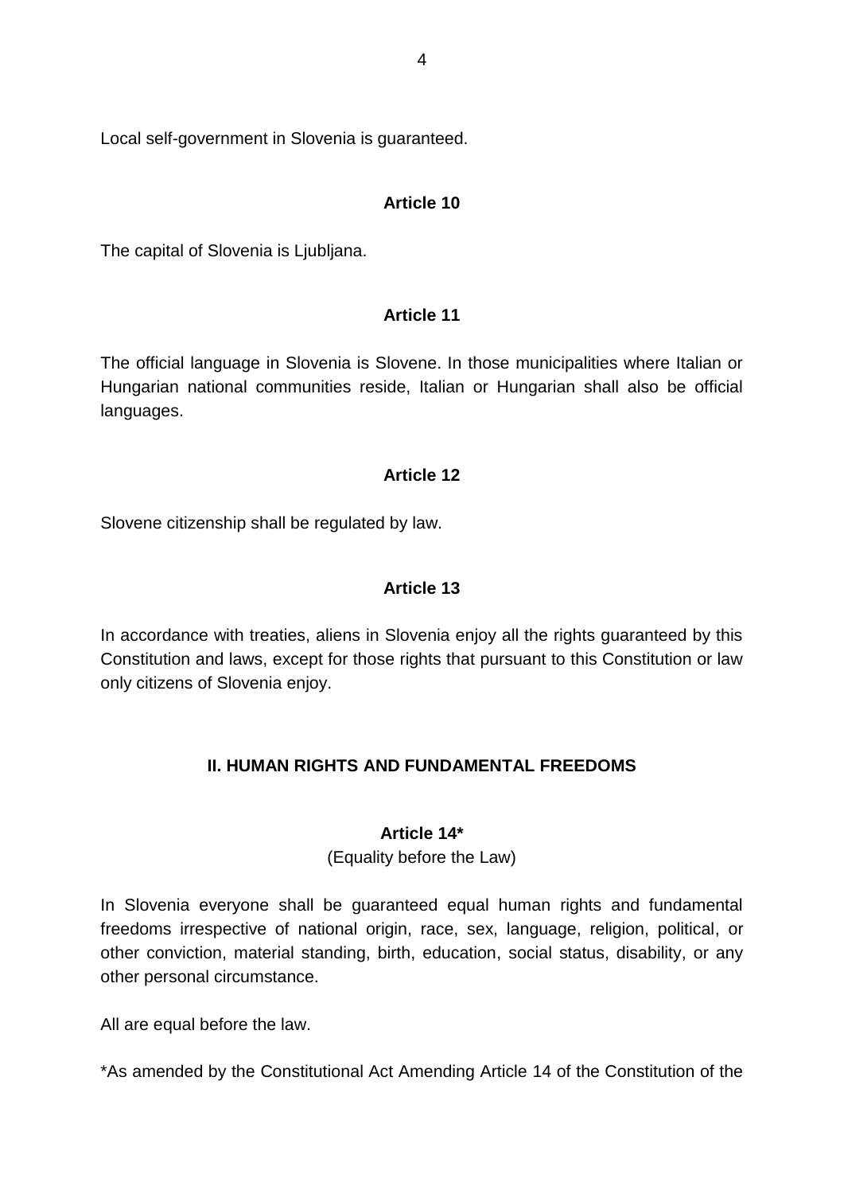Local self-government in Slovenia is guaranteed.

### Article 10

The capital of Slovenia is Ljubljana.

### Article 11

The official language in Slovenia is Slovene. In those municipalities where Italian or Hungarian national communities reside, Italian or Hungarian shall also be official languages.

### Article 12

Slovene citizenship shall be regulated by law.

### Article 13

In accordance with treaties, aliens in Slovenia enjoy all the rights guaranteed by this Constitution and laws, except for those rights that pursuant to this Constitution or law only citizens of Slovenia enjoy.

## II. HUMAN RIGHTS AND FUNDAMENTAL FREEDOMS

### Article 14*

(Equality before the Law)

In Slovenia everyone shall be guaranteed equal human rights and fundamental freedoms irrespective of national origin, race, sex, language, religion, political, or other conviction, material standing, birth, education, social status, disability, or any other personal circumstance.

All are equal before the law.

*As amended by the Constitutional Act Amending Article 14 of the Constitution of the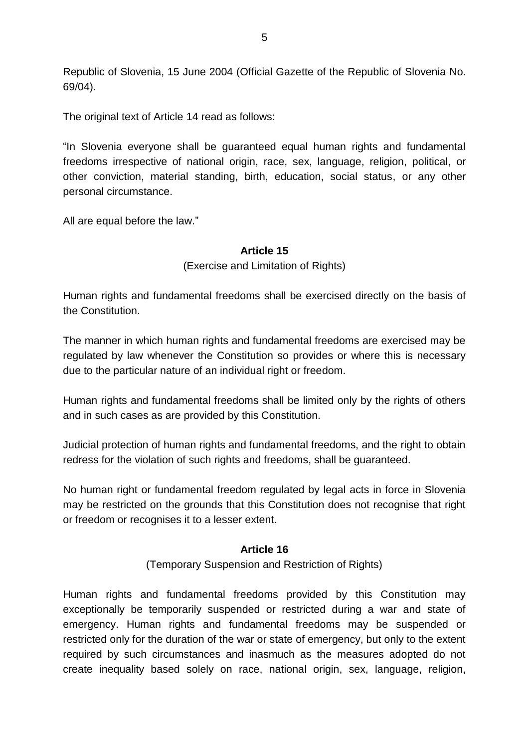Republic of Slovenia, 15 June 2004 (Official Gazette of the Republic of Slovenia No. 69/04).

The original text of Article 14 read as follows:

"In Slovenia everyone shall be guaranteed equal human rights and fundamental freedoms irrespective of national origin, race, sex, language, religion, political, or other conviction, material standing, birth, education, social status, or any other personal circumstance.

All are equal before the law."

**Article 15**

(Exercise and Limitation of Rights)

Human rights and fundamental freedoms shall be exercised directly on the basis of the Constitution.

The manner in which human rights and fundamental freedoms are exercised may be regulated by law whenever the Constitution so provides or where this is necessary due to the particular nature of an individual right or freedom.

Human rights and fundamental freedoms shall be limited only by the rights of others and in such cases as are provided by this Constitution.

Judicial protection of human rights and fundamental freedoms, and the right to obtain redress for the violation of such rights and freedoms, shall be guaranteed.

No human right or fundamental freedom regulated by legal acts in force in Slovenia may be restricted on the grounds that this Constitution does not recognise that right or freedom or recognises it to a lesser extent.

**Article 16**

(Temporary Suspension and Restriction of Rights)

Human rights and fundamental freedoms provided by this Constitution may exceptionally be temporarily suspended or restricted during a war and state of emergency. Human rights and fundamental freedoms may be suspended or restricted only for the duration of the war or state of emergency, but only to the extent required by such circumstances and inasmuch as the measures adopted do not create inequality based solely on race, national origin, sex, language, religion,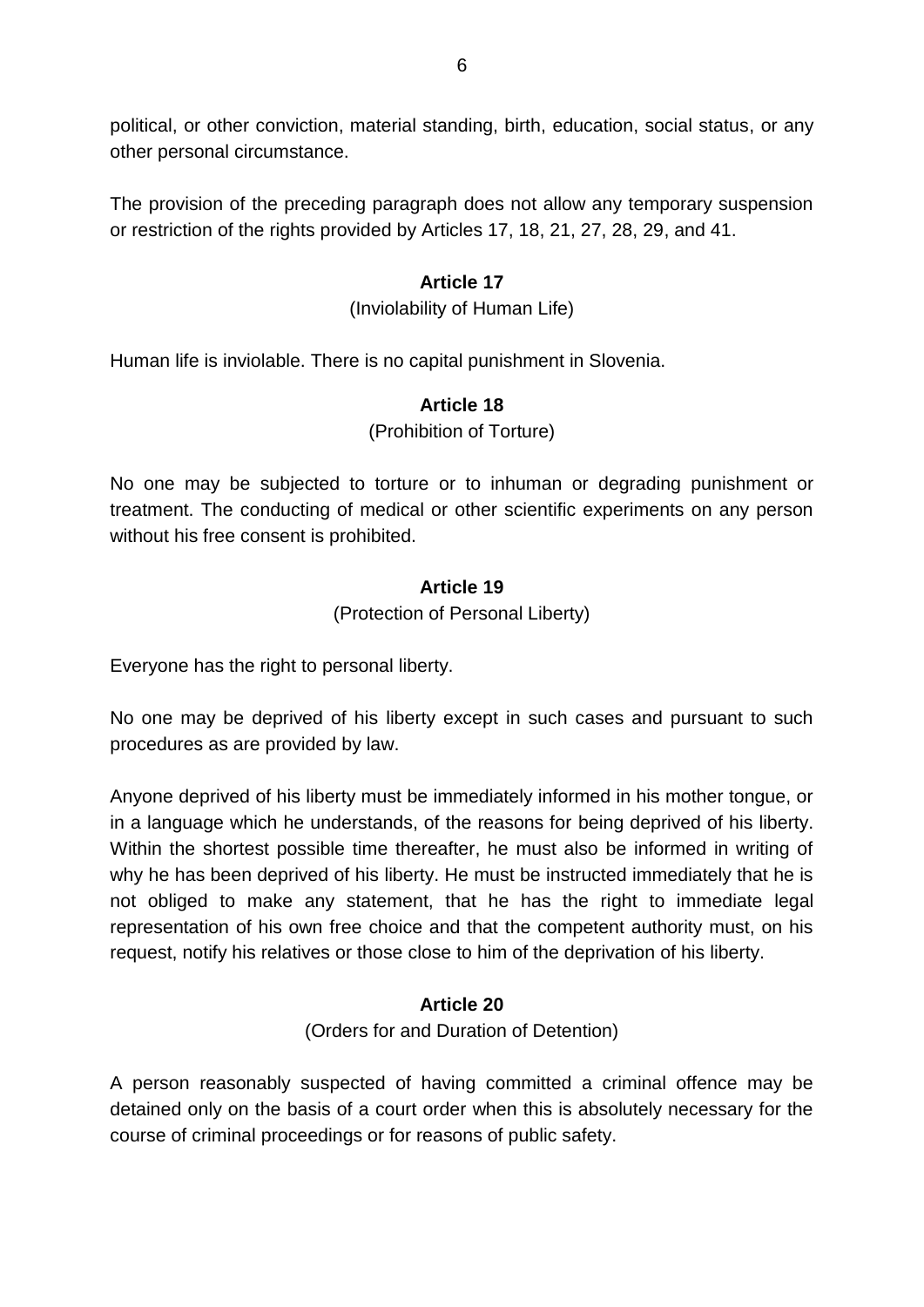political, or other conviction, material standing, birth, education, social status, or any other personal circumstance.

The provision of the preceding paragraph does not allow any temporary suspension or restriction of the rights provided by Articles 17, 18, 21, 27, 28, 29, and 41.

**Article 17**

(Inviolability of Human Life)

Human life is inviolable. There is no capital punishment in Slovenia.

**Article 18**

(Prohibition of Torture)

No one may be subjected to torture or to inhuman or degrading punishment or treatment. The conducting of medical or other scientific experiments on any person without his free consent is prohibited.

**Article 19**

(Protection of Personal Liberty)

Everyone has the right to personal liberty.

No one may be deprived of his liberty except in such cases and pursuant to such procedures as are provided by law.

Anyone deprived of his liberty must be immediately informed in his mother tongue, or in a language which he understands, of the reasons for being deprived of his liberty. Within the shortest possible time thereafter, he must also be informed in writing of why he has been deprived of his liberty. He must be instructed immediately that he is not obliged to make any statement, that he has the right to immediate legal representation of his own free choice and that the competent authority must, on his request, notify his relatives or those close to him of the deprivation of his liberty.

**Article 20**

(Orders for and Duration of Detention)

A person reasonably suspected of having committed a criminal offence may be detained only on the basis of a court order when this is absolutely necessary for the course of criminal proceedings or for reasons of public safety.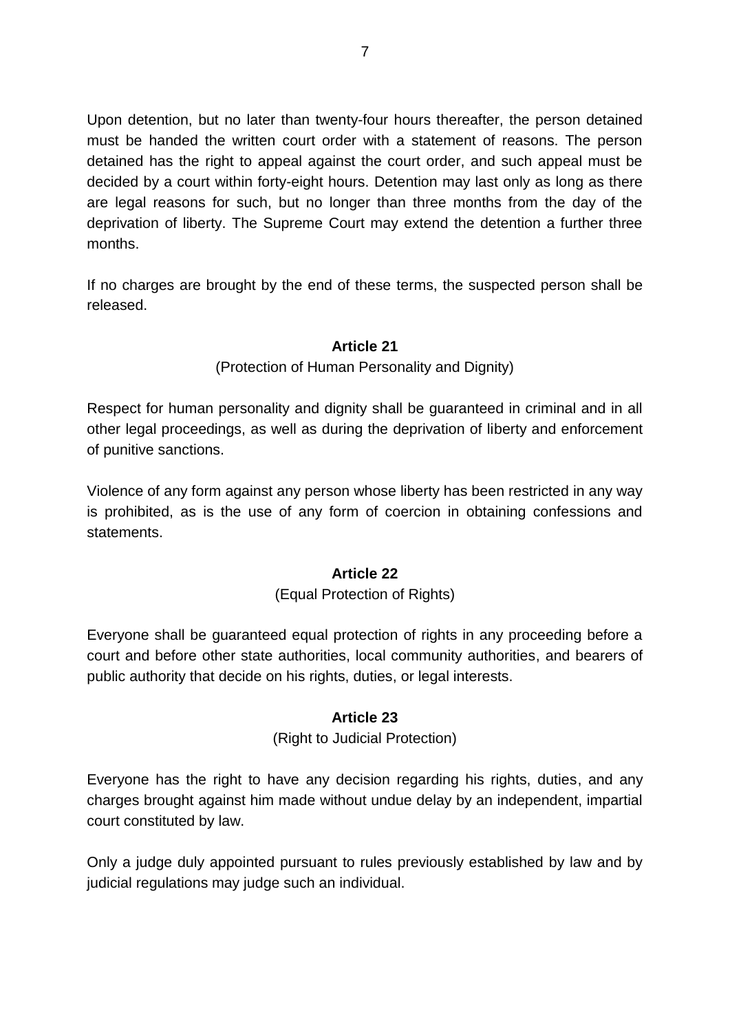Upon detention, but no later than twenty-four hours thereafter, the person detained must be handed the written court order with a statement of reasons. The person detained has the right to appeal against the court order, and such appeal must be decided by a court within forty-eight hours. Detention may last only as long as there are legal reasons for such, but no longer than three months from the day of the deprivation of liberty. The Supreme Court may extend the detention a further three months.

If no charges are brought by the end of these terms, the suspected person shall be released.

**Article 21**

(Protection of Human Personality and Dignity)

Respect for human personality and dignity shall be guaranteed in criminal and in all other legal proceedings, as well as during the deprivation of liberty and enforcement of punitive sanctions.

Violence of any form against any person whose liberty has been restricted in any way is prohibited, as is the use of any form of coercion in obtaining confessions and statements.

**Article 22**

(Equal Protection of Rights)

Everyone shall be guaranteed equal protection of rights in any proceeding before a court and before other state authorities, local community authorities, and bearers of public authority that decide on his rights, duties, or legal interests.

**Article 23**

(Right to Judicial Protection)

Everyone has the right to have any decision regarding his rights, duties, and any charges brought against him made without undue delay by an independent, impartial court constituted by law.

Only a judge duly appointed pursuant to rules previously established by law and by judicial regulations may judge such an individual.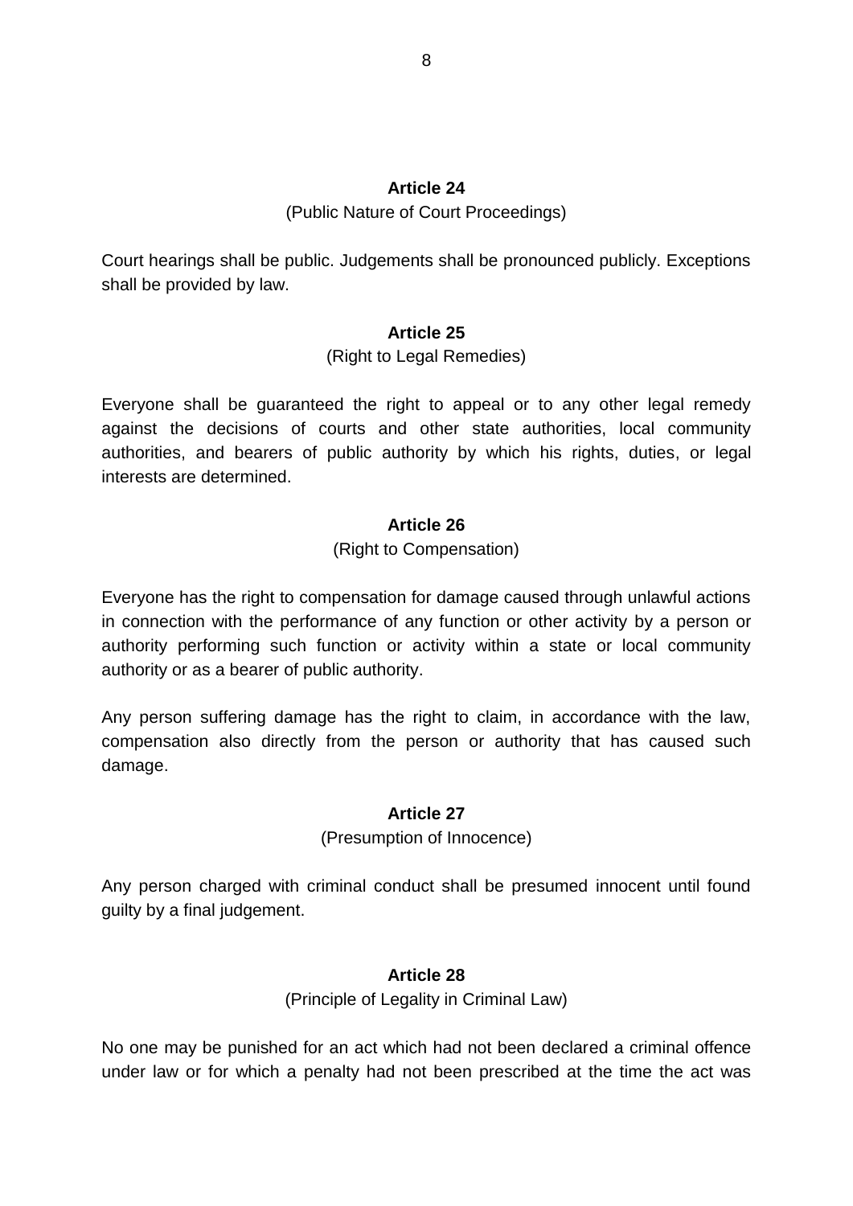**Article 24**

(Public Nature of Court Proceedings)

Court hearings shall be public. Judgements shall be pronounced publicly. Exceptions shall be provided by law.

**Article 25**

(Right to Legal Remedies)

Everyone shall be guaranteed the right to appeal or to any other legal remedy against the decisions of courts and other state authorities, local community authorities, and bearers of public authority by which his rights, duties, or legal interests are determined.

**Article 26**

(Right to Compensation)

Everyone has the right to compensation for damage caused through unlawful actions in connection with the performance of any function or other activity by a person or authority performing such function or activity within a state or local community authority or as a bearer of public authority.

Any person suffering damage has the right to claim, in accordance with the law, compensation also directly from the person or authority that has caused such damage.

**Article 27**

(Presumption of Innocence)

Any person charged with criminal conduct shall be presumed innocent until found guilty by a final judgement.

**Article 28**

(Principle of Legality in Criminal Law)

No one may be punished for an act which had not been declared a criminal offence under law or for which a penalty had not been prescribed at the time the act was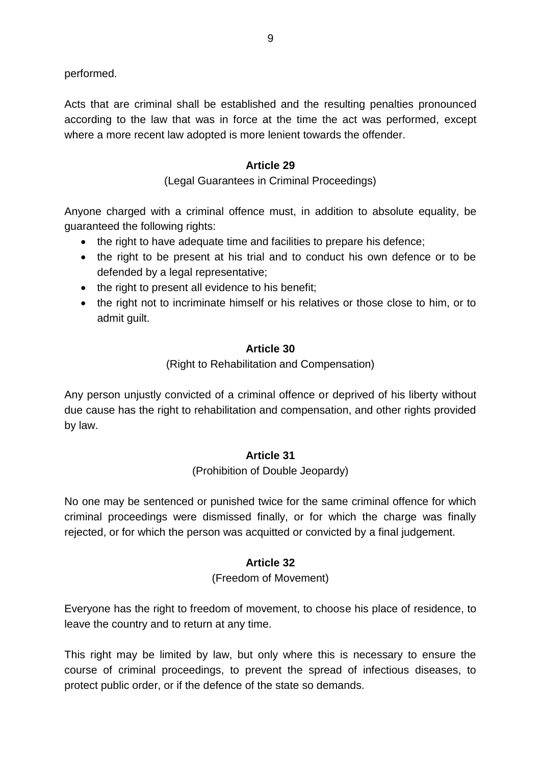performed.

Acts that are criminal shall be established and the resulting penalties pronounced according to the law that was in force at the time the act was performed, except where a more recent law adopted is more lenient towards the offender.

**Article 29**

(Legal Guarantees in Criminal Proceedings)

Anyone charged with a criminal offence must, in addition to absolute equality, be guaranteed the following rights:

- the right to have adequate time and facilities to prepare his defence;
- the right to be present at his trial and to conduct his own defence or to be defended by a legal representative;
- the right to present all evidence to his benefit;
- the right not to incriminate himself or his relatives or those close to him, or to admit guilt.

**Article 30**

(Right to Rehabilitation and Compensation)

Any person unjustly convicted of a criminal offence or deprived of his liberty without due cause has the right to rehabilitation and compensation, and other rights provided by law.

**Article 31**

(Prohibition of Double Jeopardy)

No one may be sentenced or punished twice for the same criminal offence for which criminal proceedings were dismissed finally, or for which the charge was finally rejected, or for which the person was acquitted or convicted by a final judgement.

**Article 32**

(Freedom of Movement)

Everyone has the right to freedom of movement, to choose his place of residence, to leave the country and to return at any time.

This right may be limited by law, but only where this is necessary to ensure the course of criminal proceedings, to prevent the spread of infectious diseases, to protect public order, or if the defence of the state so demands.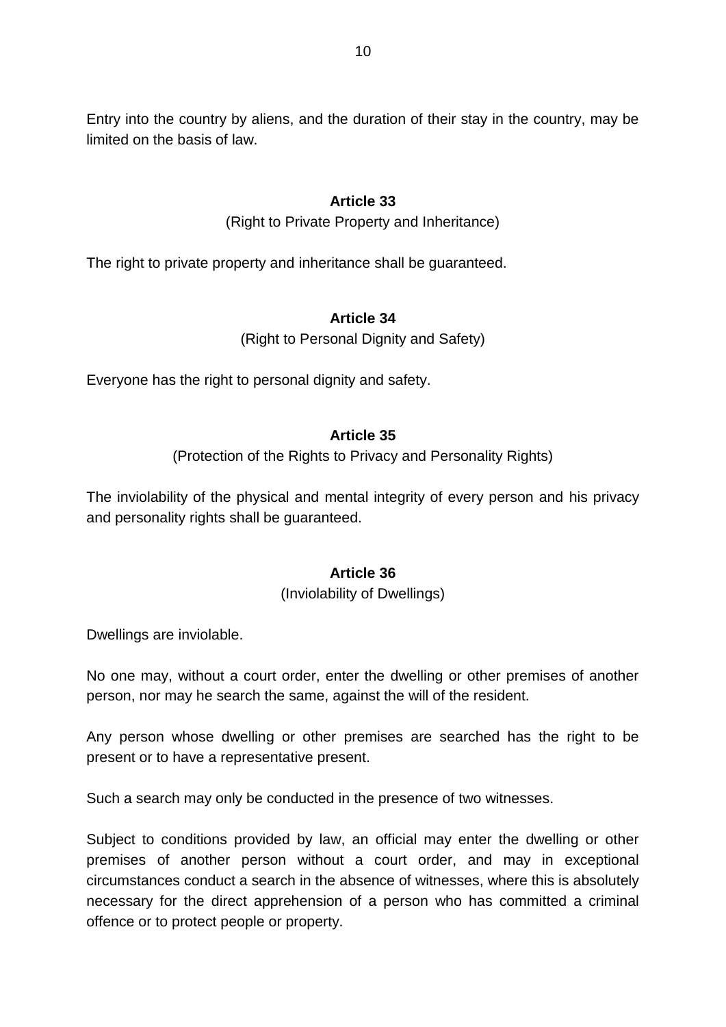Entry into the country by aliens, and the duration of their stay in the country, may be limited on the basis of law.

### Article 33

(Right to Private Property and Inheritance)

The right to private property and inheritance shall be guaranteed.

### Article 34

(Right to Personal Dignity and Safety)

Everyone has the right to personal dignity and safety.

### Article 35

(Protection of the Rights to Privacy and Personality Rights)

The inviolability of the physical and mental integrity of every person and his privacy and personality rights shall be guaranteed.

### Article 36

(Inviolability of Dwellings)

Dwellings are inviolable.

No one may, without a court order, enter the dwelling or other premises of another person, nor may he search the same, against the will of the resident.

Any person whose dwelling or other premises are searched has the right to be present or to have a representative present.

Such a search may only be conducted in the presence of two witnesses.

Subject to conditions provided by law, an official may enter the dwelling or other premises of another person without a court order, and may in exceptional circumstances conduct a search in the absence of witnesses, where this is absolutely necessary for the direct apprehension of a person who has committed a criminal offence or to protect people or property.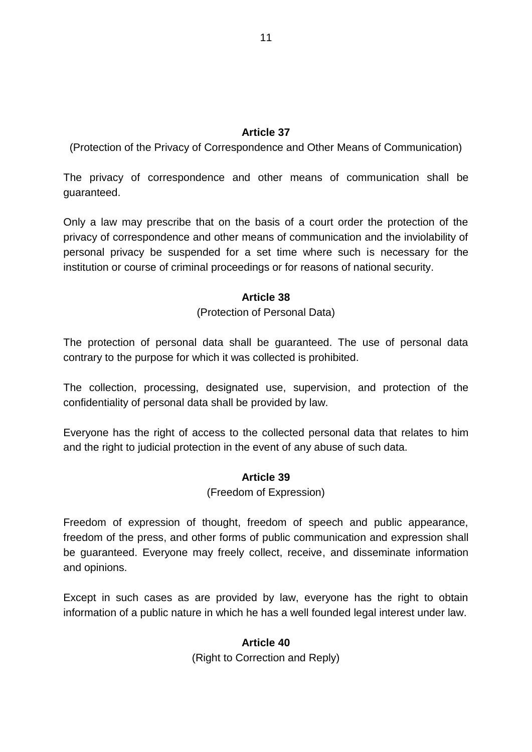### Article 37

(Protection of the Privacy of Correspondence and Other Means of Communication)

The privacy of correspondence and other means of communication shall be guaranteed.

Only a law may prescribe that on the basis of a court order the protection of the privacy of correspondence and other means of communication and the inviolability of personal privacy be suspended for a set time where such is necessary for the institution or course of criminal proceedings or for reasons of national security.

### Article 38

(Protection of Personal Data)

The protection of personal data shall be guaranteed. The use of personal data contrary to the purpose for which it was collected is prohibited.

The collection, processing, designated use, supervision, and protection of the confidentiality of personal data shall be provided by law.

Everyone has the right of access to the collected personal data that relates to him and the right to judicial protection in the event of any abuse of such data.

### Article 39

(Freedom of Expression)

Freedom of expression of thought, freedom of speech and public appearance, freedom of the press, and other forms of public communication and expression shall be guaranteed. Everyone may freely collect, receive, and disseminate information and opinions.

Except in such cases as are provided by law, everyone has the right to obtain information of a public nature in which he has a well founded legal interest under law.

### Article 40

(Right to Correction and Reply)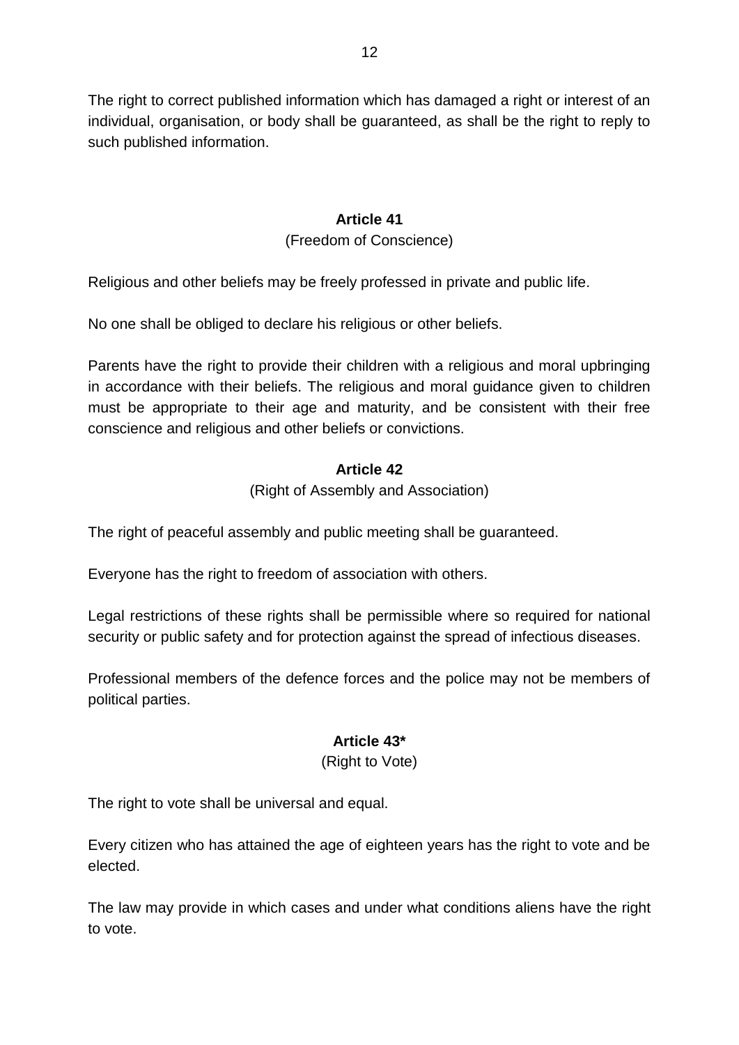The right to correct published information which has damaged a right or interest of an individual, organisation, or body shall be guaranteed, as shall be the right to reply to such published information.

**Article 41**

(Freedom of Conscience)

Religious and other beliefs may be freely professed in private and public life.

No one shall be obliged to declare his religious or other beliefs.

Parents have the right to provide their children with a religious and moral upbringing in accordance with their beliefs. The religious and moral guidance given to children must be appropriate to their age and maturity, and be consistent with their free conscience and religious and other beliefs or convictions.

**Article 42**

(Right of Assembly and Association)

The right of peaceful assembly and public meeting shall be guaranteed.

Everyone has the right to freedom of association with others.

Legal restrictions of these rights shall be permissible where so required for national security or public safety and for protection against the spread of infectious diseases.

Professional members of the defence forces and the police may not be members of political parties.

**Article 43***

(Right to Vote)

The right to vote shall be universal and equal.

Every citizen who has attained the age of eighteen years has the right to vote and be elected.

The law may provide in which cases and under what conditions aliens have the right to vote.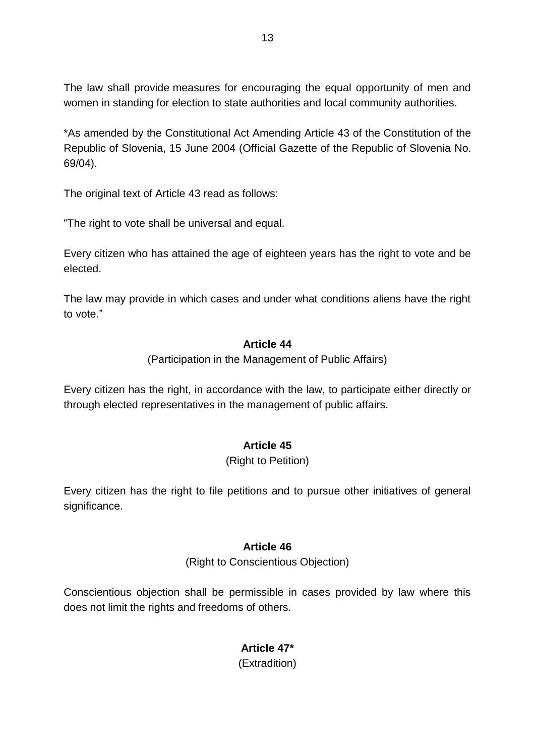The law shall provide measures for encouraging the equal opportunity of men and women in standing for election to state authorities and local community authorities.

*As amended by the Constitutional Act Amending Article 43 of the Constitution of the Republic of Slovenia, 15 June 2004 (Official Gazette of the Republic of Slovenia No. 69/04).

The original text of Article 43 read as follows:

"The right to vote shall be universal and equal.

Every citizen who has attained the age of eighteen years has the right to vote and be elected.

The law may provide in which cases and under what conditions aliens have the right to vote."

**Article 44**

(Participation in the Management of Public Affairs)

Every citizen has the right, in accordance with the law, to participate either directly or through elected representatives in the management of public affairs.

**Article 45**

(Right to Petition)

Every citizen has the right to file petitions and to pursue other initiatives of general significance.

**Article 46**

(Right to Conscientious Objection)

Conscientious objection shall be permissible in cases provided by law where this does not limit the rights and freedoms of others.

**Article 47***

(Extradition)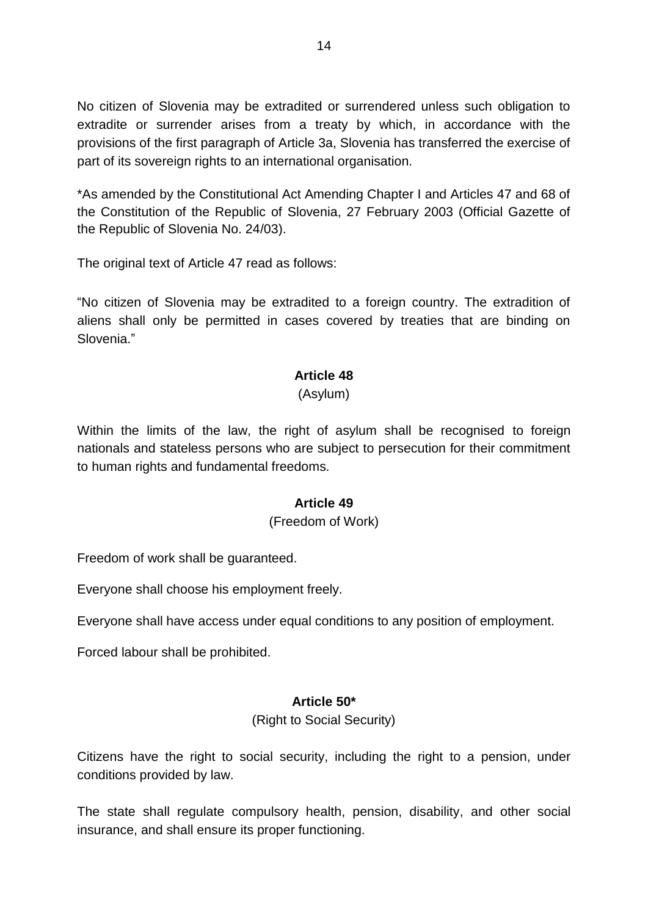No citizen of Slovenia may be extradited or surrendered unless such obligation to extradite or surrender arises from a treaty by which, in accordance with the provisions of the first paragraph of Article 3a, Slovenia has transferred the exercise of part of its sovereign rights to an international organisation.

*As amended by the Constitutional Act Amending Chapter I and Articles 47 and 68 of the Constitution of the Republic of Slovenia, 27 February 2003 (Official Gazette of the Republic of Slovenia No. 24/03).

The original text of Article 47 read as follows:

"No citizen of Slovenia may be extradited to a foreign country. The extradition of aliens shall only be permitted in cases covered by treaties that are binding on Slovenia."

### Article 48

(Asylum)

Within the limits of the law, the right of asylum shall be recognised to foreign nationals and stateless persons who are subject to persecution for their commitment to human rights and fundamental freedoms.

### Article 49

(Freedom of Work)

Freedom of work shall be guaranteed.

Everyone shall choose his employment freely.

Everyone shall have access under equal conditions to any position of employment.

Forced labour shall be prohibited.

### Article 50*

(Right to Social Security)

Citizens have the right to social security, including the right to a pension, under conditions provided by law.

The state shall regulate compulsory health, pension, disability, and other social insurance, and shall ensure its proper functioning.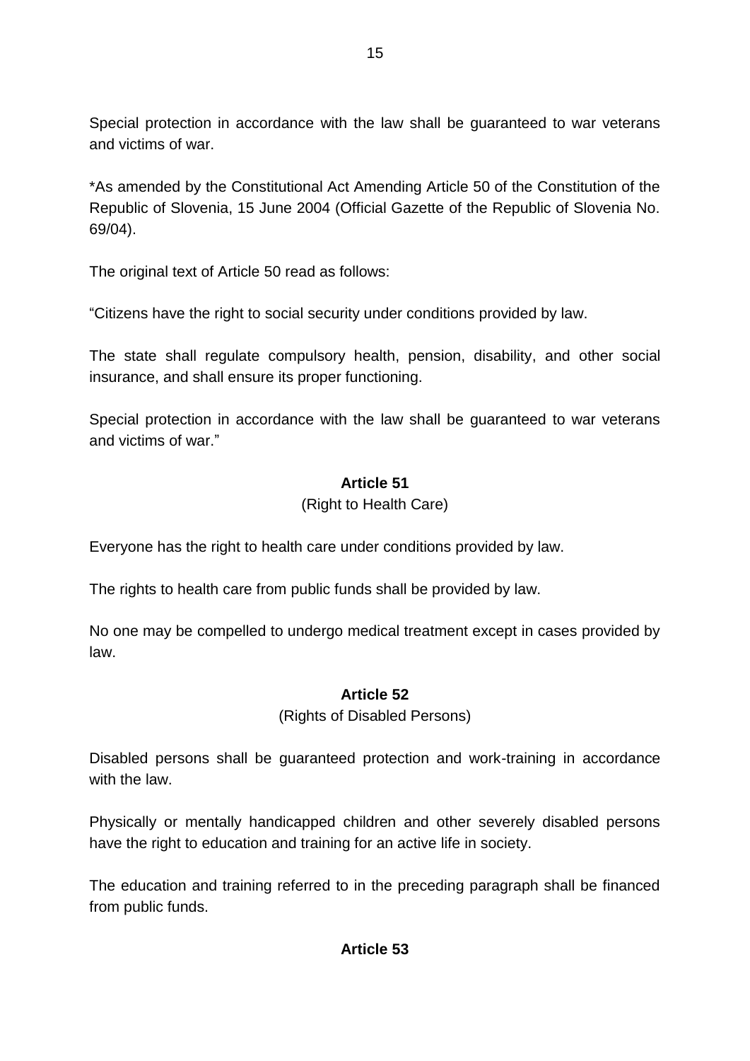Special protection in accordance with the law shall be guaranteed to war veterans and victims of war.

*As amended by the Constitutional Act Amending Article 50 of the Constitution of the Republic of Slovenia, 15 June 2004 (Official Gazette of the Republic of Slovenia No. 69/04).

The original text of Article 50 read as follows:

"Citizens have the right to social security under conditions provided by law.

The state shall regulate compulsory health, pension, disability, and other social insurance, and shall ensure its proper functioning.

Special protection in accordance with the law shall be guaranteed to war veterans and victims of war."

**Article 51**

(Right to Health Care)

Everyone has the right to health care under conditions provided by law.

The rights to health care from public funds shall be provided by law.

No one may be compelled to undergo medical treatment except in cases provided by law.

**Article 52**

(Rights of Disabled Persons)

Disabled persons shall be guaranteed protection and work-training in accordance with the law.

Physically or mentally handicapped children and other severely disabled persons have the right to education and training for an active life in society.

The education and training referred to in the preceding paragraph shall be financed from public funds.

**Article 53**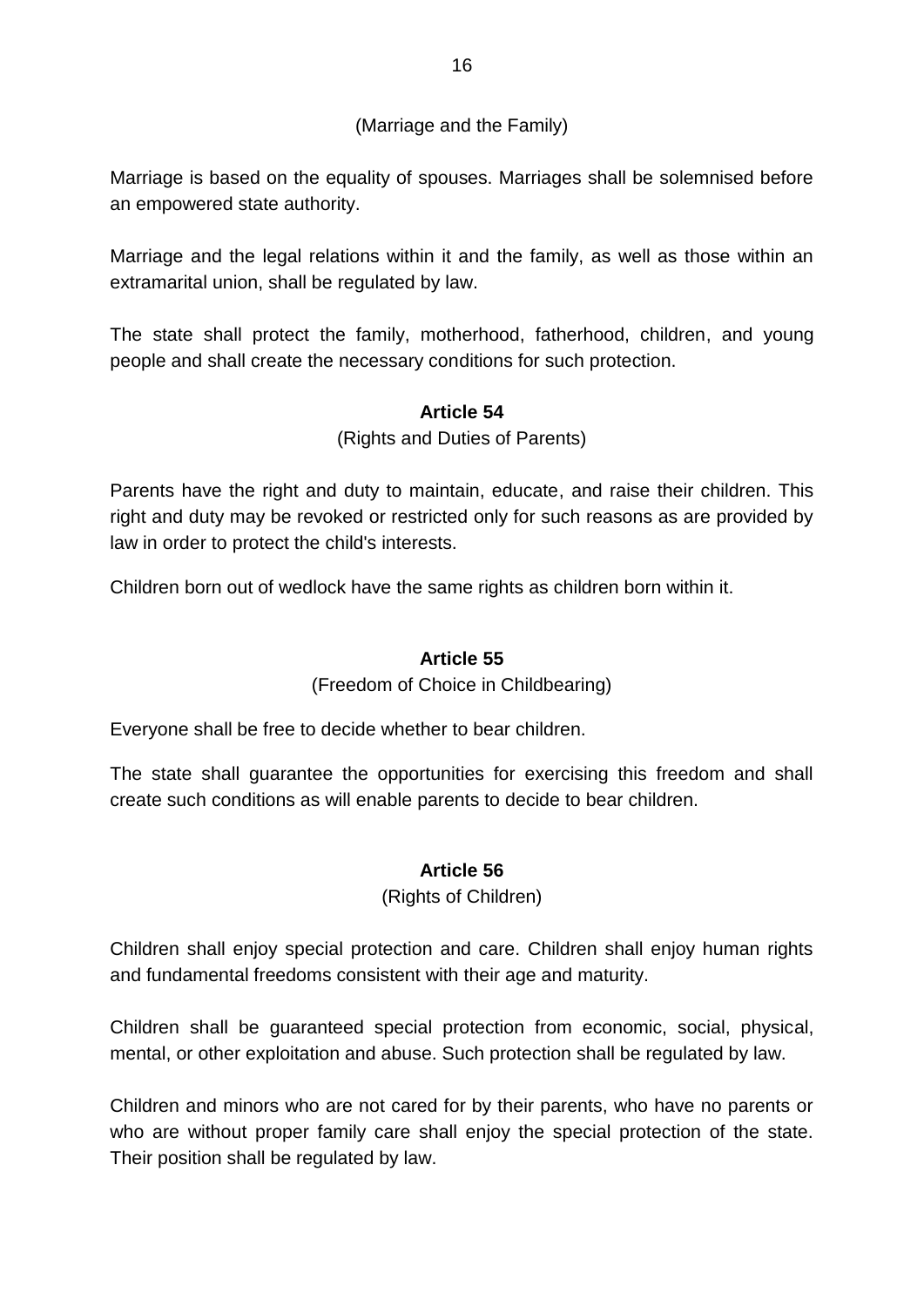(Marriage and the Family)

Marriage is based on the equality of spouses. Marriages shall be solemnised before an empowered state authority.

Marriage and the legal relations within it and the family, as well as those within an extramarital union, shall be regulated by law.

The state shall protect the family, motherhood, fatherhood, children, and young people and shall create the necessary conditions for such protection.

**Article 54**

(Rights and Duties of Parents)

Parents have the right and duty to maintain, educate, and raise their children. This right and duty may be revoked or restricted only for such reasons as are provided by law in order to protect the child's interests.

Children born out of wedlock have the same rights as children born within it.

**Article 55**

(Freedom of Choice in Childbearing)

Everyone shall be free to decide whether to bear children.

The state shall guarantee the opportunities for exercising this freedom and shall create such conditions as will enable parents to decide to bear children.

**Article 56**

(Rights of Children)

Children shall enjoy special protection and care. Children shall enjoy human rights and fundamental freedoms consistent with their age and maturity.

Children shall be guaranteed special protection from economic, social, physical, mental, or other exploitation and abuse. Such protection shall be regulated by law.

Children and minors who are not cared for by their parents, who have no parents or who are without proper family care shall enjoy the special protection of the state. Their position shall be regulated by law.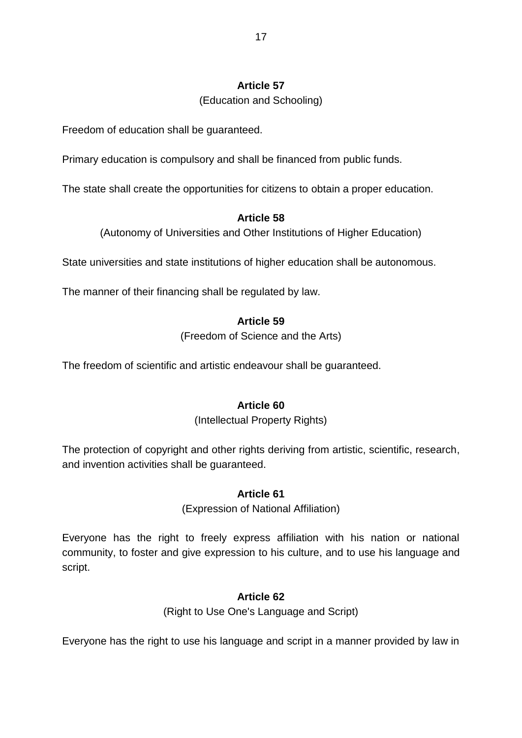### Article 57

(Education and Schooling)

Freedom of education shall be guaranteed.

Primary education is compulsory and shall be financed from public funds.

The state shall create the opportunities for citizens to obtain a proper education.

### Article 58

(Autonomy of Universities and Other Institutions of Higher Education)

State universities and state institutions of higher education shall be autonomous.

The manner of their financing shall be regulated by law.

### Article 59

(Freedom of Science and the Arts)

The freedom of scientific and artistic endeavour shall be guaranteed.

### Article 60

(Intellectual Property Rights)

The protection of copyright and other rights deriving from artistic, scientific, research, and invention activities shall be guaranteed.

### Article 61

(Expression of National Affiliation)

Everyone has the right to freely express affiliation with his nation or national community, to foster and give expression to his culture, and to use his language and script.

### Article 62

(Right to Use One's Language and Script)

Everyone has the right to use his language and script in a manner provided by law in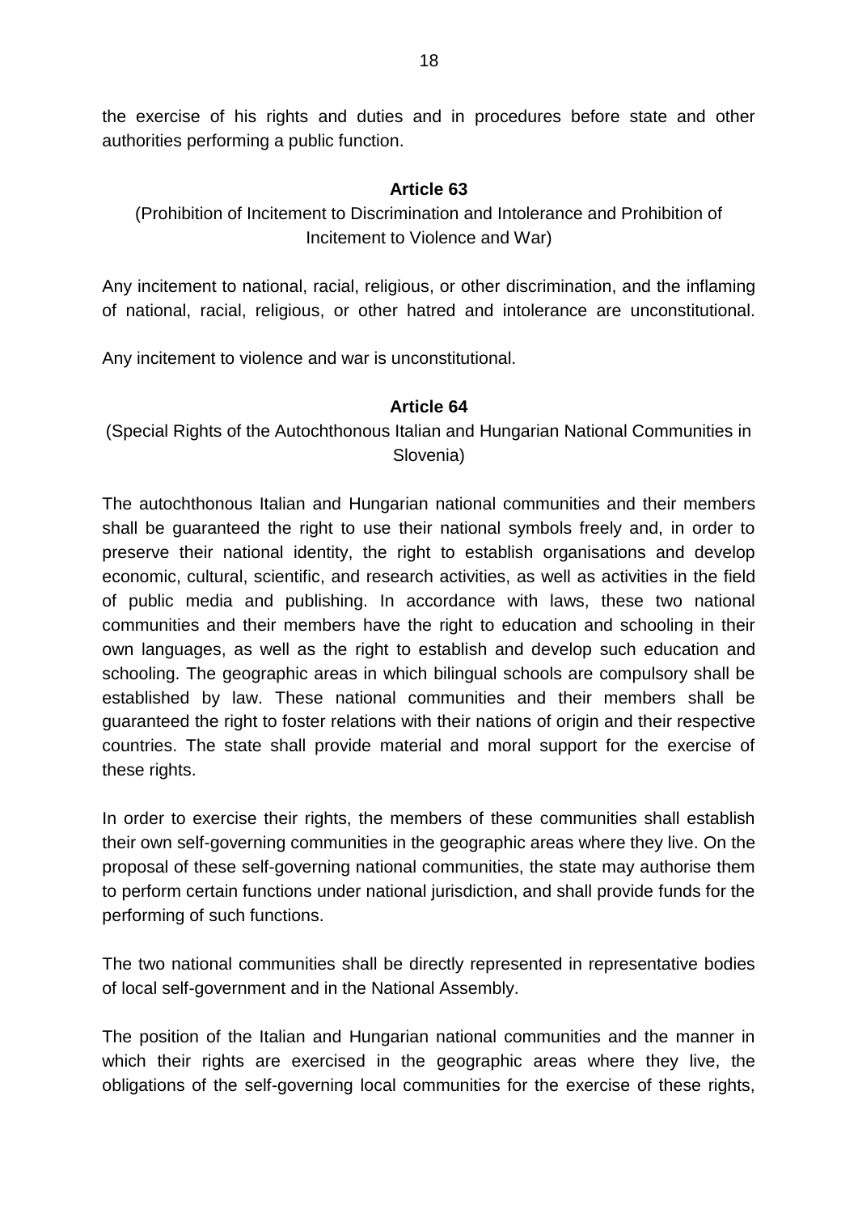the exercise of his rights and duties and in procedures before state and other authorities performing a public function.

**Article 63**

(Prohibition of Incitement to Discrimination and Intolerance and Prohibition of Incitement to Violence and War)

Any incitement to national, racial, religious, or other discrimination, and the inflaming of national, racial, religious, or other hatred and intolerance are unconstitutional.

Any incitement to violence and war is unconstitutional.

**Article 64**

(Special Rights of the Autochthonous Italian and Hungarian National Communities in Slovenia)

The autochthonous Italian and Hungarian national communities and their members shall be guaranteed the right to use their national symbols freely and, in order to preserve their national identity, the right to establish organisations and develop economic, cultural, scientific, and research activities, as well as activities in the field of public media and publishing. In accordance with laws, these two national communities and their members have the right to education and schooling in their own languages, as well as the right to establish and develop such education and schooling. The geographic areas in which bilingual schools are compulsory shall be established by law. These national communities and their members shall be guaranteed the right to foster relations with their nations of origin and their respective countries. The state shall provide material and moral support for the exercise of these rights.

In order to exercise their rights, the members of these communities shall establish their own self-governing communities in the geographic areas where they live. On the proposal of these self-governing national communities, the state may authorise them to perform certain functions under national jurisdiction, and shall provide funds for the performing of such functions.

The two national communities shall be directly represented in representative bodies of local self-government and in the National Assembly.

The position of the Italian and Hungarian national communities and the manner in which their rights are exercised in the geographic areas where they live, the obligations of the self-governing local communities for the exercise of these rights,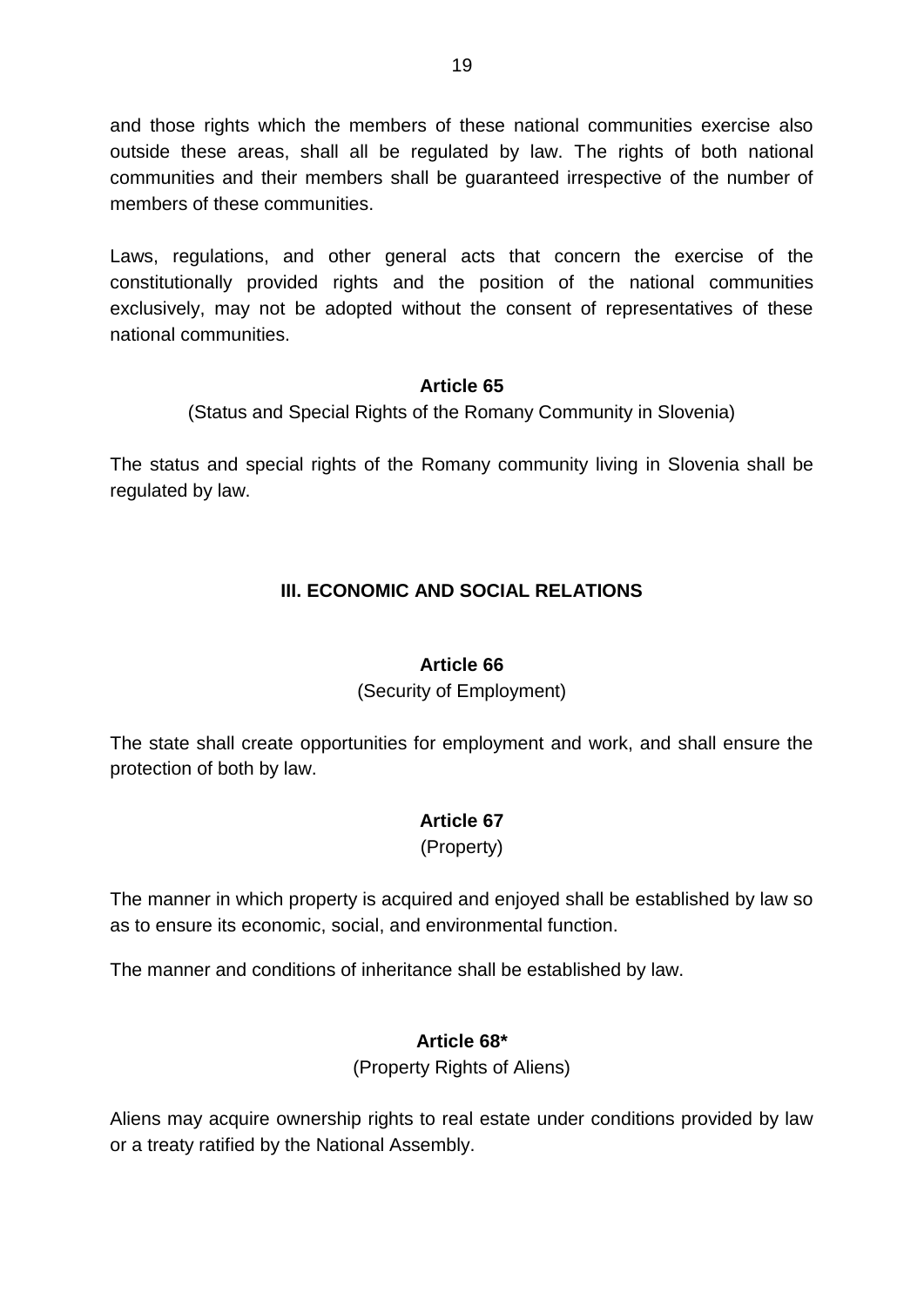and those rights which the members of these national communities exercise also outside these areas, shall all be regulated by law. The rights of both national communities and their members shall be guaranteed irrespective of the number of members of these communities.

Laws, regulations, and other general acts that concern the exercise of the constitutionally provided rights and the position of the national communities exclusively, may not be adopted without the consent of representatives of these national communities.

**Article 65**

(Status and Special Rights of the Romany Community in Slovenia)

The status and special rights of the Romany community living in Slovenia shall be regulated by law.

## III. ECONOMIC AND SOCIAL RELATIONS

**Article 66**

(Security of Employment)

The state shall create opportunities for employment and work, and shall ensure the protection of both by law.

**Article 67**

(Property)

The manner in which property is acquired and enjoyed shall be established by law so as to ensure its economic, social, and environmental function.

The manner and conditions of inheritance shall be established by law.

**Article 68***

(Property Rights of Aliens)

Aliens may acquire ownership rights to real estate under conditions provided by law or a treaty ratified by the National Assembly.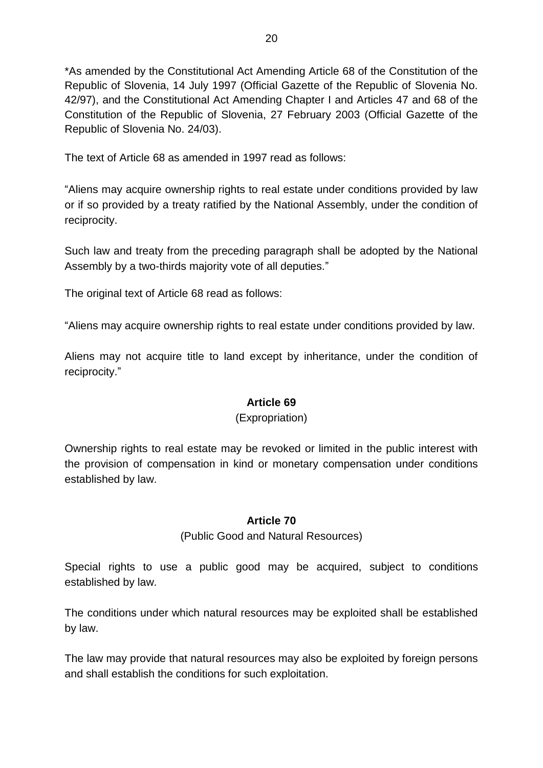*As amended by the Constitutional Act Amending Article 68 of the Constitution of the Republic of Slovenia, 14 July 1997 (Official Gazette of the Republic of Slovenia No. 42/97), and the Constitutional Act Amending Chapter I and Articles 47 and 68 of the Constitution of the Republic of Slovenia, 27 February 2003 (Official Gazette of the Republic of Slovenia No. 24/03).

The text of Article 68 as amended in 1997 read as follows:

"Aliens may acquire ownership rights to real estate under conditions provided by law or if so provided by a treaty ratified by the National Assembly, under the condition of reciprocity.

Such law and treaty from the preceding paragraph shall be adopted by the National Assembly by a two-thirds majority vote of all deputies."

The original text of Article 68 read as follows:

"Aliens may acquire ownership rights to real estate under conditions provided by law.

Aliens may not acquire title to land except by inheritance, under the condition of reciprocity."

**Article 69**

(Expropriation)

Ownership rights to real estate may be revoked or limited in the public interest with the provision of compensation in kind or monetary compensation under conditions established by law.

**Article 70**

(Public Good and Natural Resources)

Special rights to use a public good may be acquired, subject to conditions established by law.

The conditions under which natural resources may be exploited shall be established by law.

The law may provide that natural resources may also be exploited by foreign persons and shall establish the conditions for such exploitation.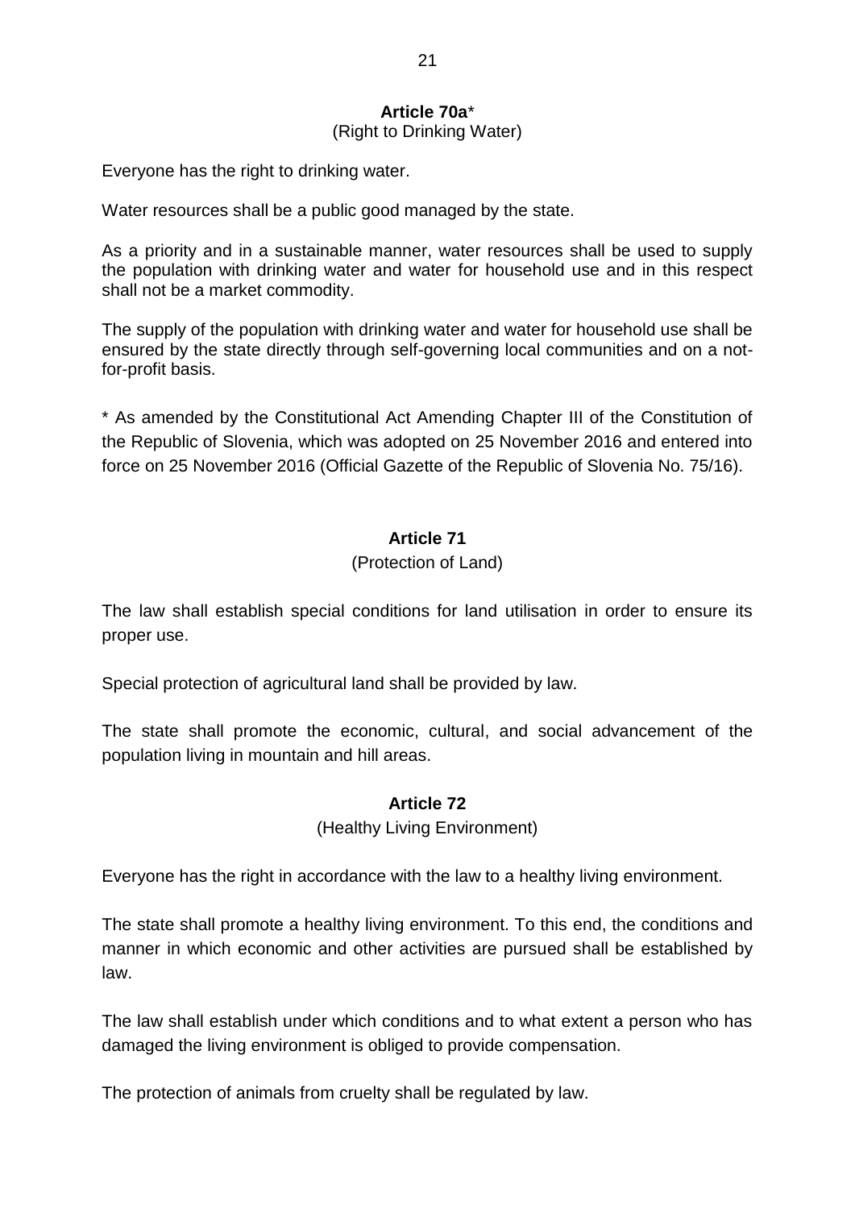**Article 70a***

(Right to Drinking Water)

Everyone has the right to drinking water.

Water resources shall be a public good managed by the state.

As a priority and in a sustainable manner, water resources shall be used to supply the population with drinking water and water for household use and in this respect shall not be a market commodity.

The supply of the population with drinking water and water for household use shall be ensured by the state directly through self-governing local communities and on a not-for-profit basis.

* As amended by the Constitutional Act Amending Chapter III of the Constitution of the Republic of Slovenia, which was adopted on 25 November 2016 and entered into force on 25 November 2016 (Official Gazette of the Republic of Slovenia No. 75/16).

**Article 71**

(Protection of Land)

The law shall establish special conditions for land utilisation in order to ensure its proper use.

Special protection of agricultural land shall be provided by law.

The state shall promote the economic, cultural, and social advancement of the population living in mountain and hill areas.

**Article 72**

(Healthy Living Environment)

Everyone has the right in accordance with the law to a healthy living environment.

The state shall promote a healthy living environment. To this end, the conditions and manner in which economic and other activities are pursued shall be established by law.

The law shall establish under which conditions and to what extent a person who has damaged the living environment is obliged to provide compensation.

The protection of animals from cruelty shall be regulated by law.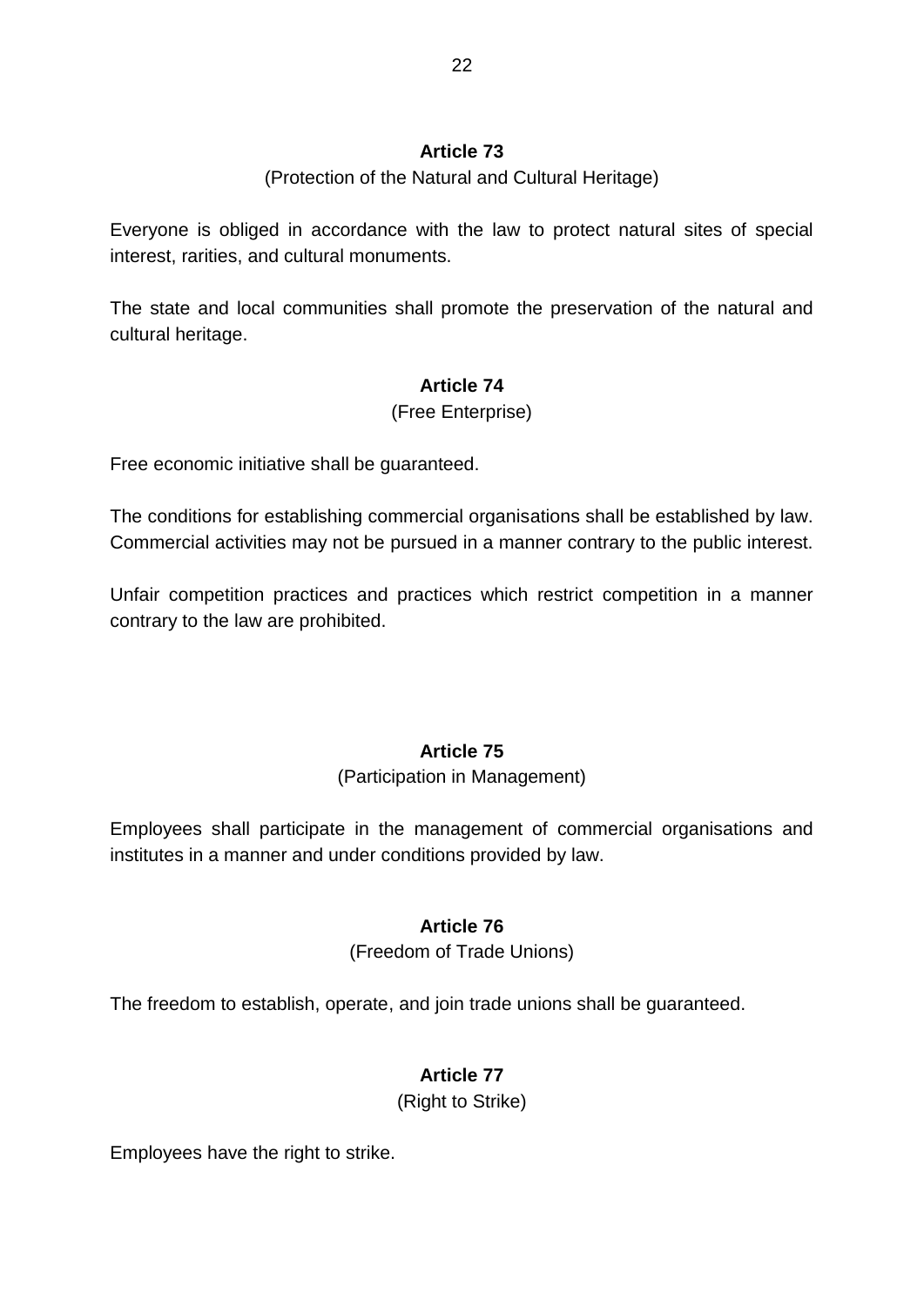**Article 73**

(Protection of the Natural and Cultural Heritage)

Everyone is obliged in accordance with the law to protect natural sites of special interest, rarities, and cultural monuments.

The state and local communities shall promote the preservation of the natural and cultural heritage.

**Article 74**

(Free Enterprise)

Free economic initiative shall be guaranteed.

The conditions for establishing commercial organisations shall be established by law. Commercial activities may not be pursued in a manner contrary to the public interest.

Unfair competition practices and practices which restrict competition in a manner contrary to the law are prohibited.

**Article 75**

(Participation in Management)

Employees shall participate in the management of commercial organisations and institutes in a manner and under conditions provided by law.

**Article 76**

(Freedom of Trade Unions)

The freedom to establish, operate, and join trade unions shall be guaranteed.

**Article 77**

(Right to Strike)

Employees have the right to strike.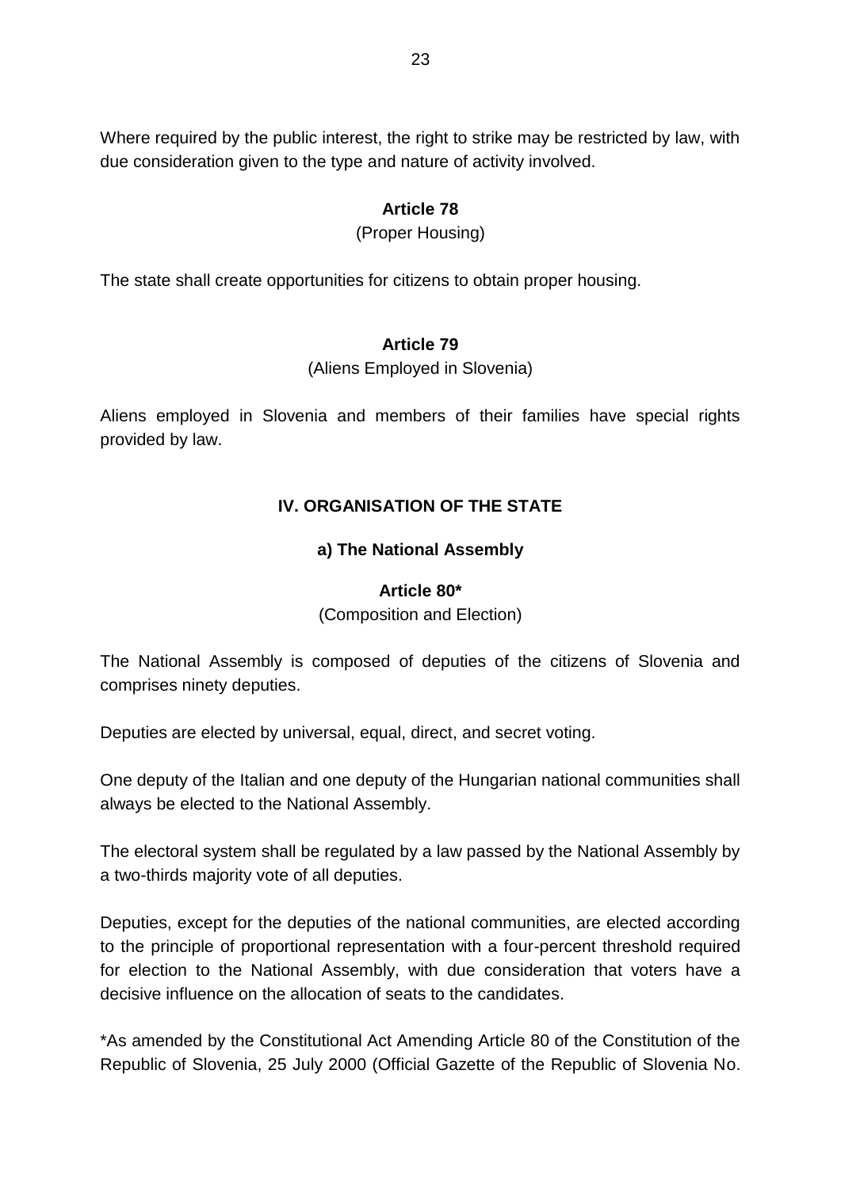Where required by the public interest, the right to strike may be restricted by law, with due consideration given to the type and nature of activity involved.

**Article 78**

(Proper Housing)

The state shall create opportunities for citizens to obtain proper housing.

**Article 79**

(Aliens Employed in Slovenia)

Aliens employed in Slovenia and members of their families have special rights provided by law.

## IV. ORGANISATION OF THE STATE

### a) The National Assembly

**Article 80***

(Composition and Election)

The National Assembly is composed of deputies of the citizens of Slovenia and comprises ninety deputies.

Deputies are elected by universal, equal, direct, and secret voting.

One deputy of the Italian and one deputy of the Hungarian national communities shall always be elected to the National Assembly.

The electoral system shall be regulated by a law passed by the National Assembly by a two-thirds majority vote of all deputies.

Deputies, except for the deputies of the national communities, are elected according to the principle of proportional representation with a four-percent threshold required for election to the National Assembly, with due consideration that voters have a decisive influence on the allocation of seats to the candidates.

*As amended by the Constitutional Act Amending Article 80 of the Constitution of the Republic of Slovenia, 25 July 2000 (Official Gazette of the Republic of Slovenia No.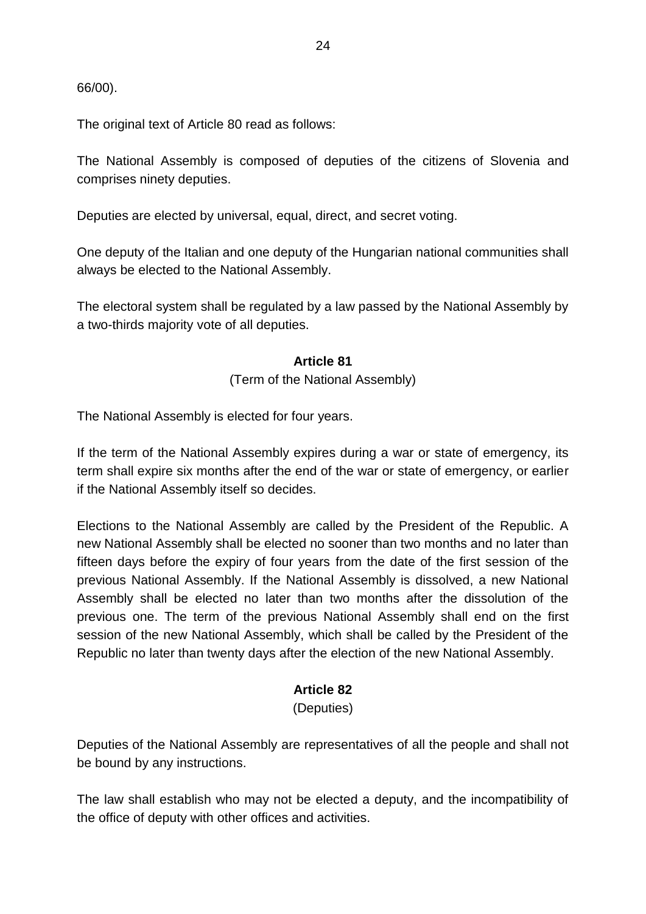66/00).

The original text of Article 80 read as follows:

The National Assembly is composed of deputies of the citizens of Slovenia and comprises ninety deputies.

Deputies are elected by universal, equal, direct, and secret voting.

One deputy of the Italian and one deputy of the Hungarian national communities shall always be elected to the National Assembly.

The electoral system shall be regulated by a law passed by the National Assembly by a two-thirds majority vote of all deputies.

**Article 81**
(Term of the National Assembly)

The National Assembly is elected for four years.

If the term of the National Assembly expires during a war or state of emergency, its term shall expire six months after the end of the war or state of emergency, or earlier if the National Assembly itself so decides.

Elections to the National Assembly are called by the President of the Republic. A new National Assembly shall be elected no sooner than two months and no later than fifteen days before the expiry of four years from the date of the first session of the previous National Assembly. If the National Assembly is dissolved, a new National Assembly shall be elected no later than two months after the dissolution of the previous one. The term of the previous National Assembly shall end on the first session of the new National Assembly, which shall be called by the President of the Republic no later than twenty days after the election of the new National Assembly.

**Article 82**
(Deputies)

Deputies of the National Assembly are representatives of all the people and shall not be bound by any instructions.

The law shall establish who may not be elected a deputy, and the incompatibility of the office of deputy with other offices and activities.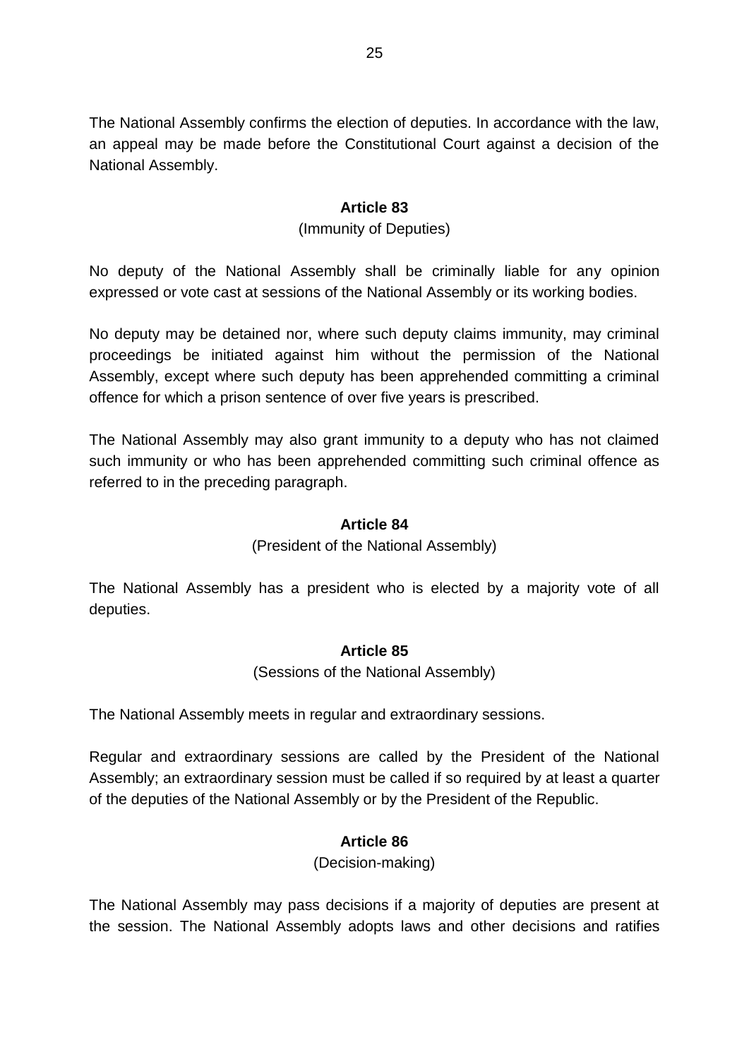The National Assembly confirms the election of deputies. In accordance with the law, an appeal may be made before the Constitutional Court against a decision of the National Assembly.

**Article 83**

(Immunity of Deputies)

No deputy of the National Assembly shall be criminally liable for any opinion expressed or vote cast at sessions of the National Assembly or its working bodies.

No deputy may be detained nor, where such deputy claims immunity, may criminal proceedings be initiated against him without the permission of the National Assembly, except where such deputy has been apprehended committing a criminal offence for which a prison sentence of over five years is prescribed.

The National Assembly may also grant immunity to a deputy who has not claimed such immunity or who has been apprehended committing such criminal offence as referred to in the preceding paragraph.

**Article 84**

(President of the National Assembly)

The National Assembly has a president who is elected by a majority vote of all deputies.

**Article 85**

(Sessions of the National Assembly)

The National Assembly meets in regular and extraordinary sessions.

Regular and extraordinary sessions are called by the President of the National Assembly; an extraordinary session must be called if so required by at least a quarter of the deputies of the National Assembly or by the President of the Republic.

**Article 86**

(Decision-making)

The National Assembly may pass decisions if a majority of deputies are present at the session. The National Assembly adopts laws and other decisions and ratifies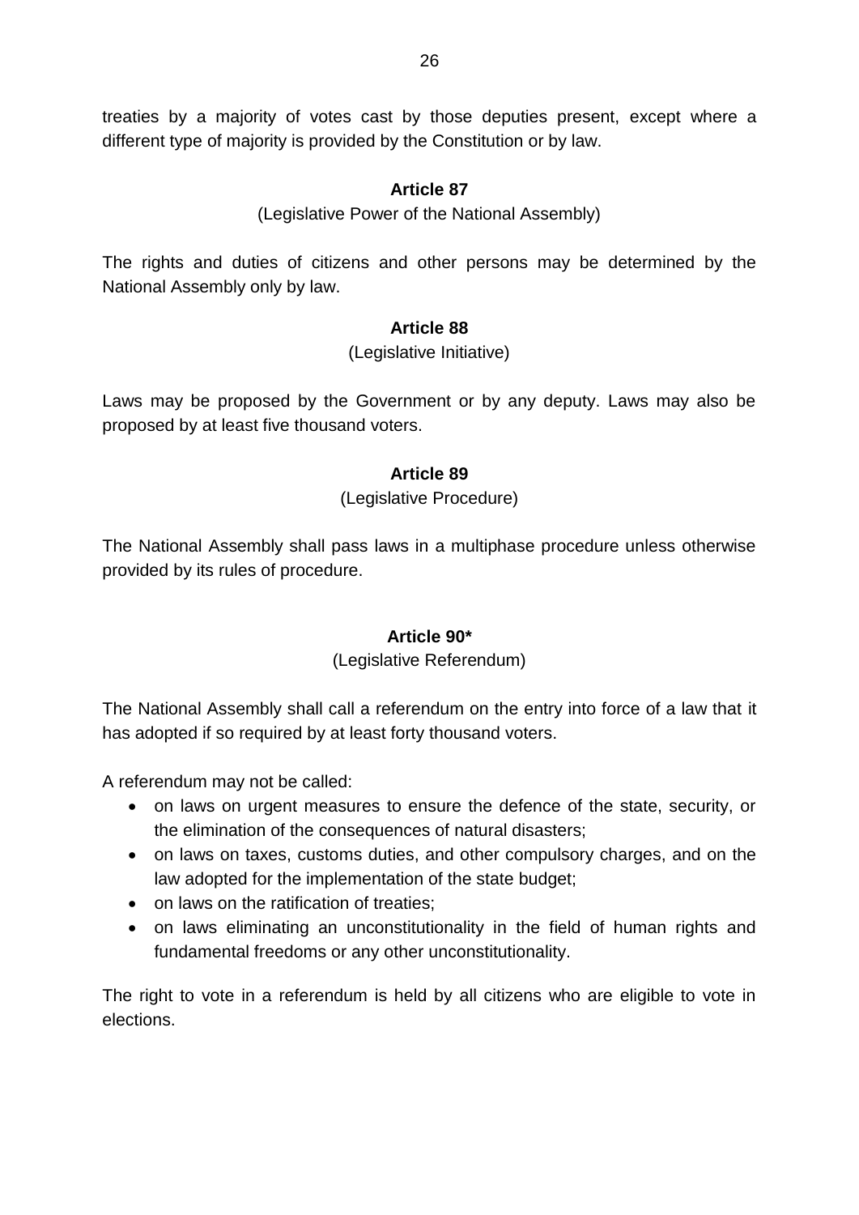treaties by a majority of votes cast by those deputies present, except where a different type of majority is provided by the Constitution or by law.

### Article 87

(Legislative Power of the National Assembly)

The rights and duties of citizens and other persons may be determined by the National Assembly only by law.

### Article 88

(Legislative Initiative)

Laws may be proposed by the Government or by any deputy. Laws may also be proposed by at least five thousand voters.

### Article 89

(Legislative Procedure)

The National Assembly shall pass laws in a multiphase procedure unless otherwise provided by its rules of procedure.

### Article 90*

(Legislative Referendum)

The National Assembly shall call a referendum on the entry into force of a law that it has adopted if so required by at least forty thousand voters.

A referendum may not be called:

- on laws on urgent measures to ensure the defence of the state, security, or the elimination of the consequences of natural disasters;
- on laws on taxes, customs duties, and other compulsory charges, and on the law adopted for the implementation of the state budget;
- on laws on the ratification of treaties;
- on laws eliminating an unconstitutionality in the field of human rights and fundamental freedoms or any other unconstitutionality.

The right to vote in a referendum is held by all citizens who are eligible to vote in elections.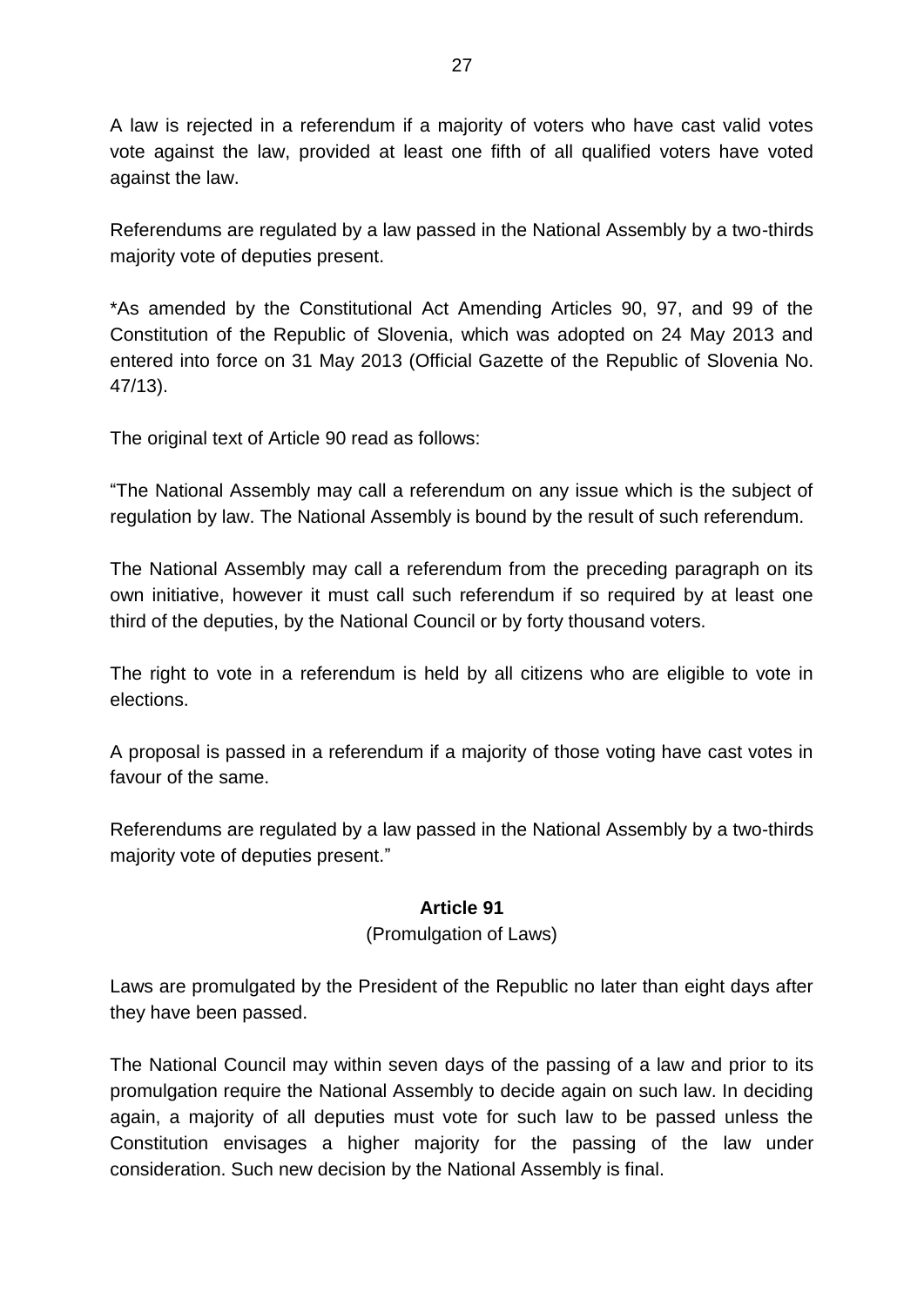A law is rejected in a referendum if a majority of voters who have cast valid votes vote against the law, provided at least one fifth of all qualified voters have voted against the law.

Referendums are regulated by a law passed in the National Assembly by a two-thirds majority vote of deputies present.

*As amended by the Constitutional Act Amending Articles 90, 97, and 99 of the Constitution of the Republic of Slovenia, which was adopted on 24 May 2013 and entered into force on 31 May 2013 (Official Gazette of the Republic of Slovenia No. 47/13).

The original text of Article 90 read as follows:

"The National Assembly may call a referendum on any issue which is the subject of regulation by law. The National Assembly is bound by the result of such referendum.

The National Assembly may call a referendum from the preceding paragraph on its own initiative, however it must call such referendum if so required by at least one third of the deputies, by the National Council or by forty thousand voters.

The right to vote in a referendum is held by all citizens who are eligible to vote in elections.

A proposal is passed in a referendum if a majority of those voting have cast votes in favour of the same.

Referendums are regulated by a law passed in the National Assembly by a two-thirds majority vote of deputies present."

### Article 91
(Promulgation of Laws)

Laws are promulgated by the President of the Republic no later than eight days after they have been passed.

The National Council may within seven days of the passing of a law and prior to its promulgation require the National Assembly to decide again on such law. In deciding again, a majority of all deputies must vote for such law to be passed unless the Constitution envisages a higher majority for the passing of the law under consideration. Such new decision by the National Assembly is final.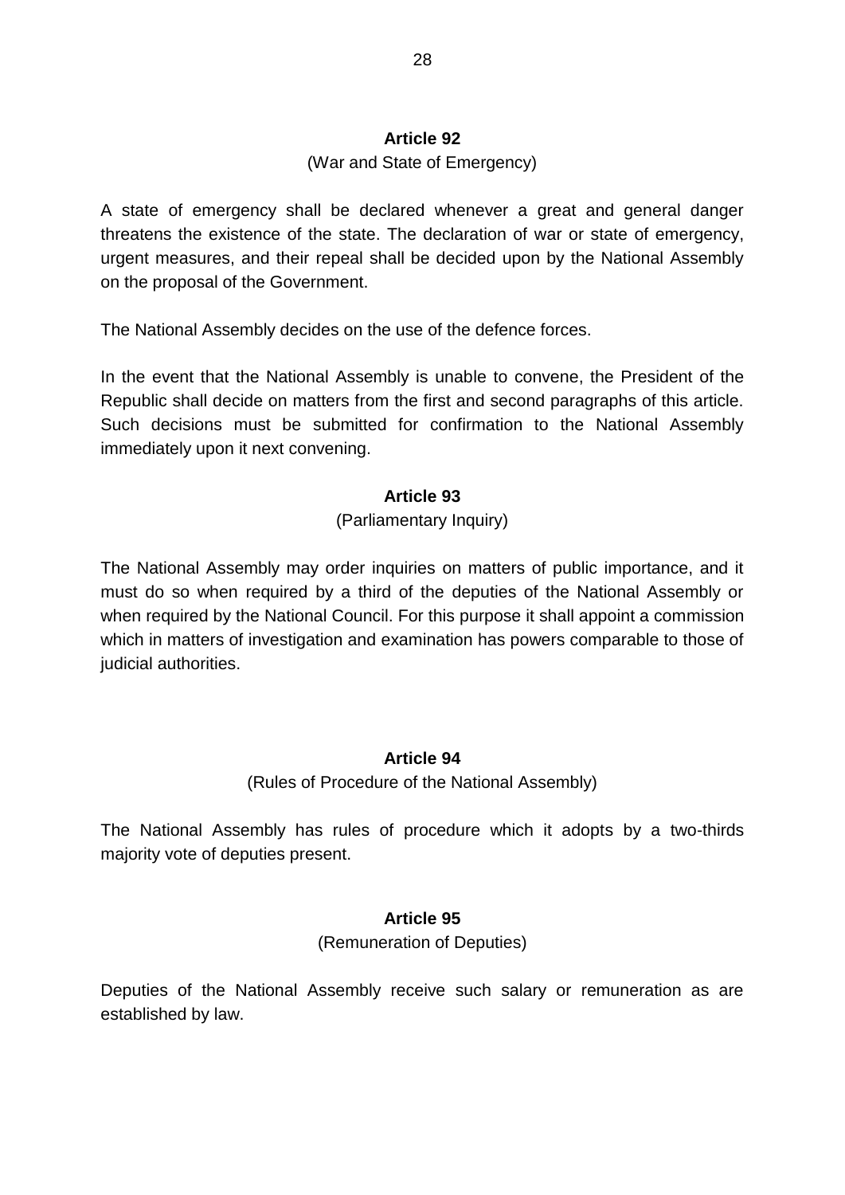**Article 92**

(War and State of Emergency)

A state of emergency shall be declared whenever a great and general danger threatens the existence of the state. The declaration of war or state of emergency, urgent measures, and their repeal shall be decided upon by the National Assembly on the proposal of the Government.

The National Assembly decides on the use of the defence forces.

In the event that the National Assembly is unable to convene, the President of the Republic shall decide on matters from the first and second paragraphs of this article. Such decisions must be submitted for confirmation to the National Assembly immediately upon it next convening.

**Article 93**

(Parliamentary Inquiry)

The National Assembly may order inquiries on matters of public importance, and it must do so when required by a third of the deputies of the National Assembly or when required by the National Council. For this purpose it shall appoint a commission which in matters of investigation and examination has powers comparable to those of judicial authorities.

**Article 94**

(Rules of Procedure of the National Assembly)

The National Assembly has rules of procedure which it adopts by a two-thirds majority vote of deputies present.

**Article 95**

(Remuneration of Deputies)

Deputies of the National Assembly receive such salary or remuneration as are established by law.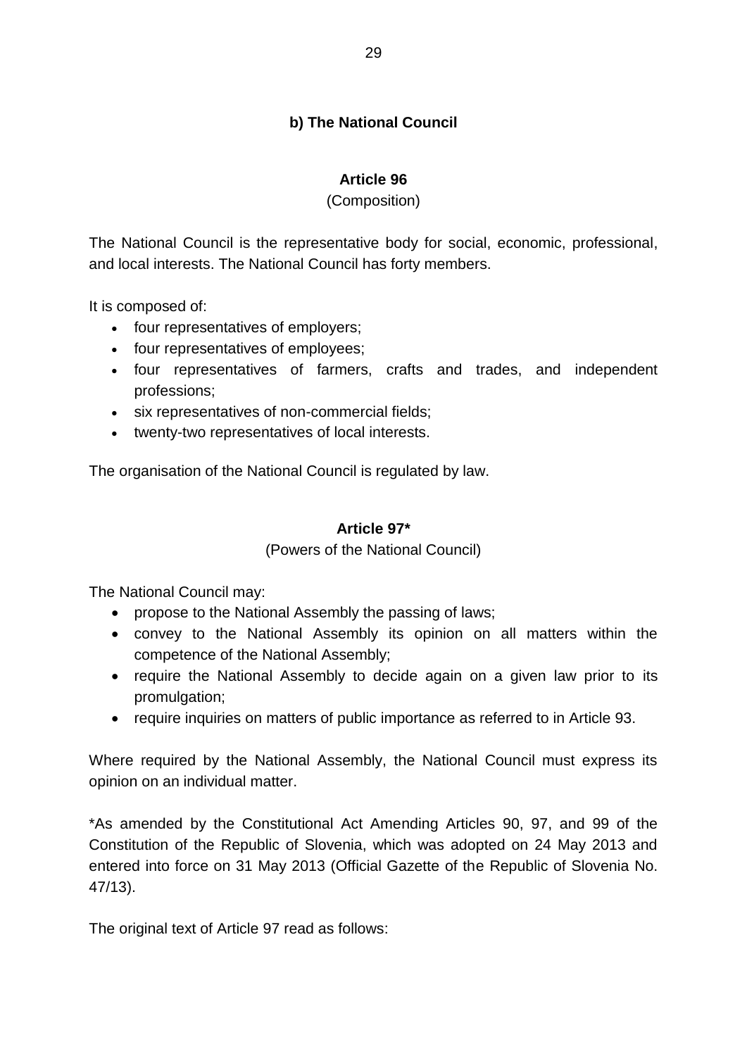## b) The National Council

### Article 96

(Composition)

The National Council is the representative body for social, economic, professional, and local interests. The National Council has forty members.

It is composed of:

- four representatives of employers;
- four representatives of employees;
- four representatives of farmers, crafts and trades, and independent professions;
- six representatives of non-commercial fields;
- twenty-two representatives of local interests.

The organisation of the National Council is regulated by law.

### Article 97*

(Powers of the National Council)

The National Council may:

- propose to the National Assembly the passing of laws;
- convey to the National Assembly its opinion on all matters within the competence of the National Assembly;
- require the National Assembly to decide again on a given law prior to its promulgation;
- require inquiries on matters of public importance as referred to in Article 93.

Where required by the National Assembly, the National Council must express its opinion on an individual matter.

*As amended by the Constitutional Act Amending Articles 90, 97, and 99 of the Constitution of the Republic of Slovenia, which was adopted on 24 May 2013 and entered into force on 31 May 2013 (Official Gazette of the Republic of Slovenia No. 47/13).

The original text of Article 97 read as follows: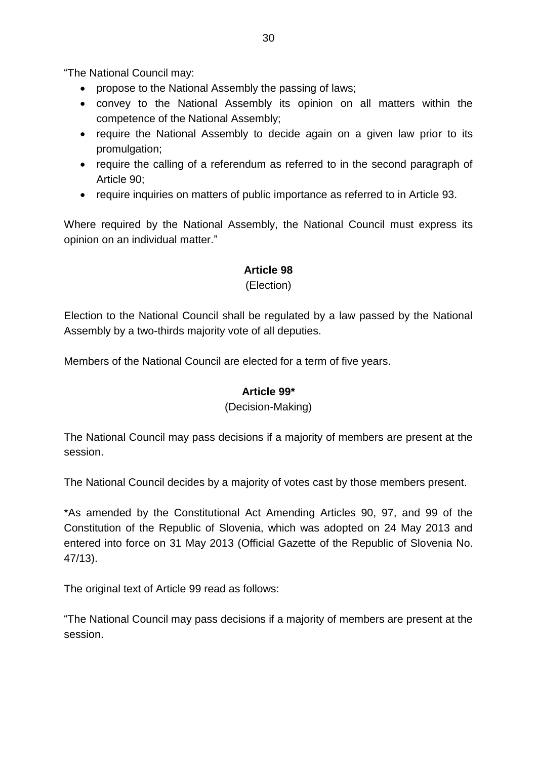"The National Council may:

- propose to the National Assembly the passing of laws;
- convey to the National Assembly its opinion on all matters within the competence of the National Assembly;
- require the National Assembly to decide again on a given law prior to its promulgation;
- require the calling of a referendum as referred to in the second paragraph of Article 90;
- require inquiries on matters of public importance as referred to in Article 93.

Where required by the National Assembly, the National Council must express its opinion on an individual matter."

**Article 98**

(Election)

Election to the National Council shall be regulated by a law passed by the National Assembly by a two-thirds majority vote of all deputies.

Members of the National Council are elected for a term of five years.

**Article 99***

(Decision-Making)

The National Council may pass decisions if a majority of members are present at the session.

The National Council decides by a majority of votes cast by those members present.

*As amended by the Constitutional Act Amending Articles 90, 97, and 99 of the Constitution of the Republic of Slovenia, which was adopted on 24 May 2013 and entered into force on 31 May 2013 (Official Gazette of the Republic of Slovenia No. 47/13).

The original text of Article 99 read as follows:

"The National Council may pass decisions if a majority of members are present at the session.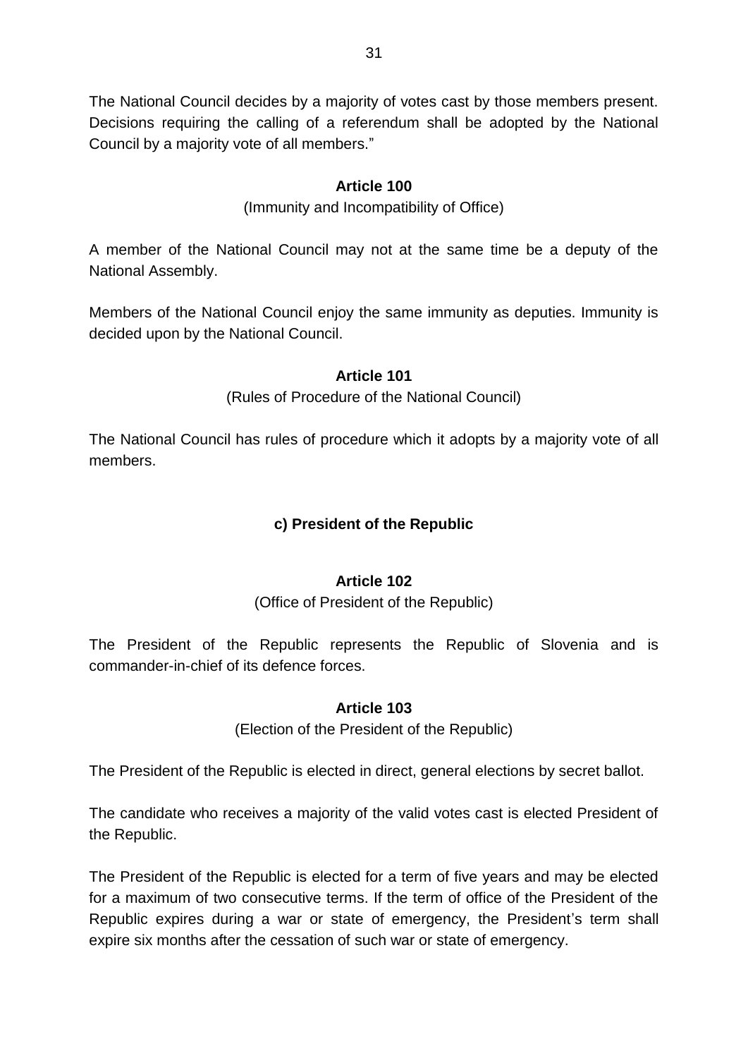The National Council decides by a majority of votes cast by those members present. Decisions requiring the calling of a referendum shall be adopted by the National Council by a majority vote of all members."

**Article 100**

(Immunity and Incompatibility of Office)

A member of the National Council may not at the same time be a deputy of the National Assembly.

Members of the National Council enjoy the same immunity as deputies. Immunity is decided upon by the National Council.

**Article 101**

(Rules of Procedure of the National Council)

The National Council has rules of procedure which it adopts by a majority vote of all members.

### c) President of the Republic

**Article 102**

(Office of President of the Republic)

The President of the Republic represents the Republic of Slovenia and is commander-in-chief of its defence forces.

**Article 103**

(Election of the President of the Republic)

The President of the Republic is elected in direct, general elections by secret ballot.

The candidate who receives a majority of the valid votes cast is elected President of the Republic.

The President of the Republic is elected for a term of five years and may be elected for a maximum of two consecutive terms. If the term of office of the President of the Republic expires during a war or state of emergency, the President's term shall expire six months after the cessation of such war or state of emergency.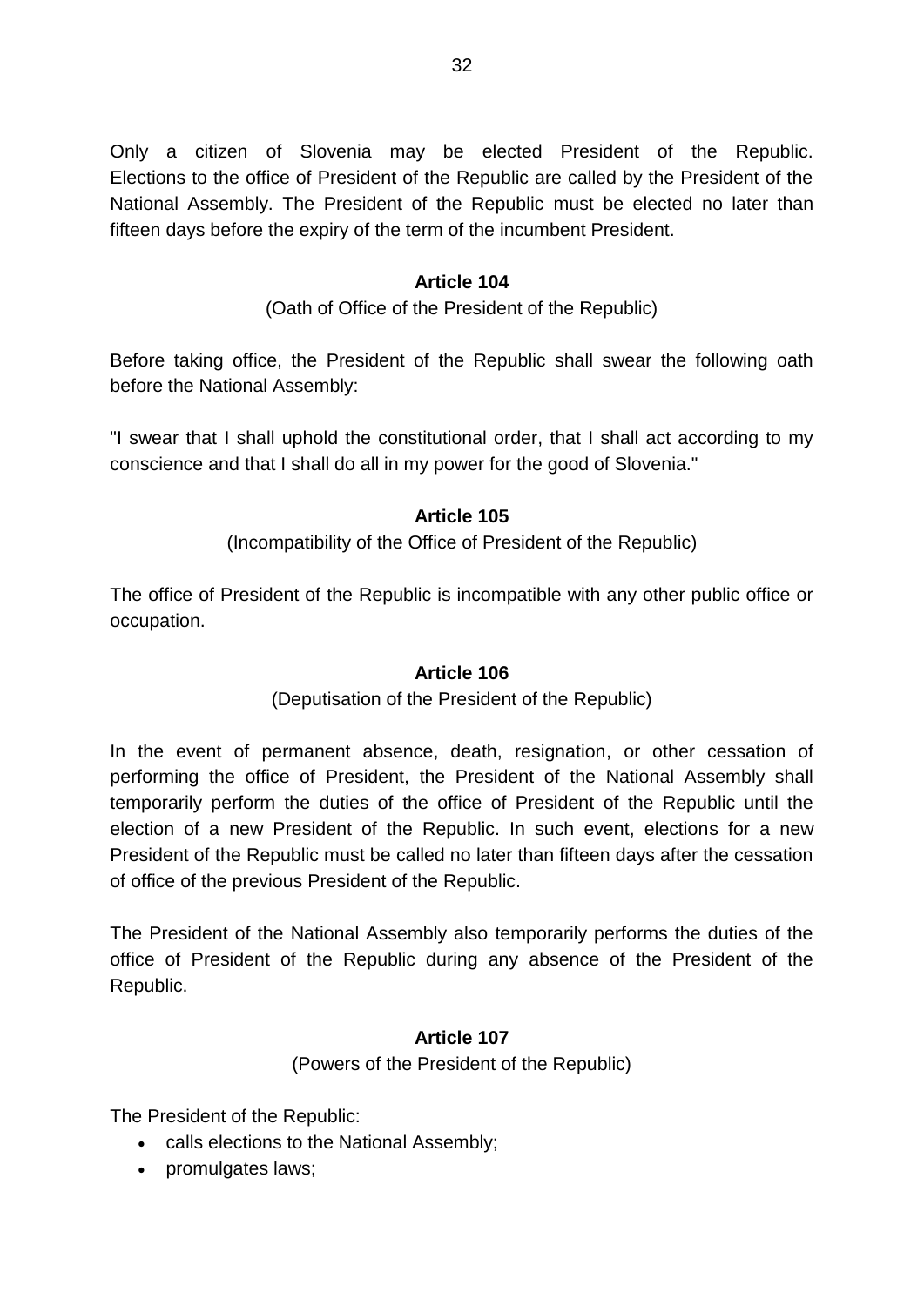Only a citizen of Slovenia may be elected President of the Republic. Elections to the office of President of the Republic are called by the President of the National Assembly. The President of the Republic must be elected no later than fifteen days before the expiry of the term of the incumbent President.

**Article 104**

(Oath of Office of the President of the Republic)

Before taking office, the President of the Republic shall swear the following oath before the National Assembly:

"I swear that I shall uphold the constitutional order, that I shall act according to my conscience and that I shall do all in my power for the good of Slovenia."

**Article 105**

(Incompatibility of the Office of President of the Republic)

The office of President of the Republic is incompatible with any other public office or occupation.

**Article 106**

(Deputisation of the President of the Republic)

In the event of permanent absence, death, resignation, or other cessation of performing the office of President, the President of the National Assembly shall temporarily perform the duties of the office of President of the Republic until the election of a new President of the Republic. In such event, elections for a new President of the Republic must be called no later than fifteen days after the cessation of office of the previous President of the Republic.

The President of the National Assembly also temporarily performs the duties of the office of President of the Republic during any absence of the President of the Republic.

**Article 107**

(Powers of the President of the Republic)

The President of the Republic:

- calls elections to the National Assembly;
- promulgates laws;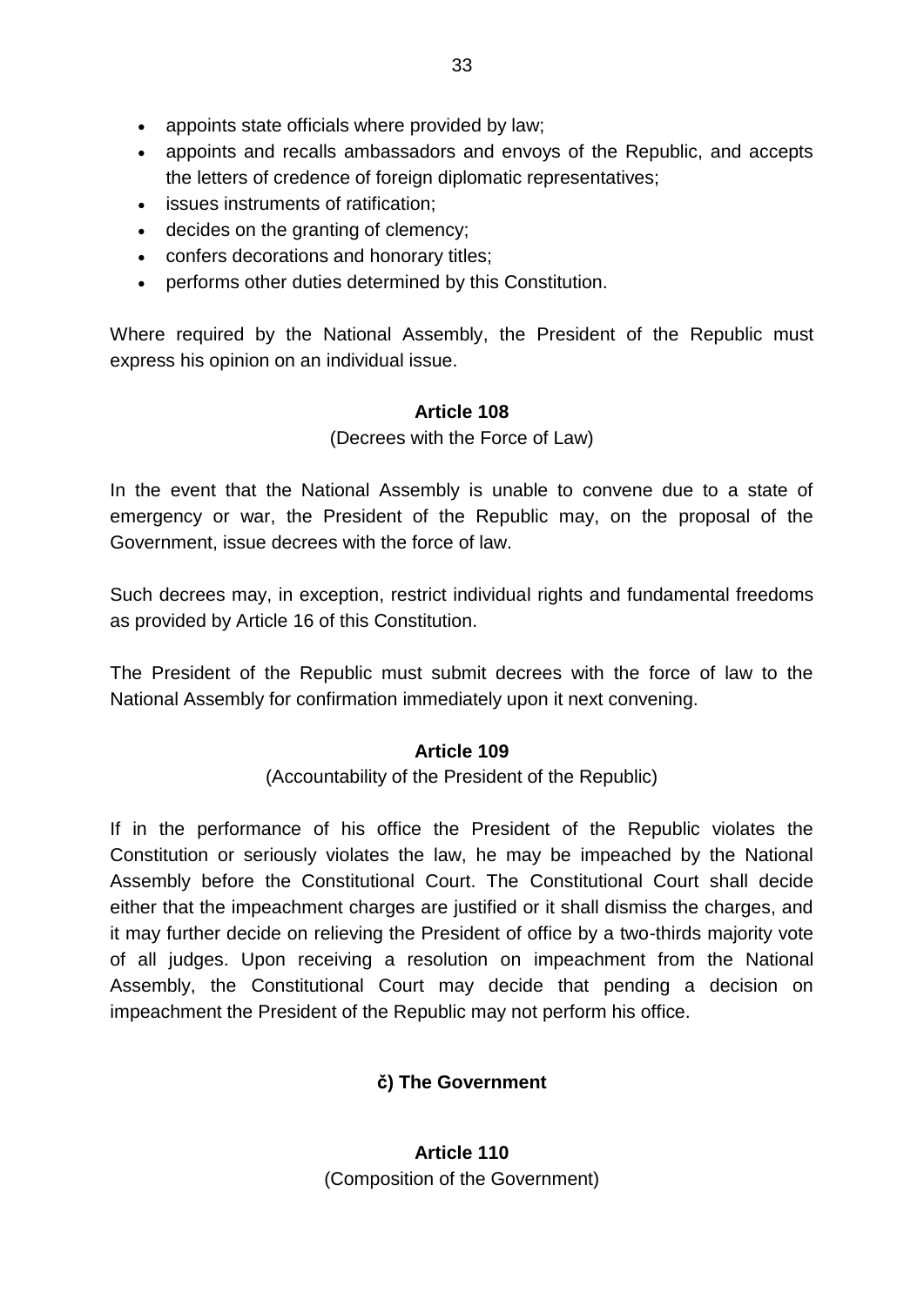- appoints state officials where provided by law;
- appoints and recalls ambassadors and envoys of the Republic, and accepts the letters of credence of foreign diplomatic representatives;
- issues instruments of ratification;
- decides on the granting of clemency;
- confers decorations and honorary titles;
- performs other duties determined by this Constitution.

Where required by the National Assembly, the President of the Republic must express his opinion on an individual issue.

**Article 108**

(Decrees with the Force of Law)

In the event that the National Assembly is unable to convene due to a state of emergency or war, the President of the Republic may, on the proposal of the Government, issue decrees with the force of law.

Such decrees may, in exception, restrict individual rights and fundamental freedoms as provided by Article 16 of this Constitution.

The President of the Republic must submit decrees with the force of law to the National Assembly for confirmation immediately upon it next convening.

**Article 109**

(Accountability of the President of the Republic)

If in the performance of his office the President of the Republic violates the Constitution or seriously violates the law, he may be impeached by the National Assembly before the Constitutional Court. The Constitutional Court shall decide either that the impeachment charges are justified or it shall dismiss the charges, and it may further decide on relieving the President of office by a two-thirds majority vote of all judges. Upon receiving a resolution on impeachment from the National Assembly, the Constitutional Court may decide that pending a decision on impeachment the President of the Republic may not perform his office.

## č) The Government

**Article 110**

(Composition of the Government)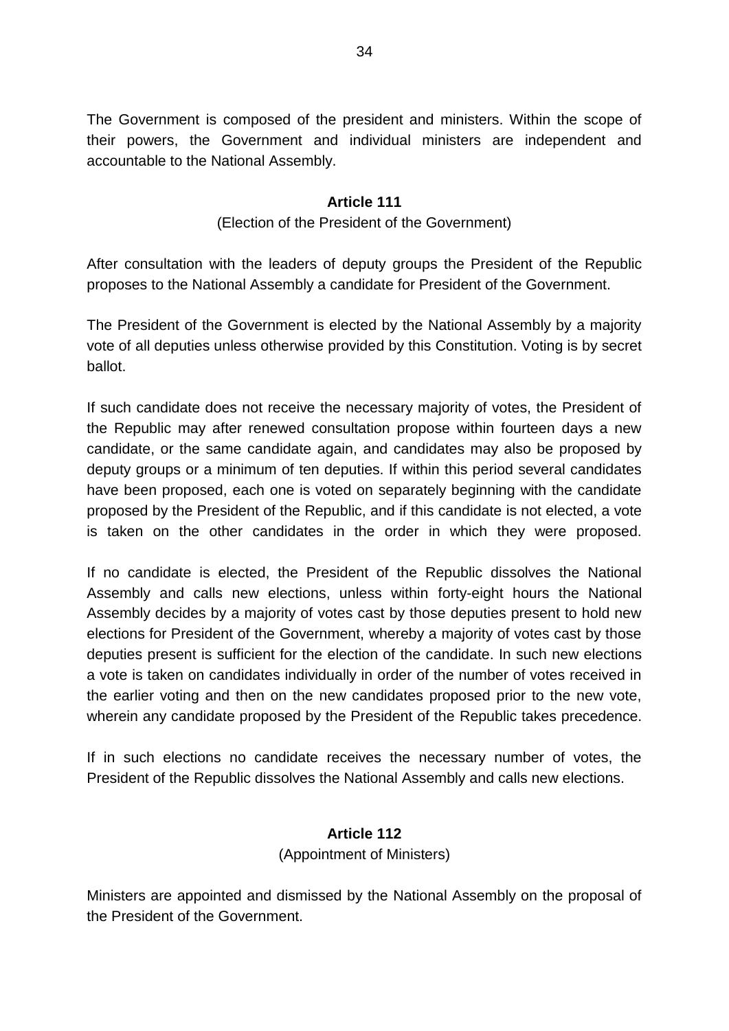The Government is composed of the president and ministers. Within the scope of their powers, the Government and individual ministers are independent and accountable to the National Assembly.

**Article 111**

(Election of the President of the Government)

After consultation with the leaders of deputy groups the President of the Republic proposes to the National Assembly a candidate for President of the Government.

The President of the Government is elected by the National Assembly by a majority vote of all deputies unless otherwise provided by this Constitution. Voting is by secret ballot.

If such candidate does not receive the necessary majority of votes, the President of the Republic may after renewed consultation propose within fourteen days a new candidate, or the same candidate again, and candidates may also be proposed by deputy groups or a minimum of ten deputies. If within this period several candidates have been proposed, each one is voted on separately beginning with the candidate proposed by the President of the Republic, and if this candidate is not elected, a vote is taken on the other candidates in the order in which they were proposed.

If no candidate is elected, the President of the Republic dissolves the National Assembly and calls new elections, unless within forty-eight hours the National Assembly decides by a majority of votes cast by those deputies present to hold new elections for President of the Government, whereby a majority of votes cast by those deputies present is sufficient for the election of the candidate. In such new elections a vote is taken on candidates individually in order of the number of votes received in the earlier voting and then on the new candidates proposed prior to the new vote, wherein any candidate proposed by the President of the Republic takes precedence.

If in such elections no candidate receives the necessary number of votes, the President of the Republic dissolves the National Assembly and calls new elections.

**Article 112**

(Appointment of Ministers)

Ministers are appointed and dismissed by the National Assembly on the proposal of the President of the Government.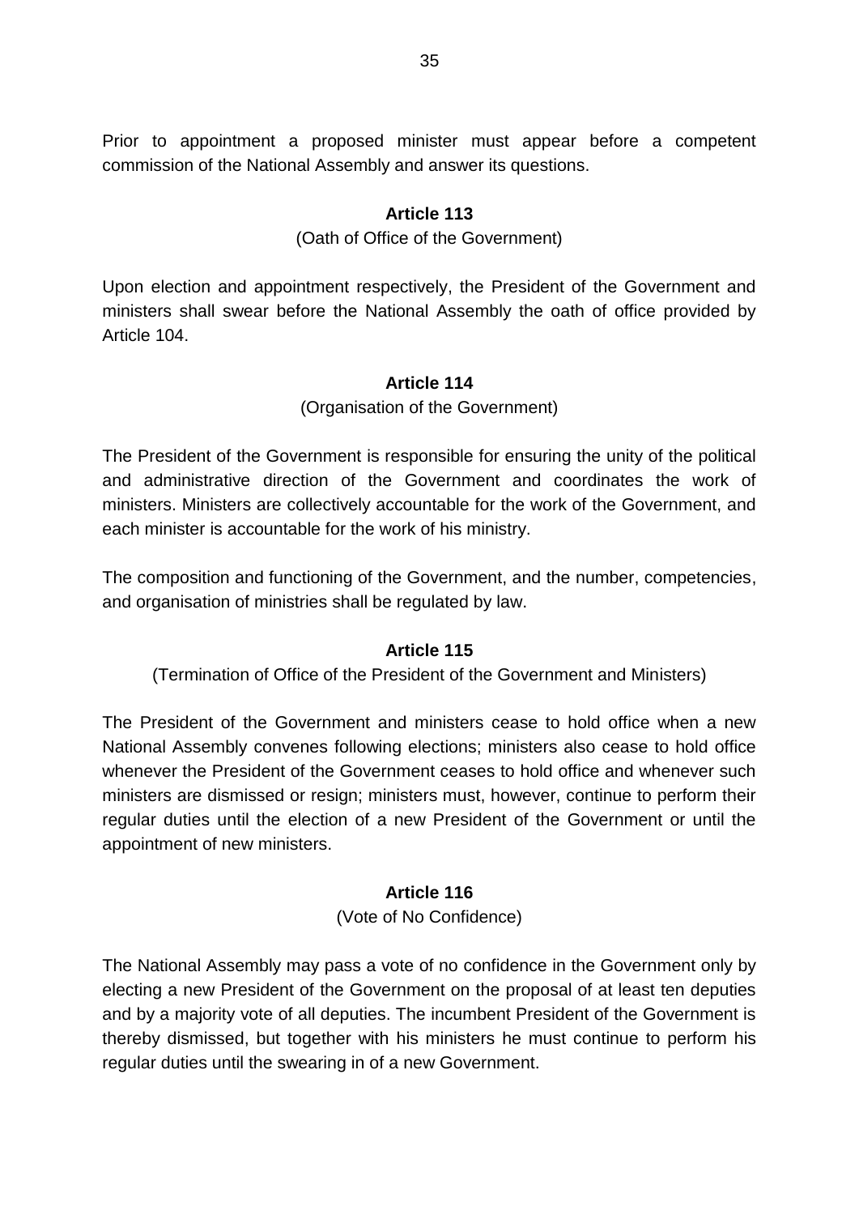Prior to appointment a proposed minister must appear before a competent commission of the National Assembly and answer its questions.

**Article 113**

(Oath of Office of the Government)

Upon election and appointment respectively, the President of the Government and ministers shall swear before the National Assembly the oath of office provided by Article 104.

**Article 114**

(Organisation of the Government)

The President of the Government is responsible for ensuring the unity of the political and administrative direction of the Government and coordinates the work of ministers. Ministers are collectively accountable for the work of the Government, and each minister is accountable for the work of his ministry.

The composition and functioning of the Government, and the number, competencies, and organisation of ministries shall be regulated by law.

**Article 115**

(Termination of Office of the President of the Government and Ministers)

The President of the Government and ministers cease to hold office when a new National Assembly convenes following elections; ministers also cease to hold office whenever the President of the Government ceases to hold office and whenever such ministers are dismissed or resign; ministers must, however, continue to perform their regular duties until the election of a new President of the Government or until the appointment of new ministers.

**Article 116**

(Vote of No Confidence)

The National Assembly may pass a vote of no confidence in the Government only by electing a new President of the Government on the proposal of at least ten deputies and by a majority vote of all deputies. The incumbent President of the Government is thereby dismissed, but together with his ministers he must continue to perform his regular duties until the swearing in of a new Government.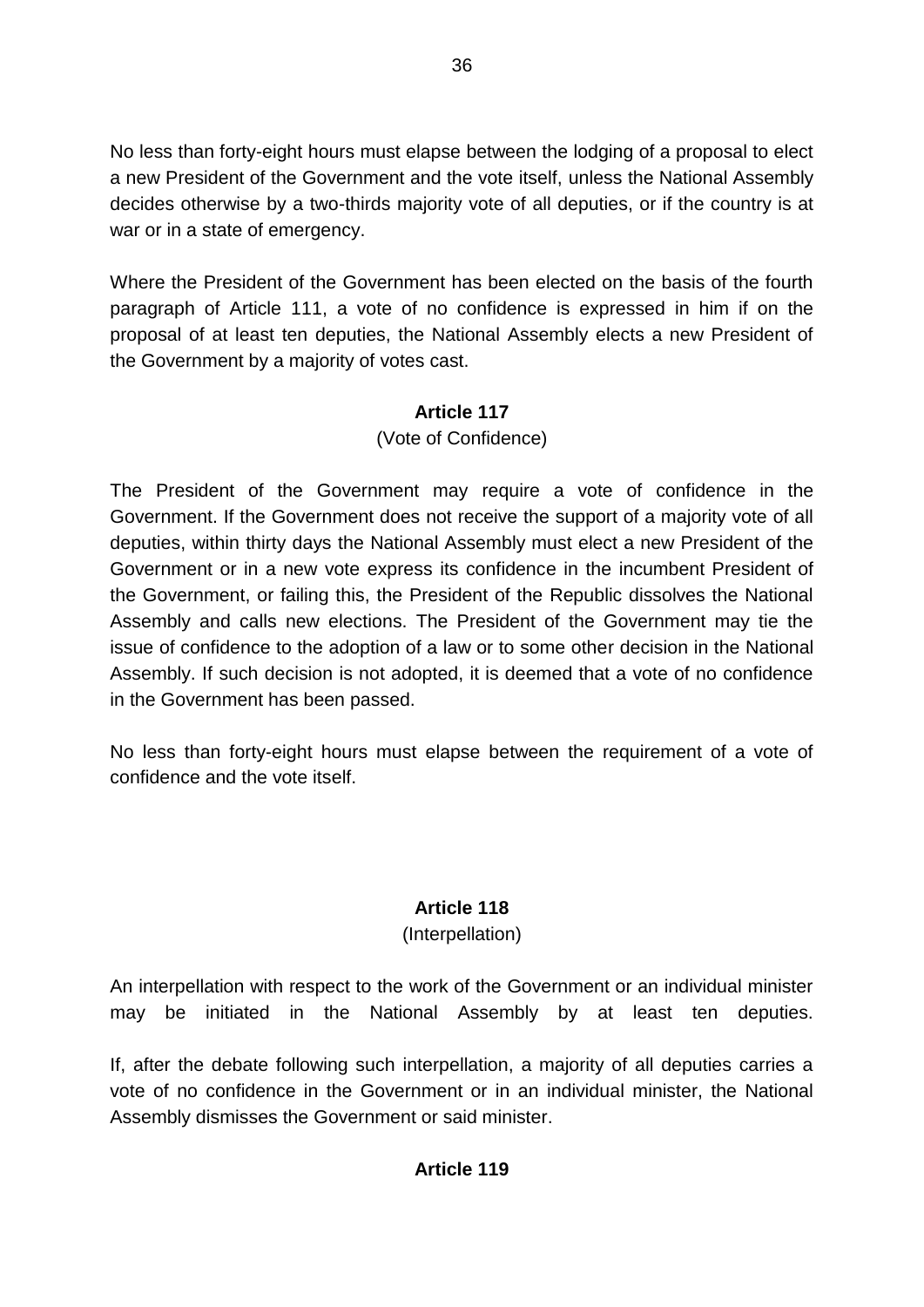No less than forty-eight hours must elapse between the lodging of a proposal to elect a new President of the Government and the vote itself, unless the National Assembly decides otherwise by a two-thirds majority vote of all deputies, or if the country is at war or in a state of emergency.

Where the President of the Government has been elected on the basis of the fourth paragraph of Article 111, a vote of no confidence is expressed in him if on the proposal of at least ten deputies, the National Assembly elects a new President of the Government by a majority of votes cast.

**Article 117**

(Vote of Confidence)

The President of the Government may require a vote of confidence in the Government. If the Government does not receive the support of a majority vote of all deputies, within thirty days the National Assembly must elect a new President of the Government or in a new vote express its confidence in the incumbent President of the Government, or failing this, the President of the Republic dissolves the National Assembly and calls new elections. The President of the Government may tie the issue of confidence to the adoption of a law or to some other decision in the National Assembly. If such decision is not adopted, it is deemed that a vote of no confidence in the Government has been passed.

No less than forty-eight hours must elapse between the requirement of a vote of confidence and the vote itself.

**Article 118**

(Interpellation)

An interpellation with respect to the work of the Government or an individual minister may be initiated in the National Assembly by at least ten deputies.

If, after the debate following such interpellation, a majority of all deputies carries a vote of no confidence in the Government or in an individual minister, the National Assembly dismisses the Government or said minister.

**Article 119**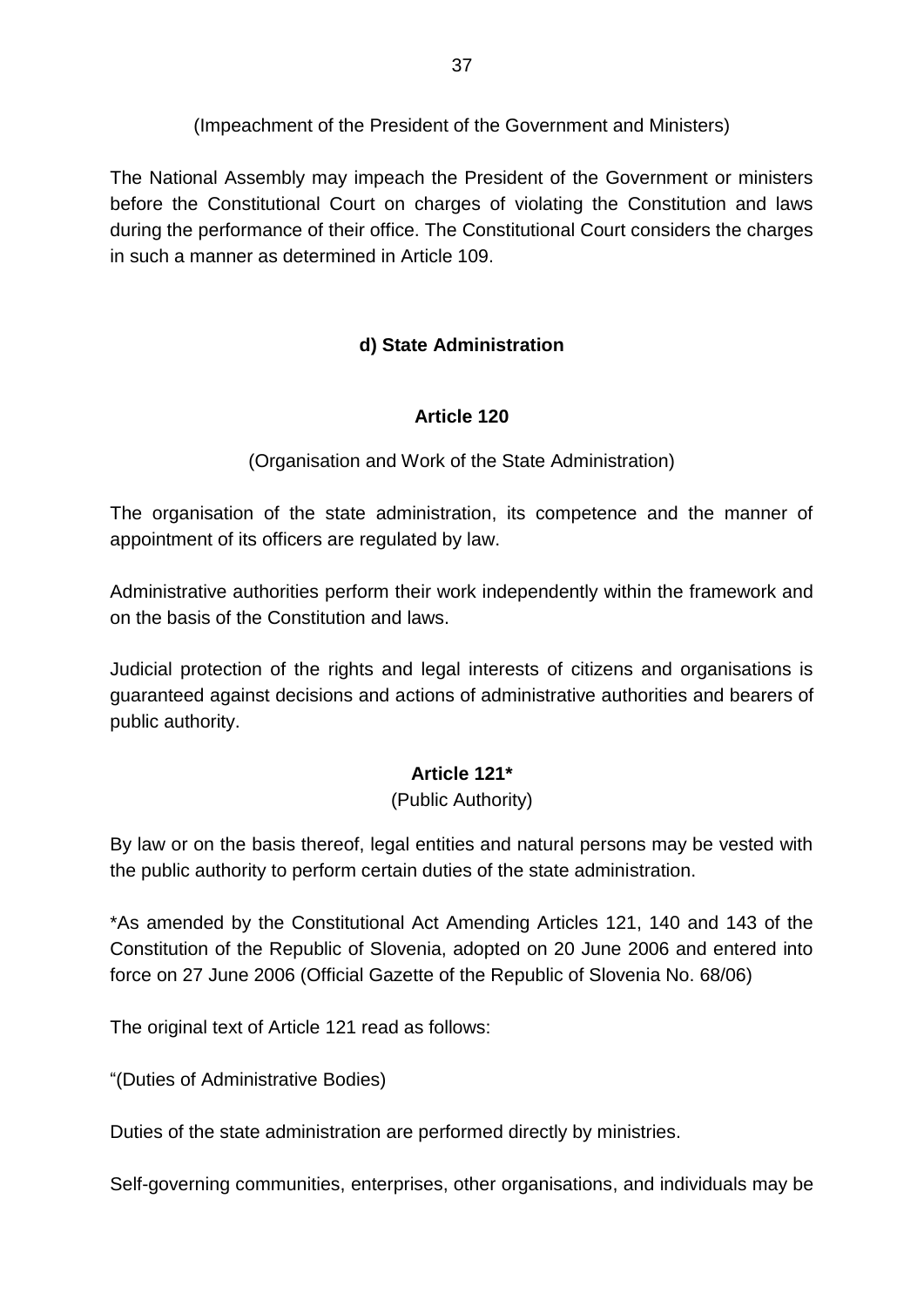(Impeachment of the President of the Government and Ministers)

The National Assembly may impeach the President of the Government or ministers before the Constitutional Court on charges of violating the Constitution and laws during the performance of their office. The Constitutional Court considers the charges in such a manner as determined in Article 109.

### d) State Administration

#### Article 120

(Organisation and Work of the State Administration)

The organisation of the state administration, its competence and the manner of appointment of its officers are regulated by law.

Administrative authorities perform their work independently within the framework and on the basis of the Constitution and laws.

Judicial protection of the rights and legal interests of citizens and organisations is guaranteed against decisions and actions of administrative authorities and bearers of public authority.

#### Article 121*

(Public Authority)

By law or on the basis thereof, legal entities and natural persons may be vested with the public authority to perform certain duties of the state administration.

*As amended by the Constitutional Act Amending Articles 121, 140 and 143 of the Constitution of the Republic of Slovenia, adopted on 20 June 2006 and entered into force on 27 June 2006 (Official Gazette of the Republic of Slovenia No. 68/06)

The original text of Article 121 read as follows:

"(Duties of Administrative Bodies)

Duties of the state administration are performed directly by ministries.

Self-governing communities, enterprises, other organisations, and individuals may be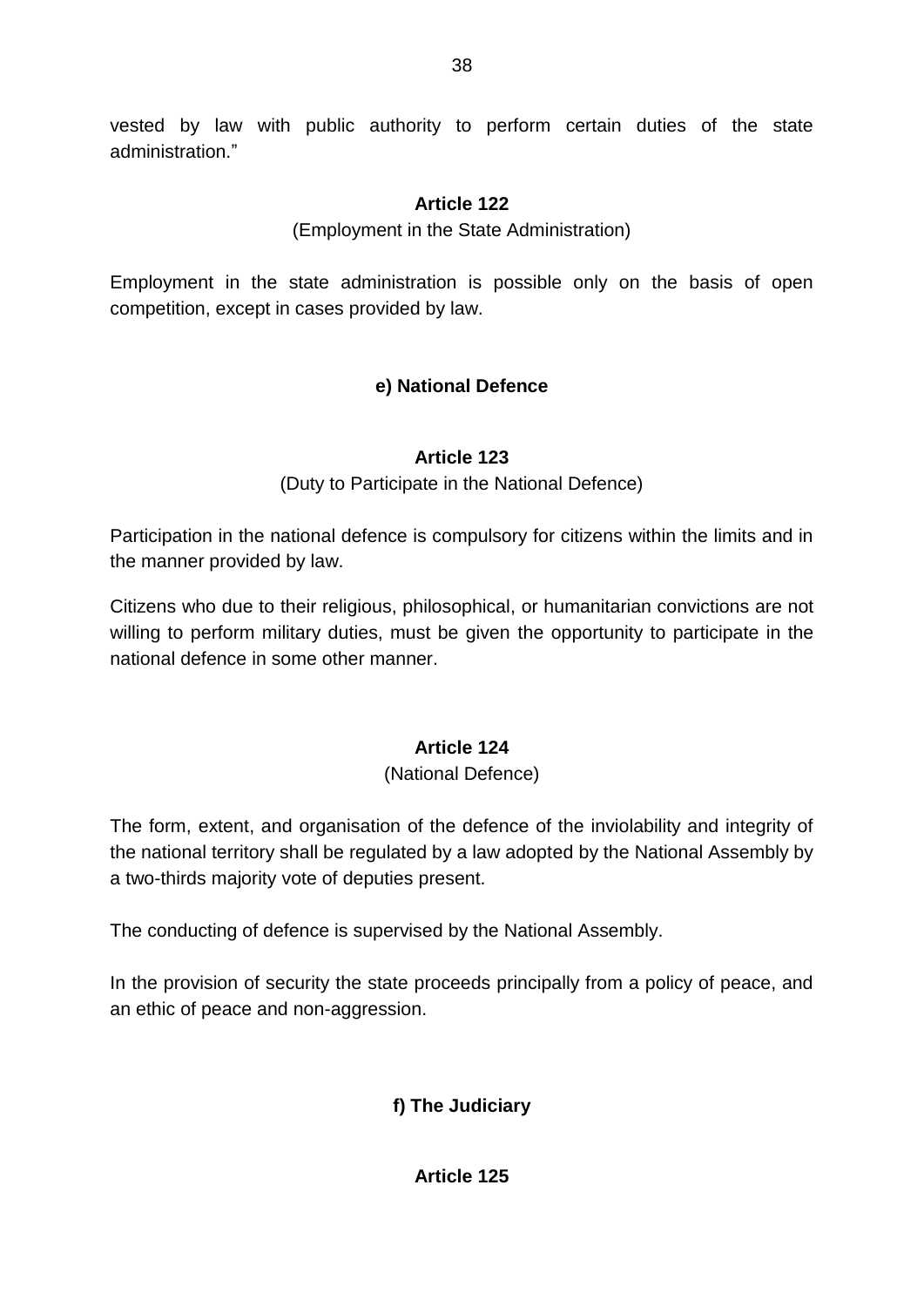vested by law with public authority to perform certain duties of the state administration."

**Article 122**

(Employment in the State Administration)

Employment in the state administration is possible only on the basis of open competition, except in cases provided by law.

**e) National Defence**

**Article 123**

(Duty to Participate in the National Defence)

Participation in the national defence is compulsory for citizens within the limits and in the manner provided by law.

Citizens who due to their religious, philosophical, or humanitarian convictions are not willing to perform military duties, must be given the opportunity to participate in the national defence in some other manner.

**Article 124**

(National Defence)

The form, extent, and organisation of the defence of the inviolability and integrity of the national territory shall be regulated by a law adopted by the National Assembly by a two-thirds majority vote of deputies present.

The conducting of defence is supervised by the National Assembly.

In the provision of security the state proceeds principally from a policy of peace, and an ethic of peace and non-aggression.

**f) The Judiciary**

**Article 125**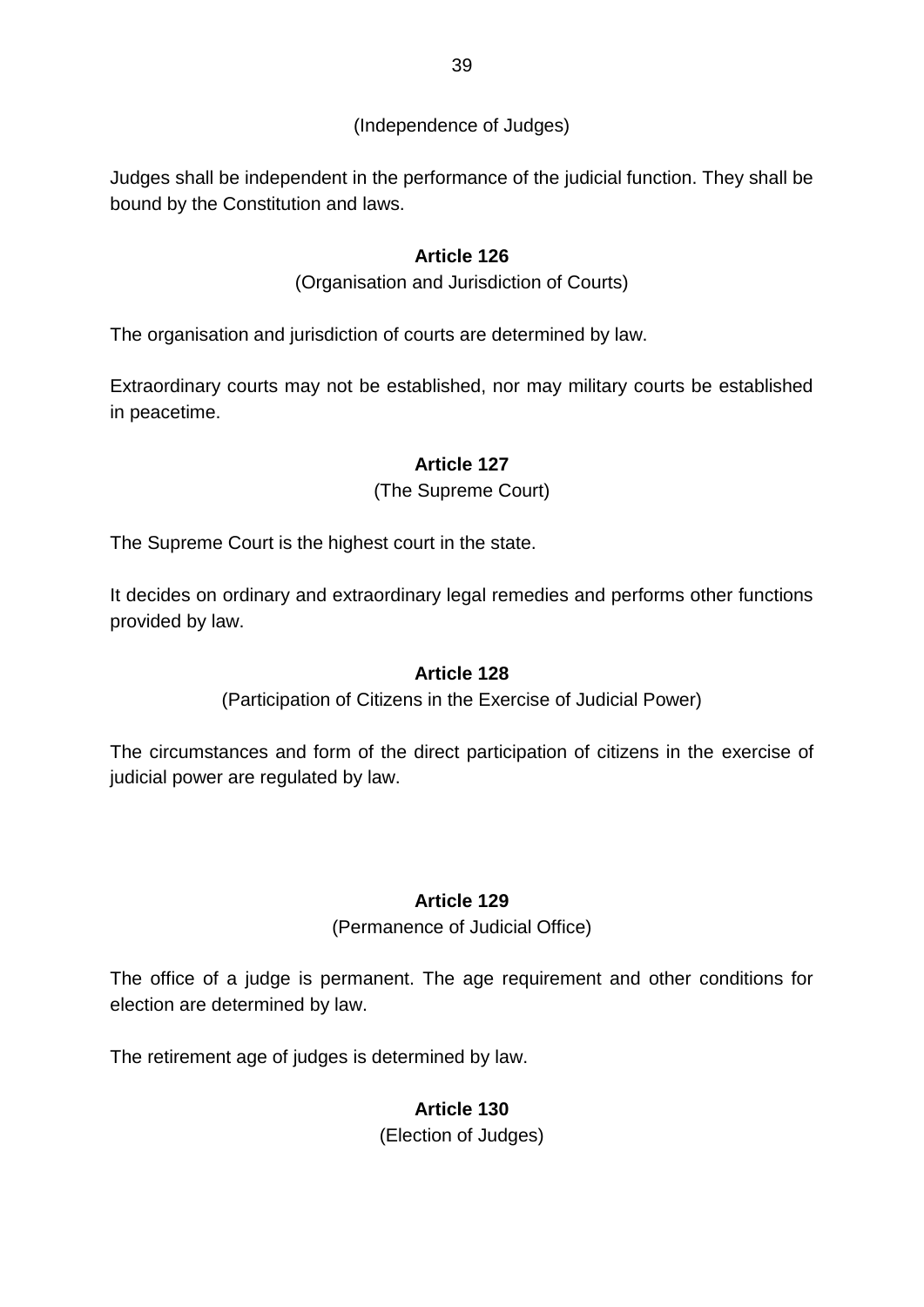(Independence of Judges)

Judges shall be independent in the performance of the judicial function. They shall be bound by the Constitution and laws.

**Article 126**

(Organisation and Jurisdiction of Courts)

The organisation and jurisdiction of courts are determined by law.

Extraordinary courts may not be established, nor may military courts be established in peacetime.

**Article 127**

(The Supreme Court)

The Supreme Court is the highest court in the state.

It decides on ordinary and extraordinary legal remedies and performs other functions provided by law.

**Article 128**

(Participation of Citizens in the Exercise of Judicial Power)

The circumstances and form of the direct participation of citizens in the exercise of judicial power are regulated by law.

**Article 129**

(Permanence of Judicial Office)

The office of a judge is permanent. The age requirement and other conditions for election are determined by law.

The retirement age of judges is determined by law.

**Article 130**

(Election of Judges)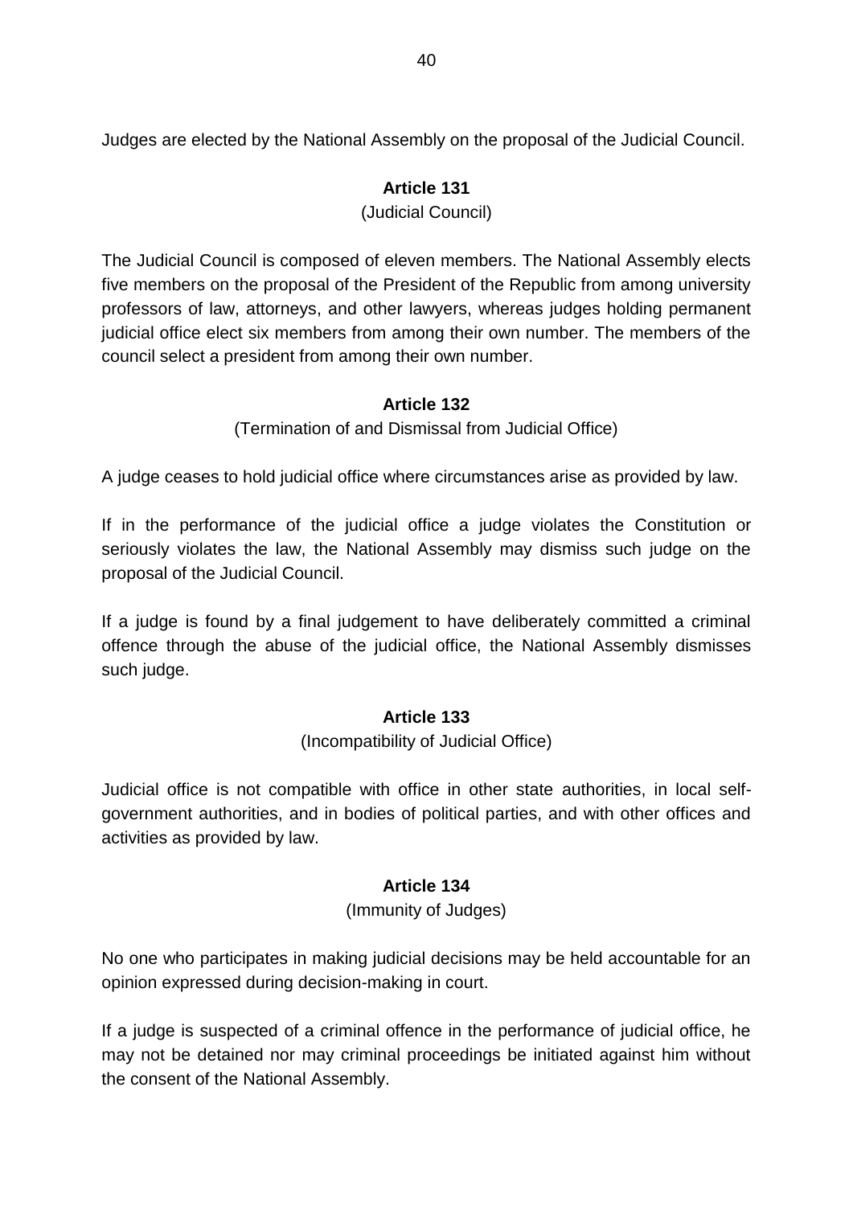Judges are elected by the National Assembly on the proposal of the Judicial Council.

### Article 131

(Judicial Council)

The Judicial Council is composed of eleven members. The National Assembly elects five members on the proposal of the President of the Republic from among university professors of law, attorneys, and other lawyers, whereas judges holding permanent judicial office elect six members from among their own number. The members of the council select a president from among their own number.

### Article 132

(Termination of and Dismissal from Judicial Office)

A judge ceases to hold judicial office where circumstances arise as provided by law.

If in the performance of the judicial office a judge violates the Constitution or seriously violates the law, the National Assembly may dismiss such judge on the proposal of the Judicial Council.

If a judge is found by a final judgement to have deliberately committed a criminal offence through the abuse of the judicial office, the National Assembly dismisses such judge.

### Article 133

(Incompatibility of Judicial Office)

Judicial office is not compatible with office in other state authorities, in local self-government authorities, and in bodies of political parties, and with other offices and activities as provided by law.

### Article 134

(Immunity of Judges)

No one who participates in making judicial decisions may be held accountable for an opinion expressed during decision-making in court.

If a judge is suspected of a criminal offence in the performance of judicial office, he may not be detained nor may criminal proceedings be initiated against him without the consent of the National Assembly.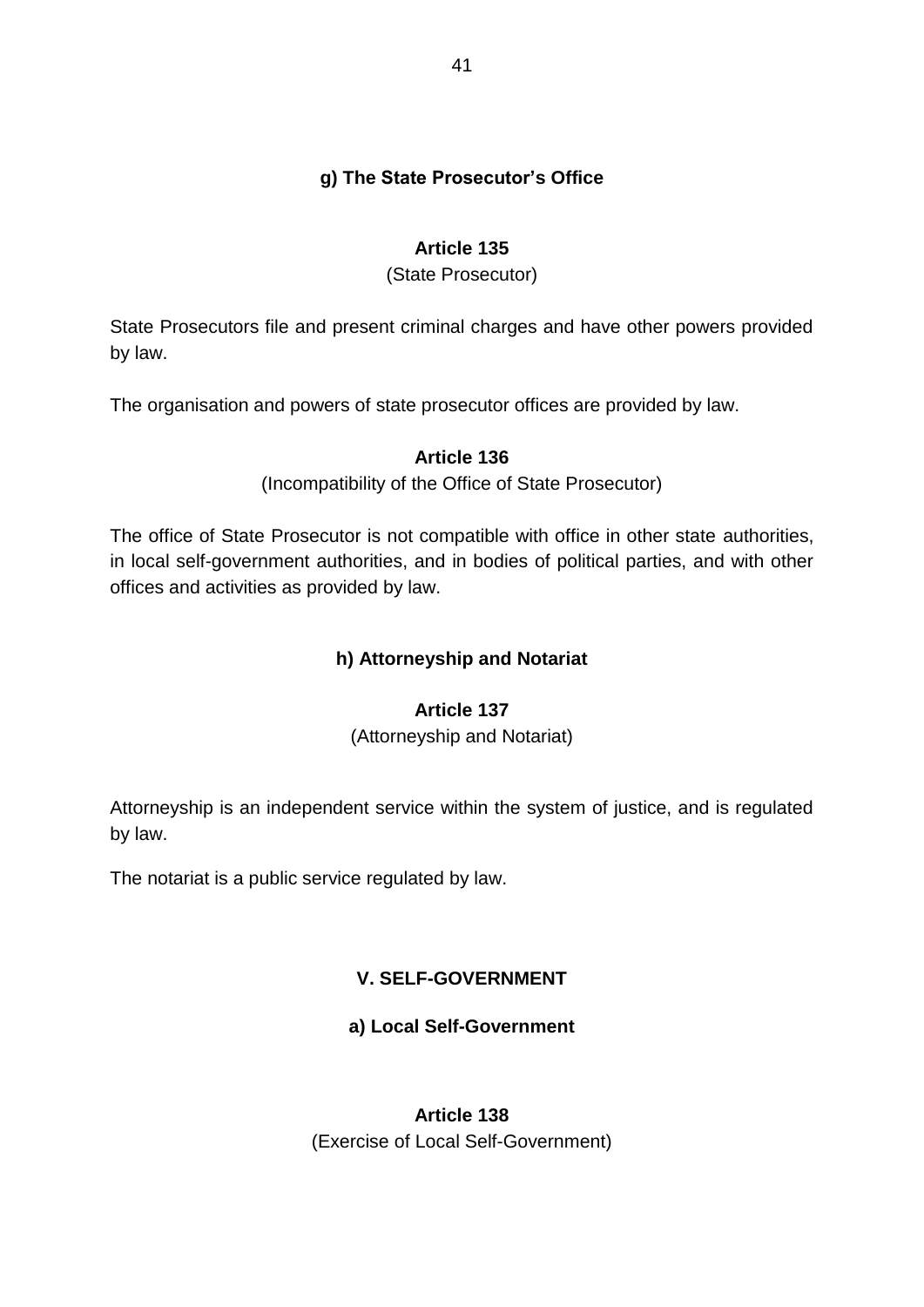### g) The State Prosecutor's Office

**Article 135**

(State Prosecutor)

State Prosecutors file and present criminal charges and have other powers provided by law.

The organisation and powers of state prosecutor offices are provided by law.

**Article 136**

(Incompatibility of the Office of State Prosecutor)

The office of State Prosecutor is not compatible with office in other state authorities, in local self-government authorities, and in bodies of political parties, and with other offices and activities as provided by law.

### h) Attorneyship and Notariat

**Article 137**

(Attorneyship and Notariat)

Attorneyship is an independent service within the system of justice, and is regulated by law.

The notariat is a public service regulated by law.

## V. SELF-GOVERNMENT

### a) Local Self-Government

**Article 138**

(Exercise of Local Self-Government)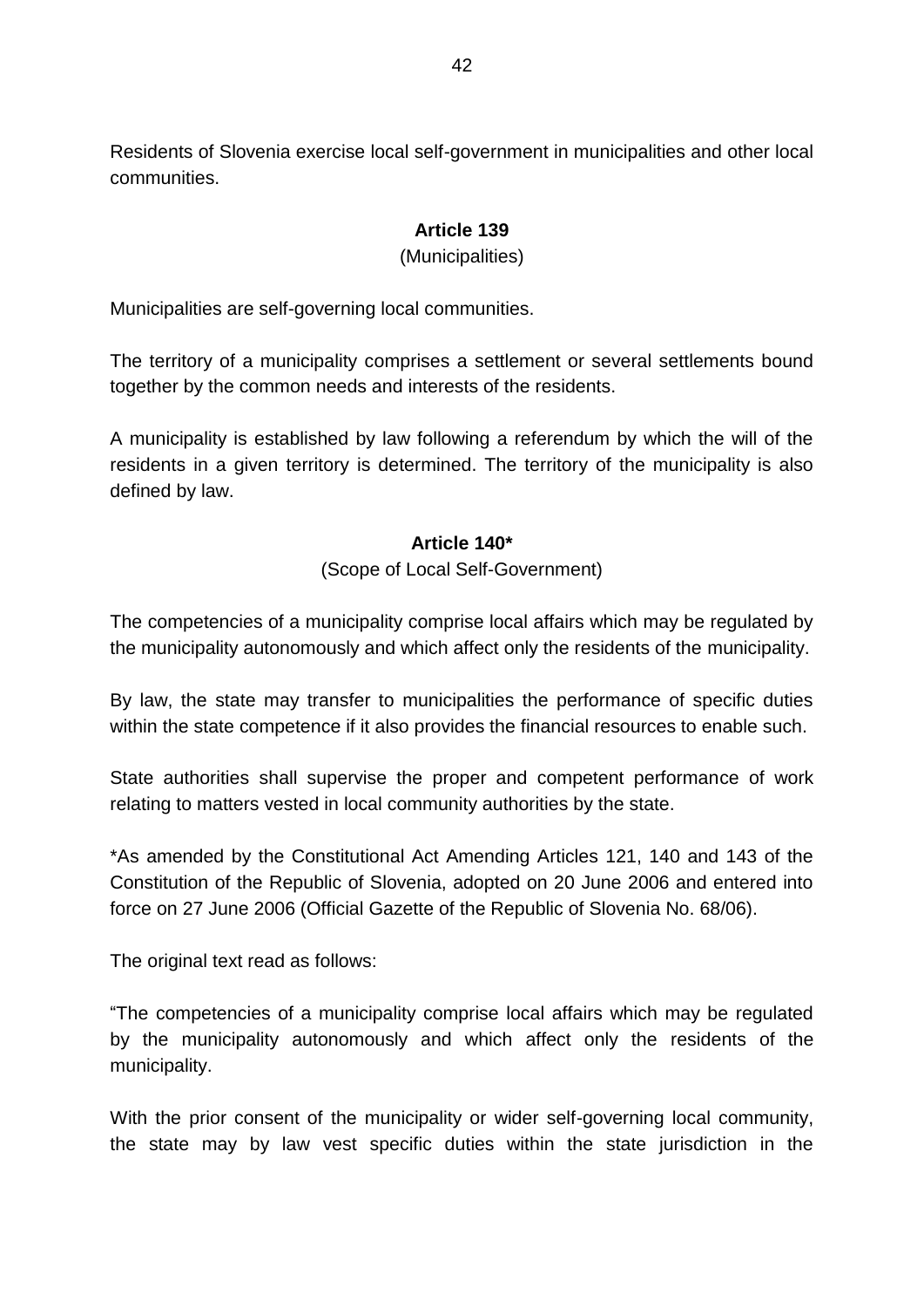Residents of Slovenia exercise local self-government in municipalities and other local communities.

**Article 139**

(Municipalities)

Municipalities are self-governing local communities.

The territory of a municipality comprises a settlement or several settlements bound together by the common needs and interests of the residents.

A municipality is established by law following a referendum by which the will of the residents in a given territory is determined. The territory of the municipality is also defined by law.

**Article 140***

(Scope of Local Self-Government)

The competencies of a municipality comprise local affairs which may be regulated by the municipality autonomously and which affect only the residents of the municipality.

By law, the state may transfer to municipalities the performance of specific duties within the state competence if it also provides the financial resources to enable such.

State authorities shall supervise the proper and competent performance of work relating to matters vested in local community authorities by the state.

*As amended by the Constitutional Act Amending Articles 121, 140 and 143 of the Constitution of the Republic of Slovenia, adopted on 20 June 2006 and entered into force on 27 June 2006 (Official Gazette of the Republic of Slovenia No. 68/06).

The original text read as follows:

"The competencies of a municipality comprise local affairs which may be regulated by the municipality autonomously and which affect only the residents of the municipality.

With the prior consent of the municipality or wider self-governing local community, the state may by law vest specific duties within the state jurisdiction in the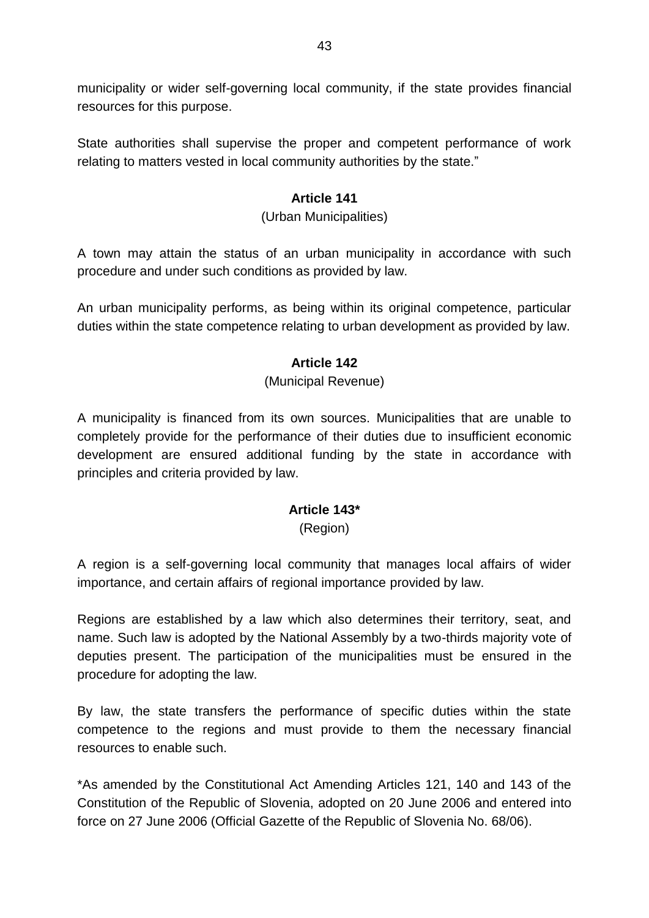municipality or wider self-governing local community, if the state provides financial resources for this purpose.

State authorities shall supervise the proper and competent performance of work relating to matters vested in local community authorities by the state."

**Article 141**

(Urban Municipalities)

A town may attain the status of an urban municipality in accordance with such procedure and under such conditions as provided by law.

An urban municipality performs, as being within its original competence, particular duties within the state competence relating to urban development as provided by law.

**Article 142**

(Municipal Revenue)

A municipality is financed from its own sources. Municipalities that are unable to completely provide for the performance of their duties due to insufficient economic development are ensured additional funding by the state in accordance with principles and criteria provided by law.

**Article 143***

(Region)

A region is a self-governing local community that manages local affairs of wider importance, and certain affairs of regional importance provided by law.

Regions are established by a law which also determines their territory, seat, and name. Such law is adopted by the National Assembly by a two-thirds majority vote of deputies present. The participation of the municipalities must be ensured in the procedure for adopting the law.

By law, the state transfers the performance of specific duties within the state competence to the regions and must provide to them the necessary financial resources to enable such.

*As amended by the Constitutional Act Amending Articles 121, 140 and 143 of the Constitution of the Republic of Slovenia, adopted on 20 June 2006 and entered into force on 27 June 2006 (Official Gazette of the Republic of Slovenia No. 68/06).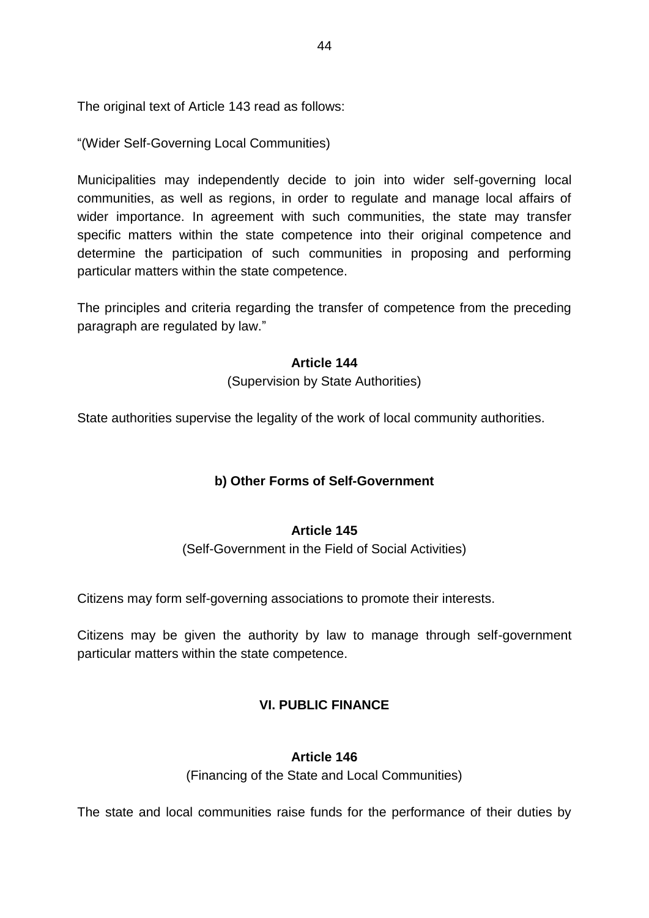The original text of Article 143 read as follows:

"(Wider Self-Governing Local Communities)

Municipalities may independently decide to join into wider self-governing local communities, as well as regions, in order to regulate and manage local affairs of wider importance. In agreement with such communities, the state may transfer specific matters within the state competence into their original competence and determine the participation of such communities in proposing and performing particular matters within the state competence.

The principles and criteria regarding the transfer of competence from the preceding paragraph are regulated by law."

**Article 144**

(Supervision by State Authorities)

State authorities supervise the legality of the work of local community authorities.

### b) Other Forms of Self-Government

**Article 145**

(Self-Government in the Field of Social Activities)

Citizens may form self-governing associations to promote their interests.

Citizens may be given the authority by law to manage through self-government particular matters within the state competence.

## VI. PUBLIC FINANCE

**Article 146**

(Financing of the State and Local Communities)

The state and local communities raise funds for the performance of their duties by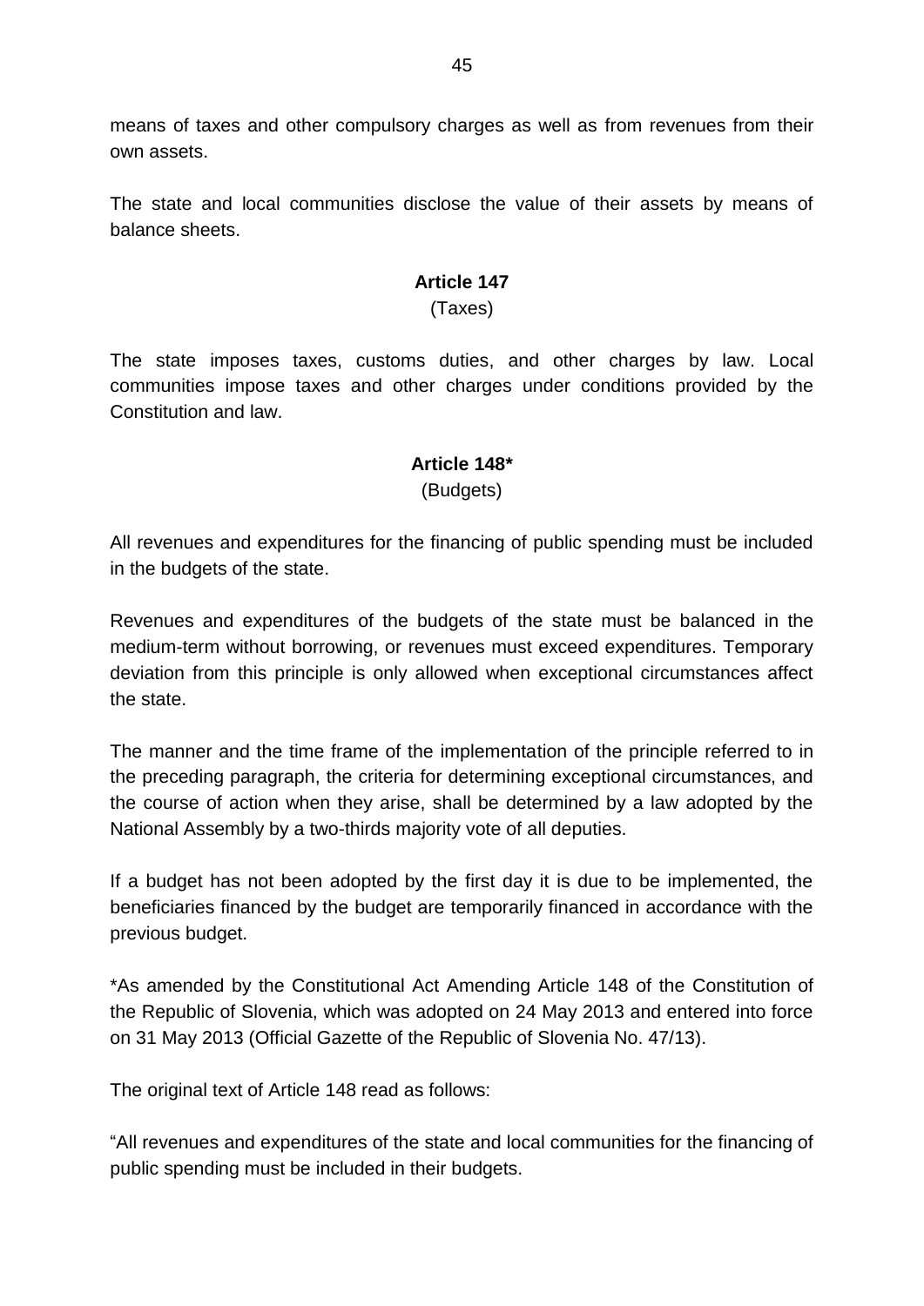means of taxes and other compulsory charges as well as from revenues from their own assets.

The state and local communities disclose the value of their assets by means of balance sheets.

**Article 147**

(Taxes)

The state imposes taxes, customs duties, and other charges by law. Local communities impose taxes and other charges under conditions provided by the Constitution and law.

**Article 148***

(Budgets)

All revenues and expenditures for the financing of public spending must be included in the budgets of the state.

Revenues and expenditures of the budgets of the state must be balanced in the medium-term without borrowing, or revenues must exceed expenditures. Temporary deviation from this principle is only allowed when exceptional circumstances affect the state.

The manner and the time frame of the implementation of the principle referred to in the preceding paragraph, the criteria for determining exceptional circumstances, and the course of action when they arise, shall be determined by a law adopted by the National Assembly by a two-thirds majority vote of all deputies.

If a budget has not been adopted by the first day it is due to be implemented, the beneficiaries financed by the budget are temporarily financed in accordance with the previous budget.

*As amended by the Constitutional Act Amending Article 148 of the Constitution of the Republic of Slovenia, which was adopted on 24 May 2013 and entered into force on 31 May 2013 (Official Gazette of the Republic of Slovenia No. 47/13).

The original text of Article 148 read as follows:

"All revenues and expenditures of the state and local communities for the financing of public spending must be included in their budgets.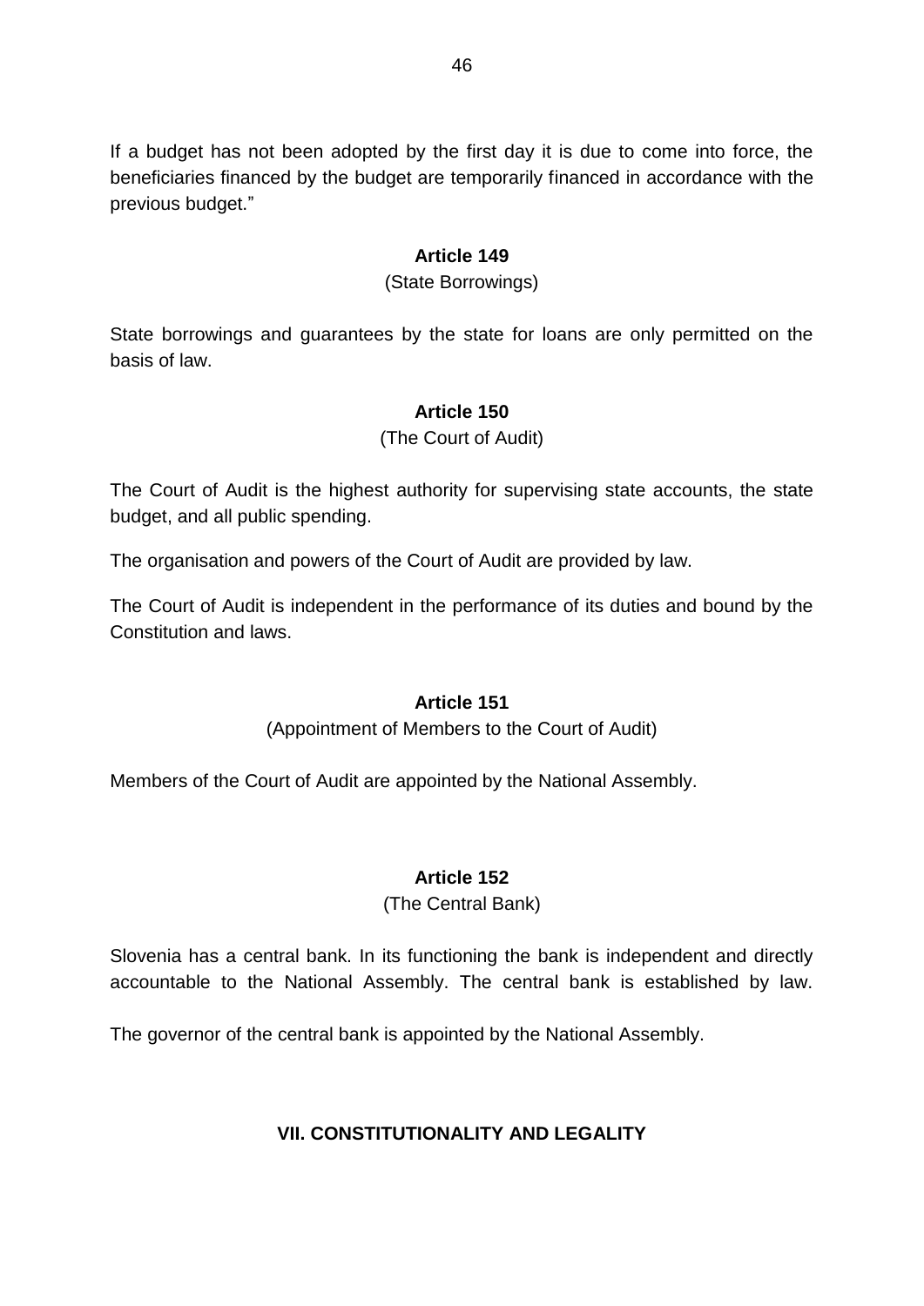If a budget has not been adopted by the first day it is due to come into force, the beneficiaries financed by the budget are temporarily financed in accordance with the previous budget."

**Article 149**

(State Borrowings)

State borrowings and guarantees by the state for loans are only permitted on the basis of law.

**Article 150**

(The Court of Audit)

The Court of Audit is the highest authority for supervising state accounts, the state budget, and all public spending.

The organisation and powers of the Court of Audit are provided by law.

The Court of Audit is independent in the performance of its duties and bound by the Constitution and laws.

**Article 151**

(Appointment of Members to the Court of Audit)

Members of the Court of Audit are appointed by the National Assembly.

**Article 152**

(The Central Bank)

Slovenia has a central bank. In its functioning the bank is independent and directly accountable to the National Assembly. The central bank is established by law.

The governor of the central bank is appointed by the National Assembly.

## VII. CONSTITUTIONALITY AND LEGALITY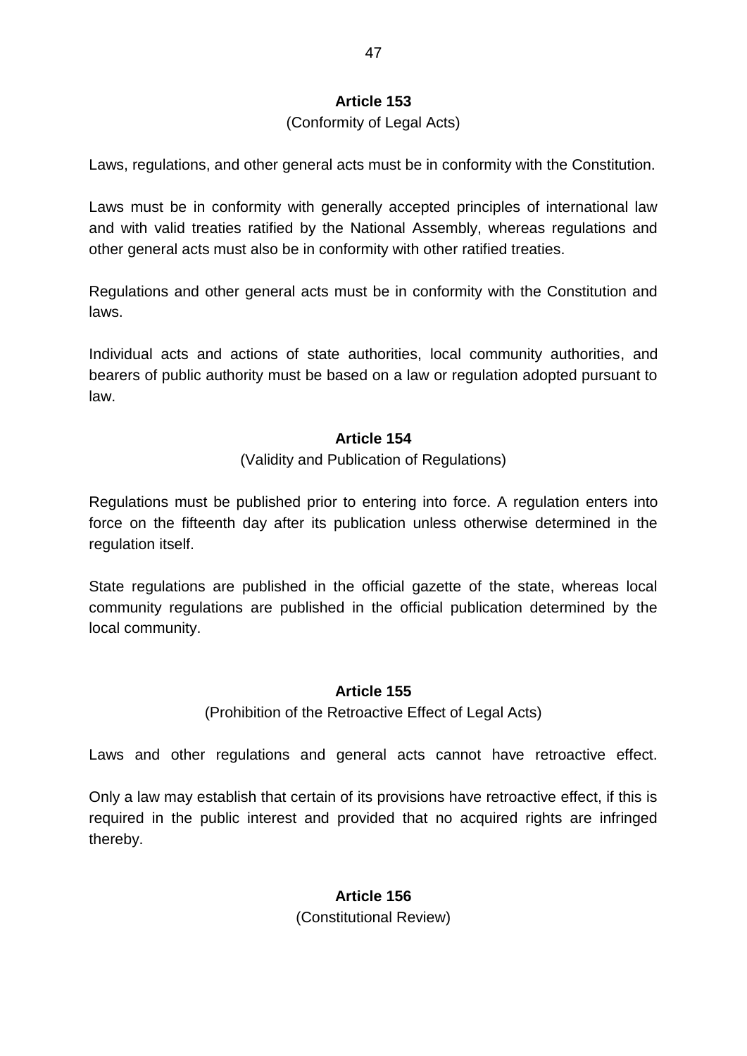### Article 153

(Conformity of Legal Acts)

Laws, regulations, and other general acts must be in conformity with the Constitution.

Laws must be in conformity with generally accepted principles of international law and with valid treaties ratified by the National Assembly, whereas regulations and other general acts must also be in conformity with other ratified treaties.

Regulations and other general acts must be in conformity with the Constitution and laws.

Individual acts and actions of state authorities, local community authorities, and bearers of public authority must be based on a law or regulation adopted pursuant to law.

### Article 154

(Validity and Publication of Regulations)

Regulations must be published prior to entering into force. A regulation enters into force on the fifteenth day after its publication unless otherwise determined in the regulation itself.

State regulations are published in the official gazette of the state, whereas local community regulations are published in the official publication determined by the local community.

### Article 155

(Prohibition of the Retroactive Effect of Legal Acts)

Laws and other regulations and general acts cannot have retroactive effect.

Only a law may establish that certain of its provisions have retroactive effect, if this is required in the public interest and provided that no acquired rights are infringed thereby.

### Article 156

(Constitutional Review)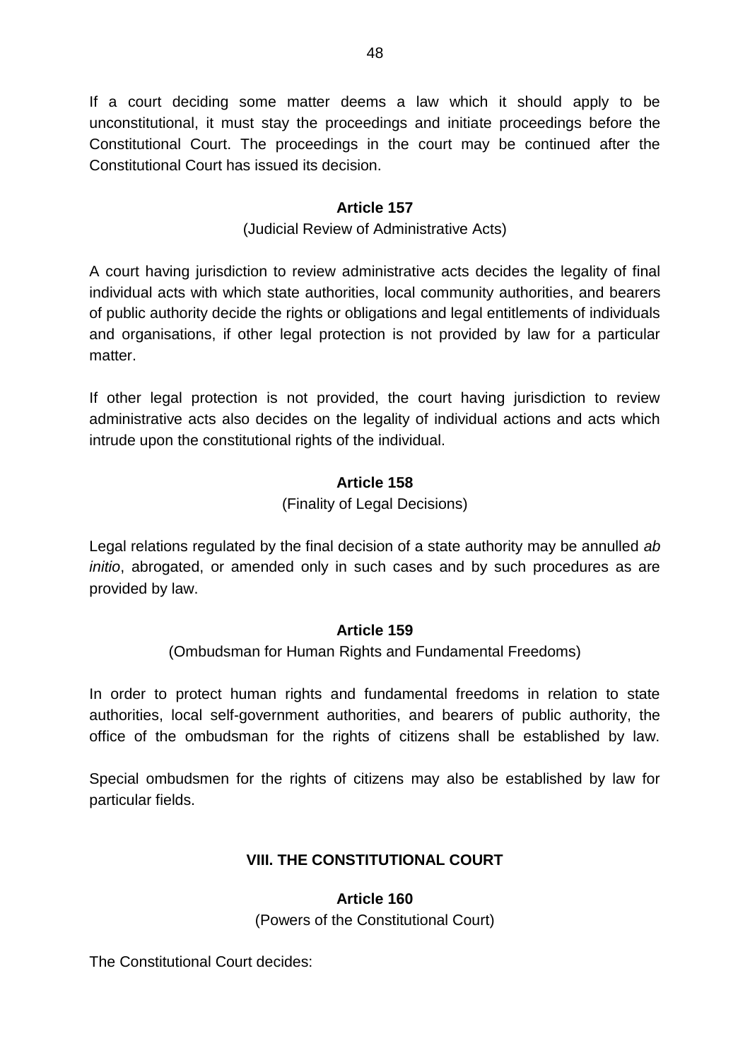If a court deciding some matter deems a law which it should apply to be unconstitutional, it must stay the proceedings and initiate proceedings before the Constitutional Court. The proceedings in the court may be continued after the Constitutional Court has issued its decision.

### Article 157

(Judicial Review of Administrative Acts)

A court having jurisdiction to review administrative acts decides the legality of final individual acts with which state authorities, local community authorities, and bearers of public authority decide the rights or obligations and legal entitlements of individuals and organisations, if other legal protection is not provided by law for a particular matter.

If other legal protection is not provided, the court having jurisdiction to review administrative acts also decides on the legality of individual actions and acts which intrude upon the constitutional rights of the individual.

### Article 158

(Finality of Legal Decisions)

Legal relations regulated by the final decision of a state authority may be annulled *ab initio*, abrogated, or amended only in such cases and by such procedures as are provided by law.

### Article 159

(Ombudsman for Human Rights and Fundamental Freedoms)

In order to protect human rights and fundamental freedoms in relation to state authorities, local self-government authorities, and bearers of public authority, the office of the ombudsman for the rights of citizens shall be established by law.

Special ombudsmen for the rights of citizens may also be established by law for particular fields.

## VIII. THE CONSTITUTIONAL COURT

### Article 160

(Powers of the Constitutional Court)

The Constitutional Court decides: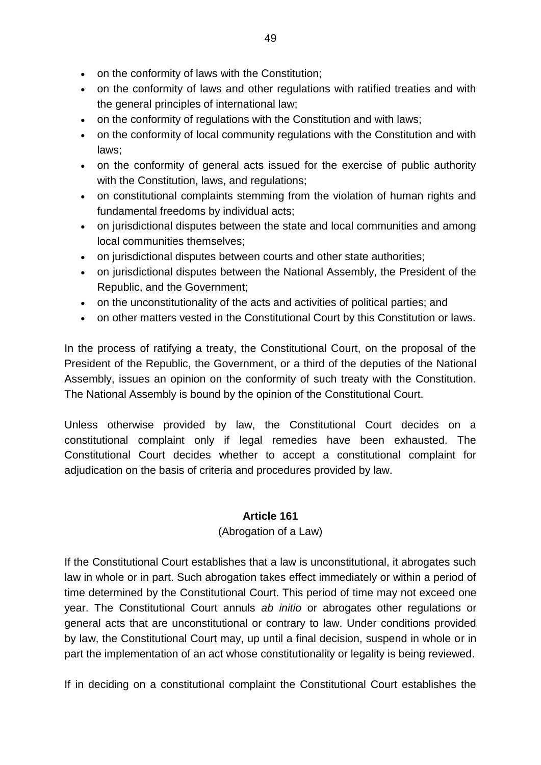- on the conformity of laws with the Constitution;
- on the conformity of laws and other regulations with ratified treaties and with the general principles of international law;
- on the conformity of regulations with the Constitution and with laws;
- on the conformity of local community regulations with the Constitution and with laws;
- on the conformity of general acts issued for the exercise of public authority with the Constitution, laws, and regulations;
- on constitutional complaints stemming from the violation of human rights and fundamental freedoms by individual acts;
- on jurisdictional disputes between the state and local communities and among local communities themselves;
- on jurisdictional disputes between courts and other state authorities;
- on jurisdictional disputes between the National Assembly, the President of the Republic, and the Government;
- on the unconstitutionality of the acts and activities of political parties; and
- on other matters vested in the Constitutional Court by this Constitution or laws.

In the process of ratifying a treaty, the Constitutional Court, on the proposal of the President of the Republic, the Government, or a third of the deputies of the National Assembly, issues an opinion on the conformity of such treaty with the Constitution. The National Assembly is bound by the opinion of the Constitutional Court.

Unless otherwise provided by law, the Constitutional Court decides on a constitutional complaint only if legal remedies have been exhausted. The Constitutional Court decides whether to accept a constitutional complaint for adjudication on the basis of criteria and procedures provided by law.

### Article 161

(Abrogation of a Law)

If the Constitutional Court establishes that a law is unconstitutional, it abrogates such law in whole or in part. Such abrogation takes effect immediately or within a period of time determined by the Constitutional Court. This period of time may not exceed one year. The Constitutional Court annuls *ab initio* or abrogates other regulations or general acts that are unconstitutional or contrary to law. Under conditions provided by law, the Constitutional Court may, up until a final decision, suspend in whole or in part the implementation of an act whose constitutionality or legality is being reviewed.

If in deciding on a constitutional complaint the Constitutional Court establishes the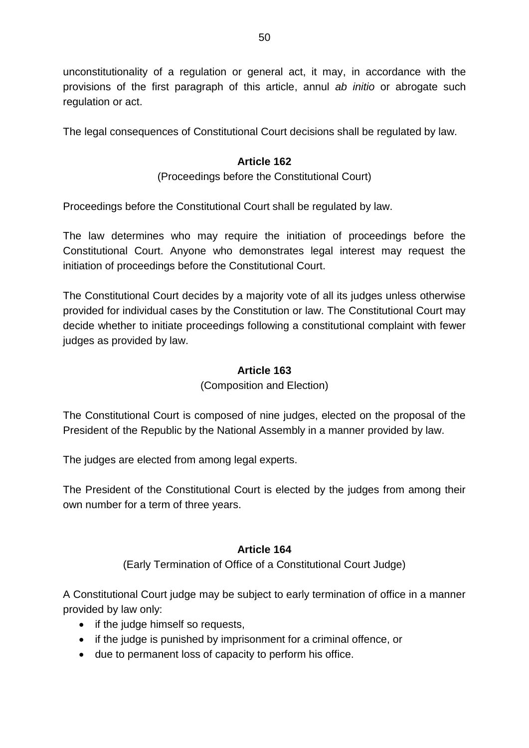unconstitutionality of a regulation or general act, it may, in accordance with the provisions of the first paragraph of this article, annul *ab initio* or abrogate such regulation or act.

The legal consequences of Constitutional Court decisions shall be regulated by law.

### Article 162

(Proceedings before the Constitutional Court)

Proceedings before the Constitutional Court shall be regulated by law.

The law determines who may require the initiation of proceedings before the Constitutional Court. Anyone who demonstrates legal interest may request the initiation of proceedings before the Constitutional Court.

The Constitutional Court decides by a majority vote of all its judges unless otherwise provided for individual cases by the Constitution or law. The Constitutional Court may decide whether to initiate proceedings following a constitutional complaint with fewer judges as provided by law.

### Article 163

(Composition and Election)

The Constitutional Court is composed of nine judges, elected on the proposal of the President of the Republic by the National Assembly in a manner provided by law.

The judges are elected from among legal experts.

The President of the Constitutional Court is elected by the judges from among their own number for a term of three years.

### Article 164

(Early Termination of Office of a Constitutional Court Judge)

A Constitutional Court judge may be subject to early termination of office in a manner provided by law only:

- if the judge himself so requests,
- if the judge is punished by imprisonment for a criminal offence, or
- due to permanent loss of capacity to perform his office.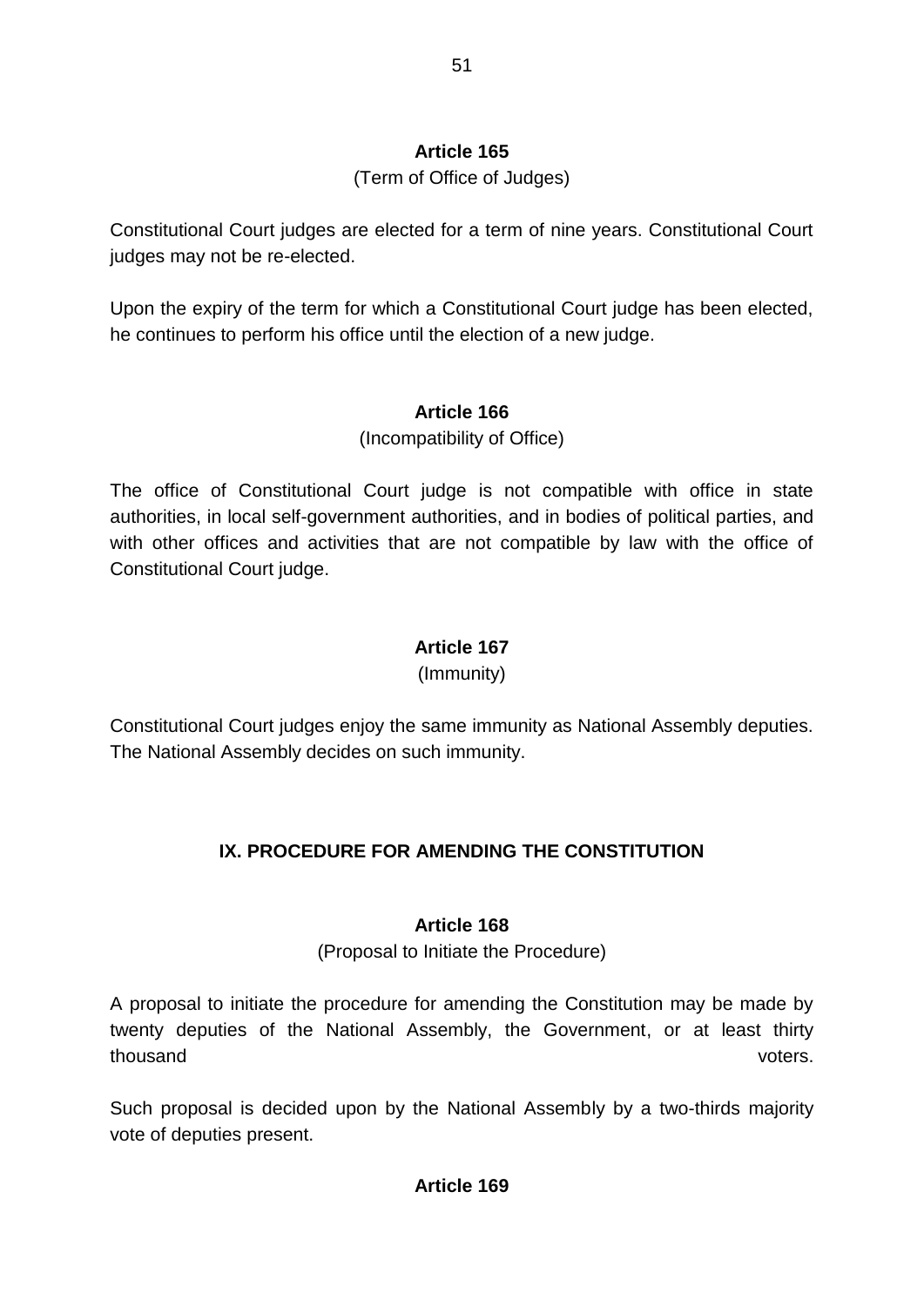**Article 165**

(Term of Office of Judges)

Constitutional Court judges are elected for a term of nine years. Constitutional Court judges may not be re-elected.

Upon the expiry of the term for which a Constitutional Court judge has been elected, he continues to perform his office until the election of a new judge.

**Article 166**

(Incompatibility of Office)

The office of Constitutional Court judge is not compatible with office in state authorities, in local self-government authorities, and in bodies of political parties, and with other offices and activities that are not compatible by law with the office of Constitutional Court judge.

**Article 167**

(Immunity)

Constitutional Court judges enjoy the same immunity as National Assembly deputies. The National Assembly decides on such immunity.

## IX. PROCEDURE FOR AMENDING THE CONSTITUTION

**Article 168**

(Proposal to Initiate the Procedure)

A proposal to initiate the procedure for amending the Constitution may be made by twenty deputies of the National Assembly, the Government, or at least thirty thousand voters.

Such proposal is decided upon by the National Assembly by a two-thirds majority vote of deputies present.

**Article 169**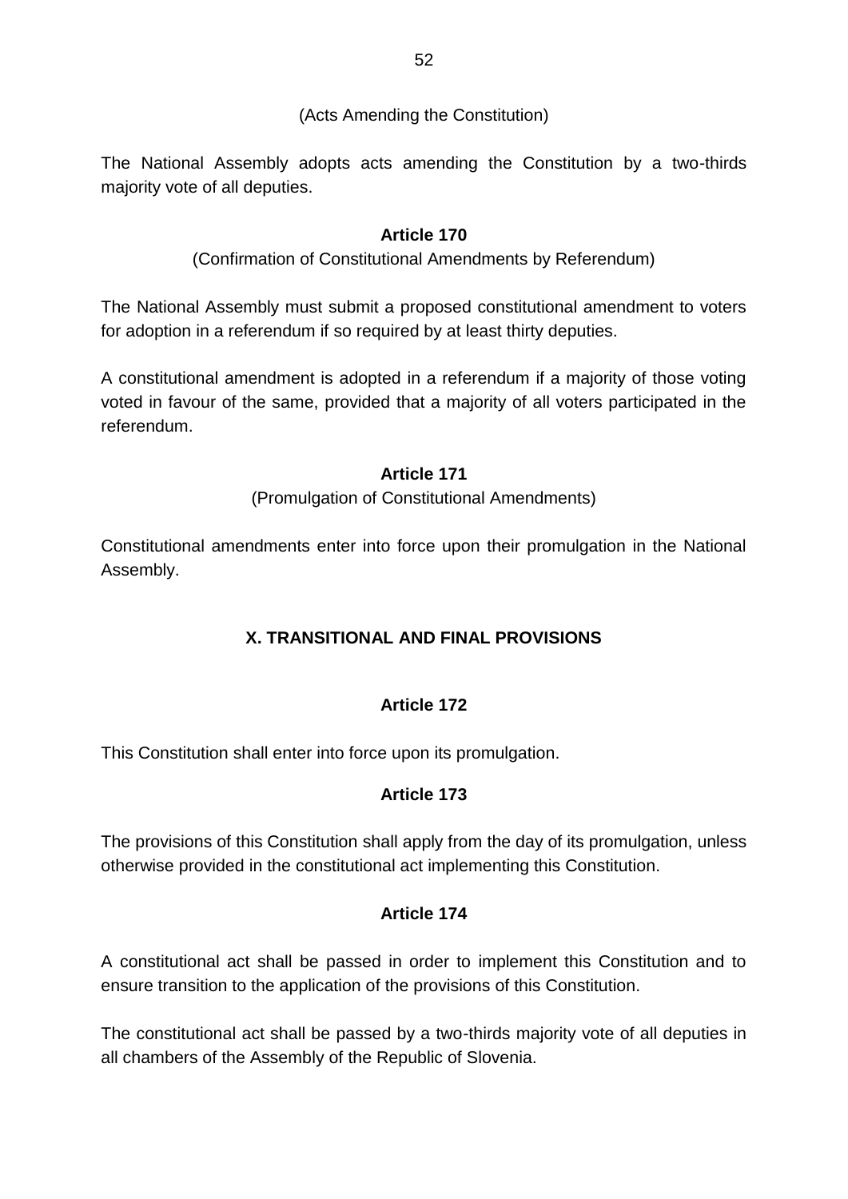(Acts Amending the Constitution)

The National Assembly adopts acts amending the Constitution by a two-thirds majority vote of all deputies.

**Article 170**

(Confirmation of Constitutional Amendments by Referendum)

The National Assembly must submit a proposed constitutional amendment to voters for adoption in a referendum if so required by at least thirty deputies.

A constitutional amendment is adopted in a referendum if a majority of those voting voted in favour of the same, provided that a majority of all voters participated in the referendum.

**Article 171**

(Promulgation of Constitutional Amendments)

Constitutional amendments enter into force upon their promulgation in the National Assembly.

## X. TRANSITIONAL AND FINAL PROVISIONS

**Article 172**

This Constitution shall enter into force upon its promulgation.

**Article 173**

The provisions of this Constitution shall apply from the day of its promulgation, unless otherwise provided in the constitutional act implementing this Constitution.

**Article 174**

A constitutional act shall be passed in order to implement this Constitution and to ensure transition to the application of the provisions of this Constitution.

The constitutional act shall be passed by a two-thirds majority vote of all deputies in all chambers of the Assembly of the Republic of Slovenia.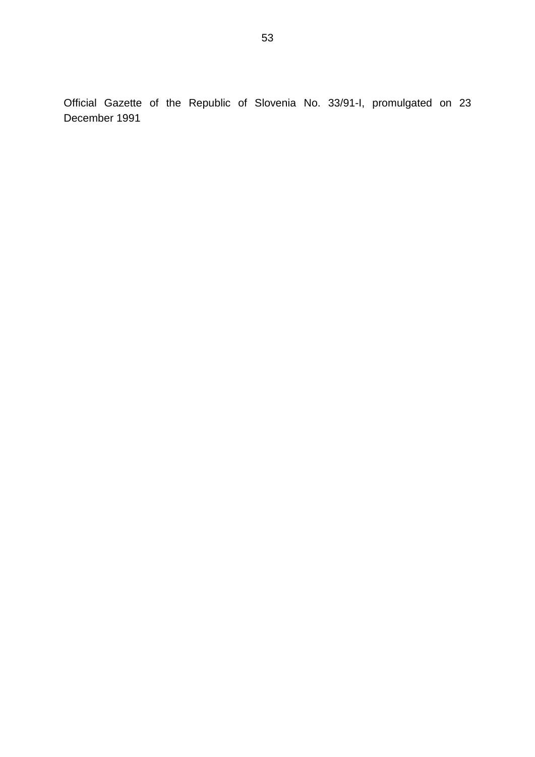Official Gazette of the Republic of Slovenia No. 33/91-I, promulgated on 23 December 1991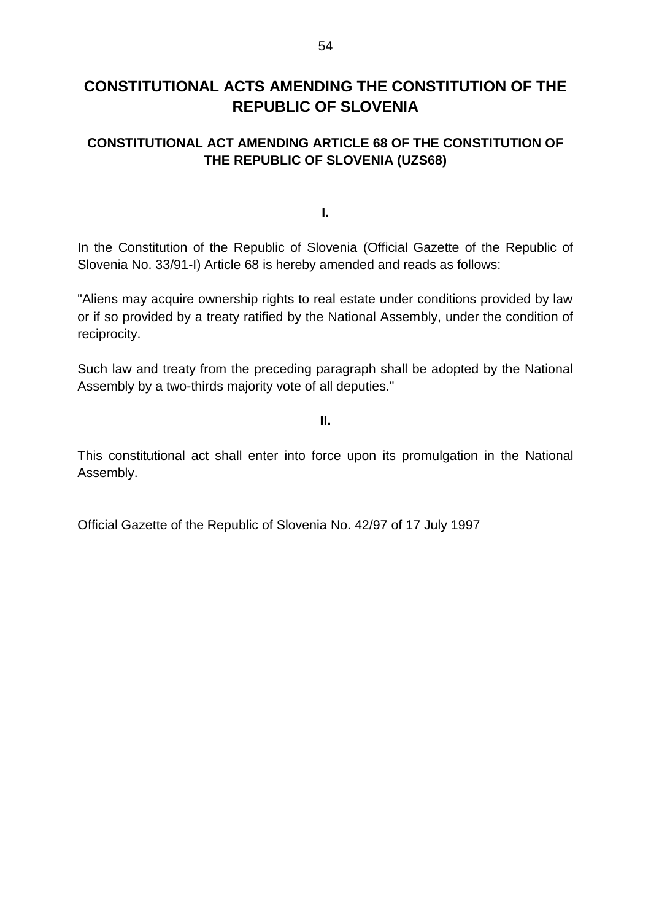# CONSTITUTIONAL ACTS AMENDING THE CONSTITUTION OF THE REPUBLIC OF SLOVENIA

## CONSTITUTIONAL ACT AMENDING ARTICLE 68 OF THE CONSTITUTION OF THE REPUBLIC OF SLOVENIA (UZS68)

**I.**

In the Constitution of the Republic of Slovenia (Official Gazette of the Republic of Slovenia No. 33/91-I) Article 68 is hereby amended and reads as follows:

"Aliens may acquire ownership rights to real estate under conditions provided by law or if so provided by a treaty ratified by the National Assembly, under the condition of reciprocity.

Such law and treaty from the preceding paragraph shall be adopted by the National Assembly by a two-thirds majority vote of all deputies."

**II.**

This constitutional act shall enter into force upon its promulgation in the National Assembly.

Official Gazette of the Republic of Slovenia No. 42/97 of 17 July 1997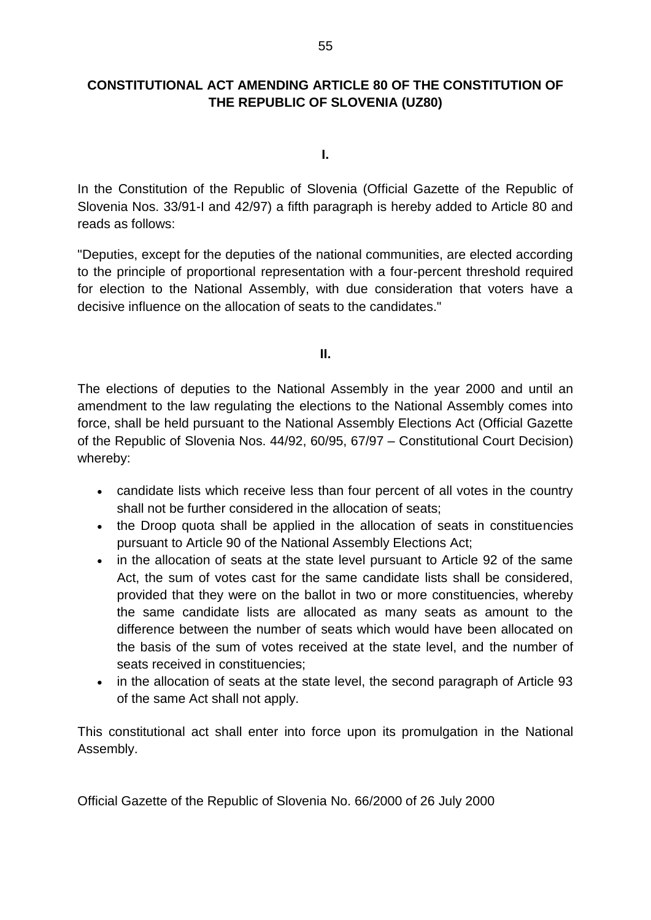## CONSTITUTIONAL ACT AMENDING ARTICLE 80 OF THE CONSTITUTION OF THE REPUBLIC OF SLOVENIA (UZ80)

**I.**

In the Constitution of the Republic of Slovenia (Official Gazette of the Republic of Slovenia Nos. 33/91-I and 42/97) a fifth paragraph is hereby added to Article 80 and reads as follows:

"Deputies, except for the deputies of the national communities, are elected according to the principle of proportional representation with a four-percent threshold required for election to the National Assembly, with due consideration that voters have a decisive influence on the allocation of seats to the candidates."

**II.**

The elections of deputies to the National Assembly in the year 2000 and until an amendment to the law regulating the elections to the National Assembly comes into force, shall be held pursuant to the National Assembly Elections Act (Official Gazette of the Republic of Slovenia Nos. 44/92, 60/95, 67/97 – Constitutional Court Decision) whereby:

- candidate lists which receive less than four percent of all votes in the country shall not be further considered in the allocation of seats;
- the Droop quota shall be applied in the allocation of seats in constituencies pursuant to Article 90 of the National Assembly Elections Act;
- in the allocation of seats at the state level pursuant to Article 92 of the same Act, the sum of votes cast for the same candidate lists shall be considered, provided that they were on the ballot in two or more constituencies, whereby the same candidate lists are allocated as many seats as amount to the difference between the number of seats which would have been allocated on the basis of the sum of votes received at the state level, and the number of seats received in constituencies;
- in the allocation of seats at the state level, the second paragraph of Article 93 of the same Act shall not apply.

This constitutional act shall enter into force upon its promulgation in the National Assembly.

Official Gazette of the Republic of Slovenia No. 66/2000 of 26 July 2000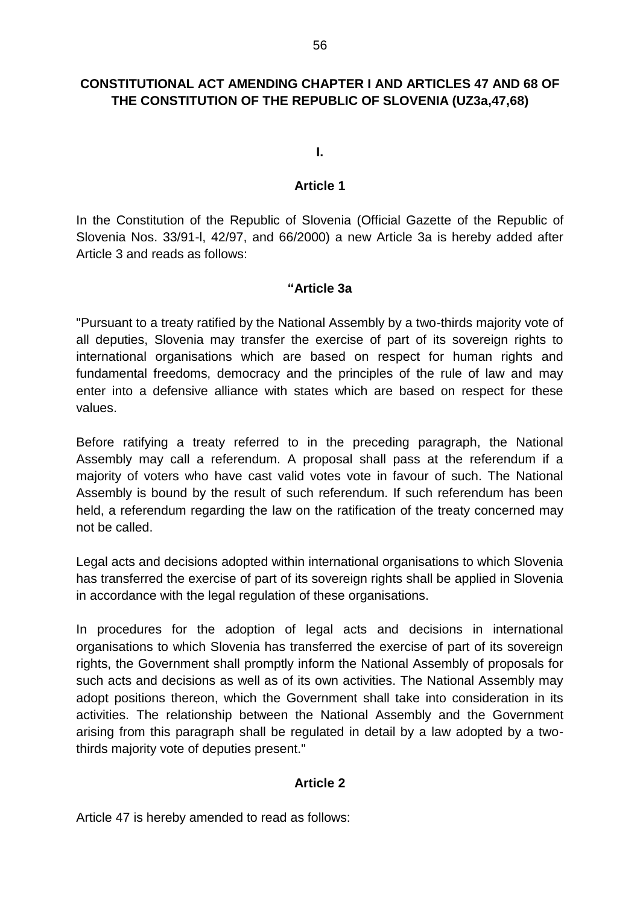## CONSTITUTIONAL ACT AMENDING CHAPTER I AND ARTICLES 47 AND 68 OF THE CONSTITUTION OF THE REPUBLIC OF SLOVENIA (UZ3a,47,68)

**I.**

**Article 1**

In the Constitution of the Republic of Slovenia (Official Gazette of the Republic of Slovenia Nos. 33/91-I, 42/97, and 66/2000) a new Article 3a is hereby added after Article 3 and reads as follows:

**"Article 3a**

"Pursuant to a treaty ratified by the National Assembly by a two-thirds majority vote of all deputies, Slovenia may transfer the exercise of part of its sovereign rights to international organisations which are based on respect for human rights and fundamental freedoms, democracy and the principles of the rule of law and may enter into a defensive alliance with states which are based on respect for these values.

Before ratifying a treaty referred to in the preceding paragraph, the National Assembly may call a referendum. A proposal shall pass at the referendum if a majority of voters who have cast valid votes vote in favour of such. The National Assembly is bound by the result of such referendum. If such referendum has been held, a referendum regarding the law on the ratification of the treaty concerned may not be called.

Legal acts and decisions adopted within international organisations to which Slovenia has transferred the exercise of part of its sovereign rights shall be applied in Slovenia in accordance with the legal regulation of these organisations.

In procedures for the adoption of legal acts and decisions in international organisations to which Slovenia has transferred the exercise of part of its sovereign rights, the Government shall promptly inform the National Assembly of proposals for such acts and decisions as well as of its own activities. The National Assembly may adopt positions thereon, which the Government shall take into consideration in its activities. The relationship between the National Assembly and the Government arising from this paragraph shall be regulated in detail by a law adopted by a two-thirds majority vote of deputies present."

**Article 2**

Article 47 is hereby amended to read as follows: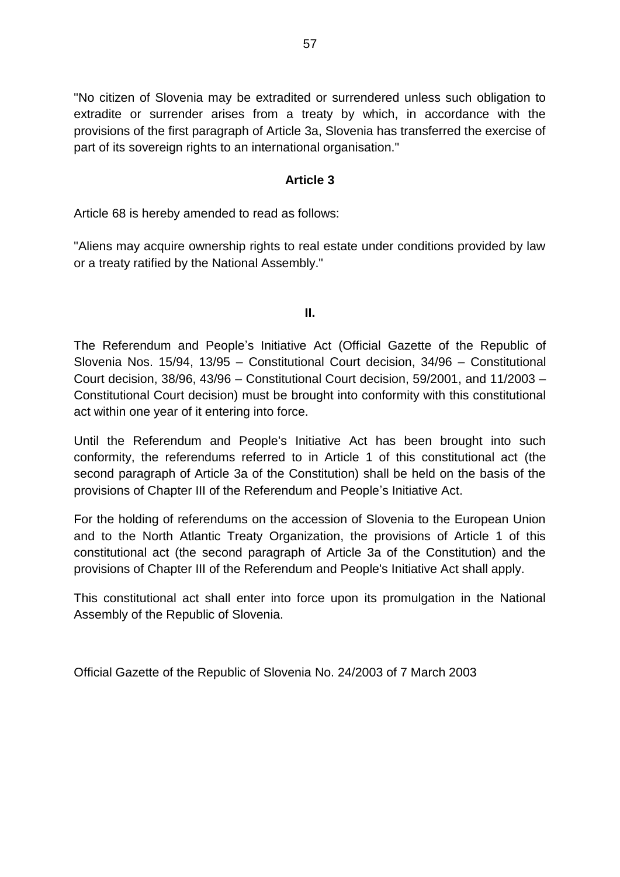"No citizen of Slovenia may be extradited or surrendered unless such obligation to extradite or surrender arises from a treaty by which, in accordance with the provisions of the first paragraph of Article 3a, Slovenia has transferred the exercise of part of its sovereign rights to an international organisation."

**Article 3**

Article 68 is hereby amended to read as follows:

"Aliens may acquire ownership rights to real estate under conditions provided by law or a treaty ratified by the National Assembly."

**II.**

The Referendum and People's Initiative Act (Official Gazette of the Republic of Slovenia Nos. 15/94, 13/95 – Constitutional Court decision, 34/96 – Constitutional Court decision, 38/96, 43/96 – Constitutional Court decision, 59/2001, and 11/2003 – Constitutional Court decision) must be brought into conformity with this constitutional act within one year of it entering into force.

Until the Referendum and People's Initiative Act has been brought into such conformity, the referendums referred to in Article 1 of this constitutional act (the second paragraph of Article 3a of the Constitution) shall be held on the basis of the provisions of Chapter III of the Referendum and People's Initiative Act.

For the holding of referendums on the accession of Slovenia to the European Union and to the North Atlantic Treaty Organization, the provisions of Article 1 of this constitutional act (the second paragraph of Article 3a of the Constitution) and the provisions of Chapter III of the Referendum and People's Initiative Act shall apply.

This constitutional act shall enter into force upon its promulgation in the National Assembly of the Republic of Slovenia.

Official Gazette of the Republic of Slovenia No. 24/2003 of 7 March 2003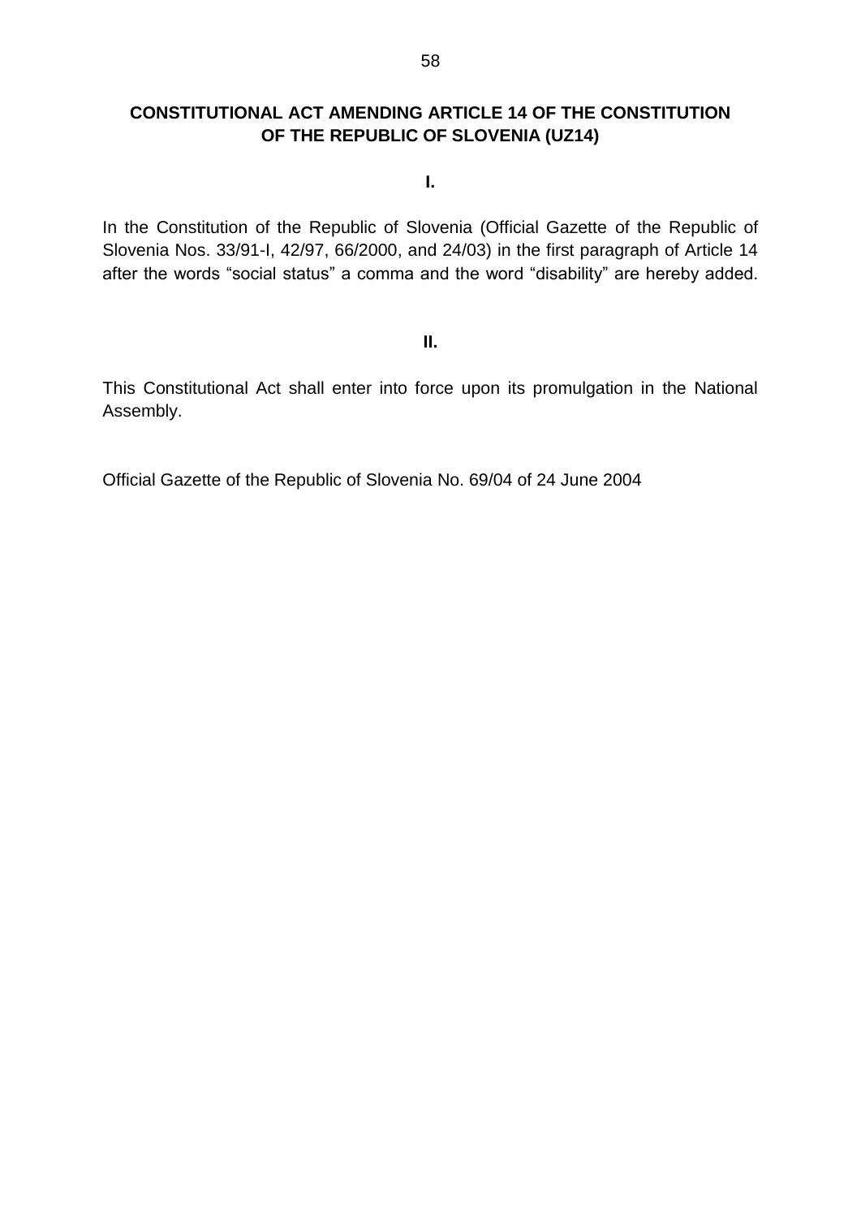## CONSTITUTIONAL ACT AMENDING ARTICLE 14 OF THE CONSTITUTION OF THE REPUBLIC OF SLOVENIA (UZ14)

**I.**

In the Constitution of the Republic of Slovenia (Official Gazette of the Republic of Slovenia Nos. 33/91-I, 42/97, 66/2000, and 24/03) in the first paragraph of Article 14 after the words "social status" a comma and the word "disability" are hereby added.

**II.**

This Constitutional Act shall enter into force upon its promulgation in the National Assembly.

Official Gazette of the Republic of Slovenia No. 69/04 of 24 June 2004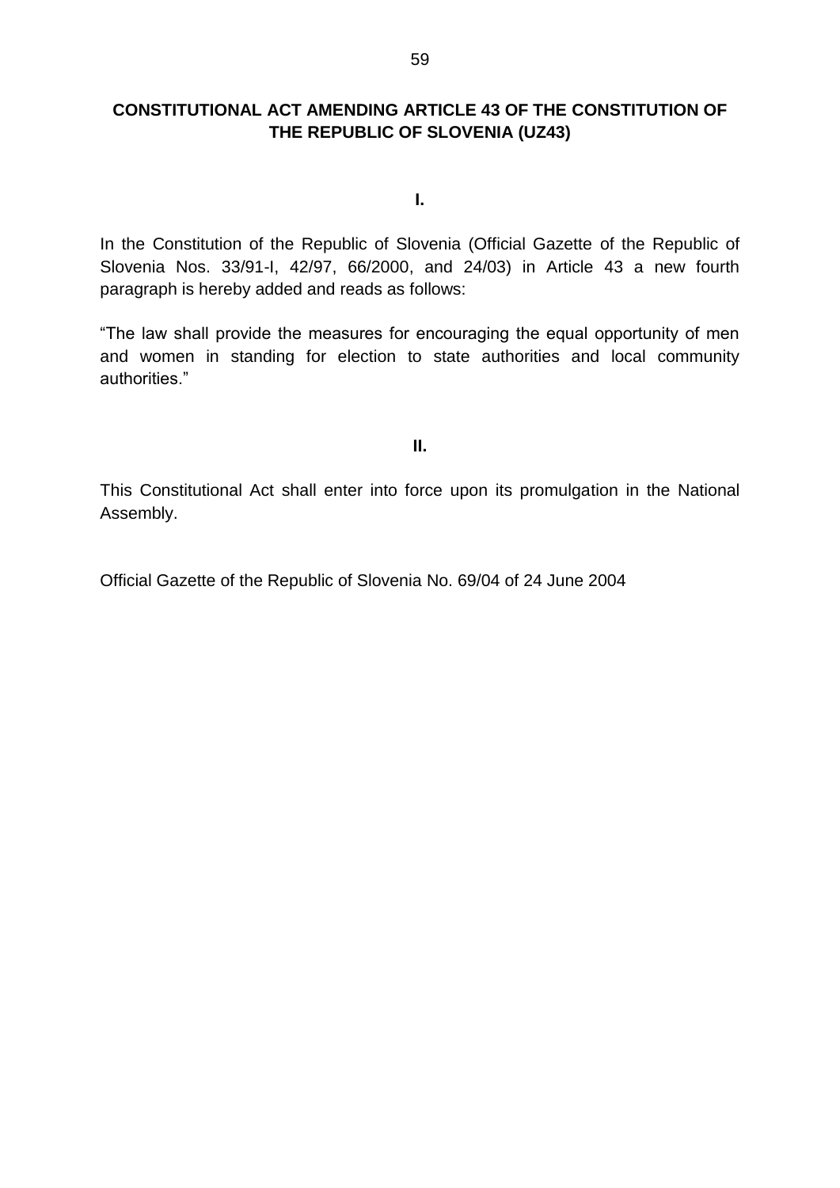## CONSTITUTIONAL ACT AMENDING ARTICLE 43 OF THE CONSTITUTION OF THE REPUBLIC OF SLOVENIA (UZ43)

**I.**

In the Constitution of the Republic of Slovenia (Official Gazette of the Republic of Slovenia Nos. 33/91-I, 42/97, 66/2000, and 24/03) in Article 43 a new fourth paragraph is hereby added and reads as follows:

"The law shall provide the measures for encouraging the equal opportunity of men and women in standing for election to state authorities and local community authorities."

**II.**

This Constitutional Act shall enter into force upon its promulgation in the National Assembly.

Official Gazette of the Republic of Slovenia No. 69/04 of 24 June 2004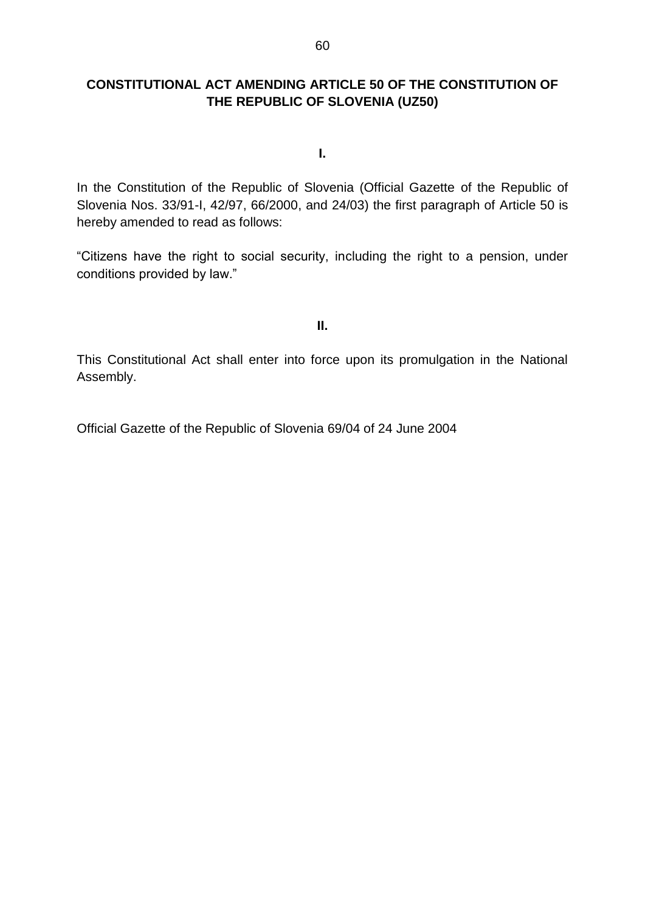## CONSTITUTIONAL ACT AMENDING ARTICLE 50 OF THE CONSTITUTION OF THE REPUBLIC OF SLOVENIA (UZ50)

**I.**

In the Constitution of the Republic of Slovenia (Official Gazette of the Republic of Slovenia Nos. 33/91-I, 42/97, 66/2000, and 24/03) the first paragraph of Article 50 is hereby amended to read as follows:

"Citizens have the right to social security, including the right to a pension, under conditions provided by law."

**II.**

This Constitutional Act shall enter into force upon its promulgation in the National Assembly.

Official Gazette of the Republic of Slovenia 69/04 of 24 June 2004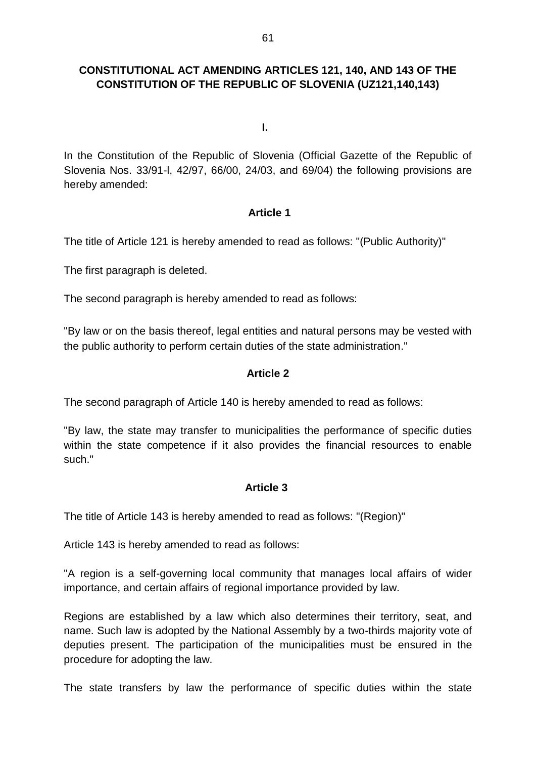## CONSTITUTIONAL ACT AMENDING ARTICLES 121, 140, AND 143 OF THE CONSTITUTION OF THE REPUBLIC OF SLOVENIA (UZ121,140,143)

### I.

In the Constitution of the Republic of Slovenia (Official Gazette of the Republic of Slovenia Nos. 33/91-I, 42/97, 66/00, 24/03, and 69/04) the following provisions are hereby amended:

#### Article 1

The title of Article 121 is hereby amended to read as follows: "(Public Authority)"

The first paragraph is deleted.

The second paragraph is hereby amended to read as follows:

"By law or on the basis thereof, legal entities and natural persons may be vested with the public authority to perform certain duties of the state administration."

#### Article 2

The second paragraph of Article 140 is hereby amended to read as follows:

"By law, the state may transfer to municipalities the performance of specific duties within the state competence if it also provides the financial resources to enable such."

#### Article 3

The title of Article 143 is hereby amended to read as follows: "(Region)"

Article 143 is hereby amended to read as follows:

"A region is a self-governing local community that manages local affairs of wider importance, and certain affairs of regional importance provided by law.

Regions are established by a law which also determines their territory, seat, and name. Such law is adopted by the National Assembly by a two-thirds majority vote of deputies present. The participation of the municipalities must be ensured in the procedure for adopting the law.

The state transfers by law the performance of specific duties within the state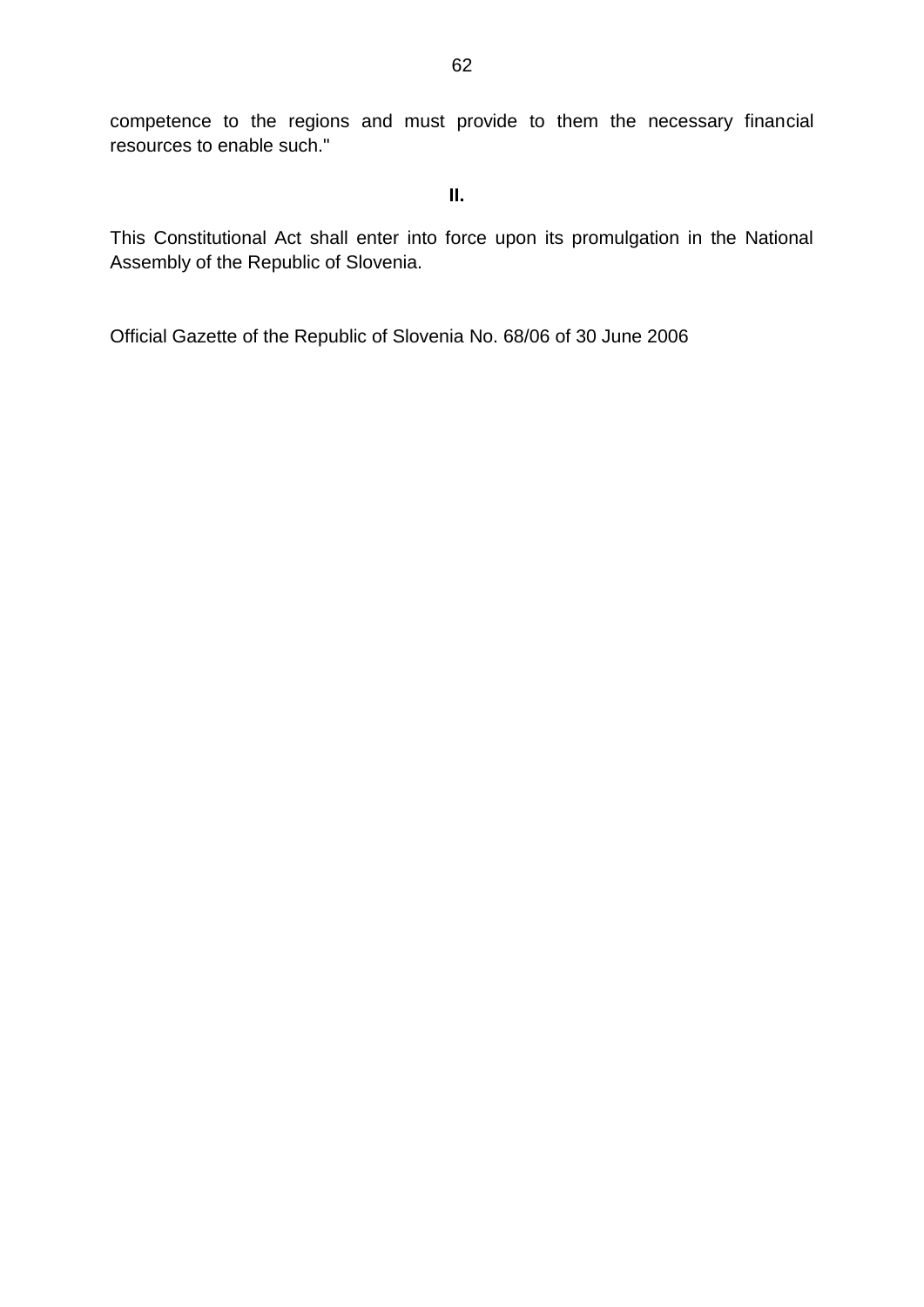competence to the regions and must provide to them the necessary financial resources to enable such."

**II.**

This Constitutional Act shall enter into force upon its promulgation in the National Assembly of the Republic of Slovenia.

Official Gazette of the Republic of Slovenia No. 68/06 of 30 June 2006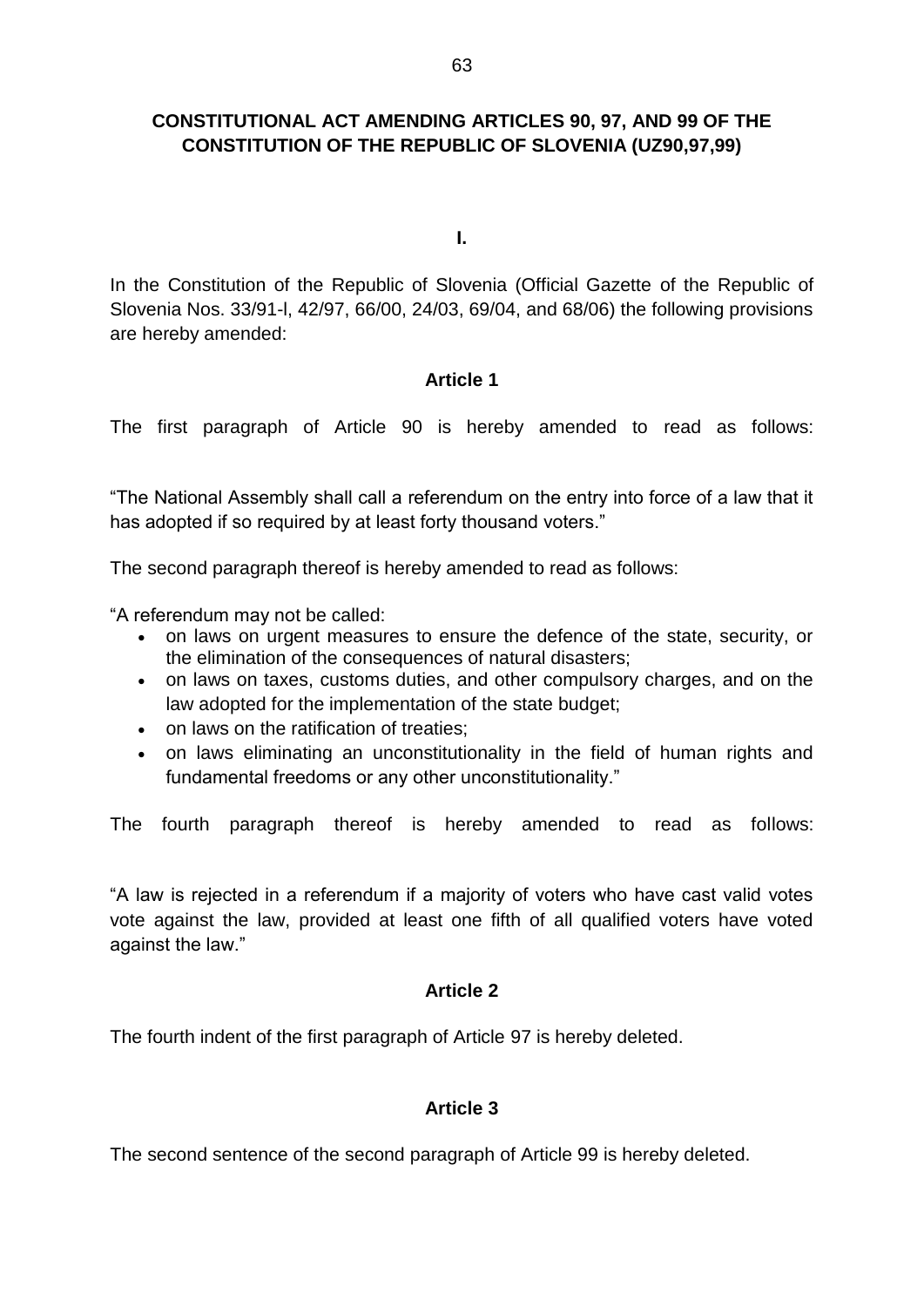## CONSTITUTIONAL ACT AMENDING ARTICLES 90, 97, AND 99 OF THE CONSTITUTION OF THE REPUBLIC OF SLOVENIA (UZ90,97,99)

**I.**

In the Constitution of the Republic of Slovenia (Official Gazette of the Republic of Slovenia Nos. 33/91-I, 42/97, 66/00, 24/03, 69/04, and 68/06) the following provisions are hereby amended:

### Article 1

The first paragraph of Article 90 is hereby amended to read as follows:

"The National Assembly shall call a referendum on the entry into force of a law that it has adopted if so required by at least forty thousand voters."

The second paragraph thereof is hereby amended to read as follows:

"A referendum may not be called:

- on laws on urgent measures to ensure the defence of the state, security, or the elimination of the consequences of natural disasters;
- on laws on taxes, customs duties, and other compulsory charges, and on the law adopted for the implementation of the state budget;
- on laws on the ratification of treaties;
- on laws eliminating an unconstitutionality in the field of human rights and fundamental freedoms or any other unconstitutionality."

The fourth paragraph thereof is hereby amended to read as follows:

"A law is rejected in a referendum if a majority of voters who have cast valid votes vote against the law, provided at least one fifth of all qualified voters have voted against the law."

### Article 2

The fourth indent of the first paragraph of Article 97 is hereby deleted.

### Article 3

The second sentence of the second paragraph of Article 99 is hereby deleted.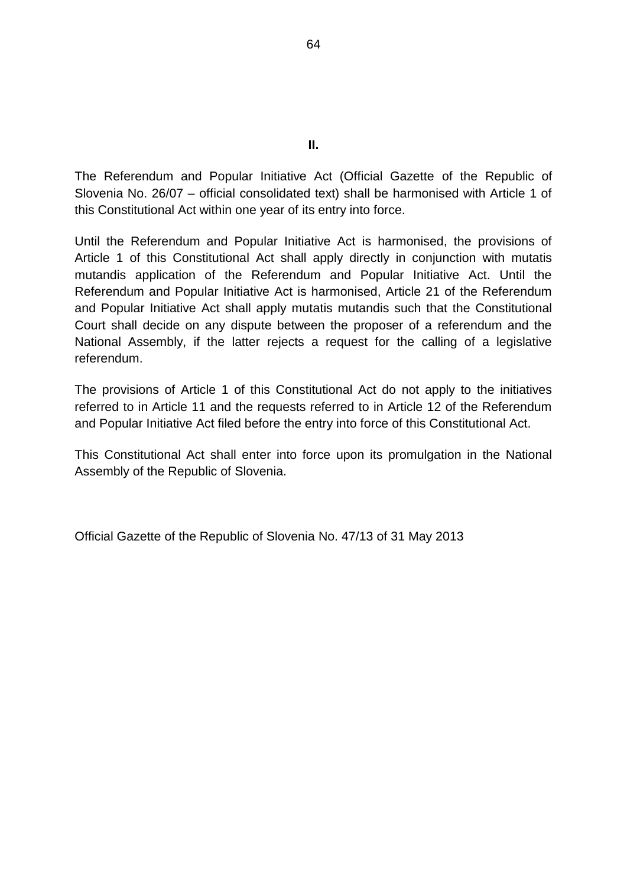**II.**

The Referendum and Popular Initiative Act (Official Gazette of the Republic of Slovenia No. 26/07 – official consolidated text) shall be harmonised with Article 1 of this Constitutional Act within one year of its entry into force.

Until the Referendum and Popular Initiative Act is harmonised, the provisions of Article 1 of this Constitutional Act shall apply directly in conjunction with mutatis mutandis application of the Referendum and Popular Initiative Act. Until the Referendum and Popular Initiative Act is harmonised, Article 21 of the Referendum and Popular Initiative Act shall apply mutatis mutandis such that the Constitutional Court shall decide on any dispute between the proposer of a referendum and the National Assembly, if the latter rejects a request for the calling of a legislative referendum.

The provisions of Article 1 of this Constitutional Act do not apply to the initiatives referred to in Article 11 and the requests referred to in Article 12 of the Referendum and Popular Initiative Act filed before the entry into force of this Constitutional Act.

This Constitutional Act shall enter into force upon its promulgation in the National Assembly of the Republic of Slovenia.

Official Gazette of the Republic of Slovenia No. 47/13 of 31 May 2013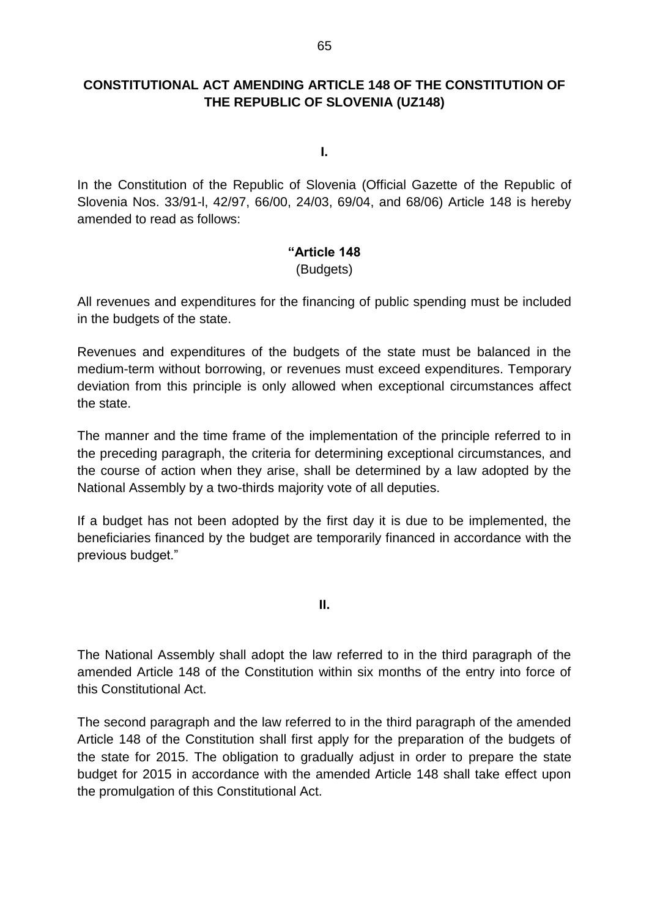# CONSTITUTIONAL ACT AMENDING ARTICLE 148 OF THE CONSTITUTION OF THE REPUBLIC OF SLOVENIA (UZ148)

**I.**

In the Constitution of the Republic of Slovenia (Official Gazette of the Republic of Slovenia Nos. 33/91-I, 42/97, 66/00, 24/03, 69/04, and 68/06) Article 148 is hereby amended to read as follows:

**"Article 148**
(Budgets)

All revenues and expenditures for the financing of public spending must be included in the budgets of the state.

Revenues and expenditures of the budgets of the state must be balanced in the medium-term without borrowing, or revenues must exceed expenditures. Temporary deviation from this principle is only allowed when exceptional circumstances affect the state.

The manner and the time frame of the implementation of the principle referred to in the preceding paragraph, the criteria for determining exceptional circumstances, and the course of action when they arise, shall be determined by a law adopted by the National Assembly by a two-thirds majority vote of all deputies.

If a budget has not been adopted by the first day it is due to be implemented, the beneficiaries financed by the budget are temporarily financed in accordance with the previous budget."

**II.**

The National Assembly shall adopt the law referred to in the third paragraph of the amended Article 148 of the Constitution within six months of the entry into force of this Constitutional Act.

The second paragraph and the law referred to in the third paragraph of the amended Article 148 of the Constitution shall first apply for the preparation of the budgets of the state for 2015. The obligation to gradually adjust in order to prepare the state budget for 2015 in accordance with the amended Article 148 shall take effect upon the promulgation of this Constitutional Act.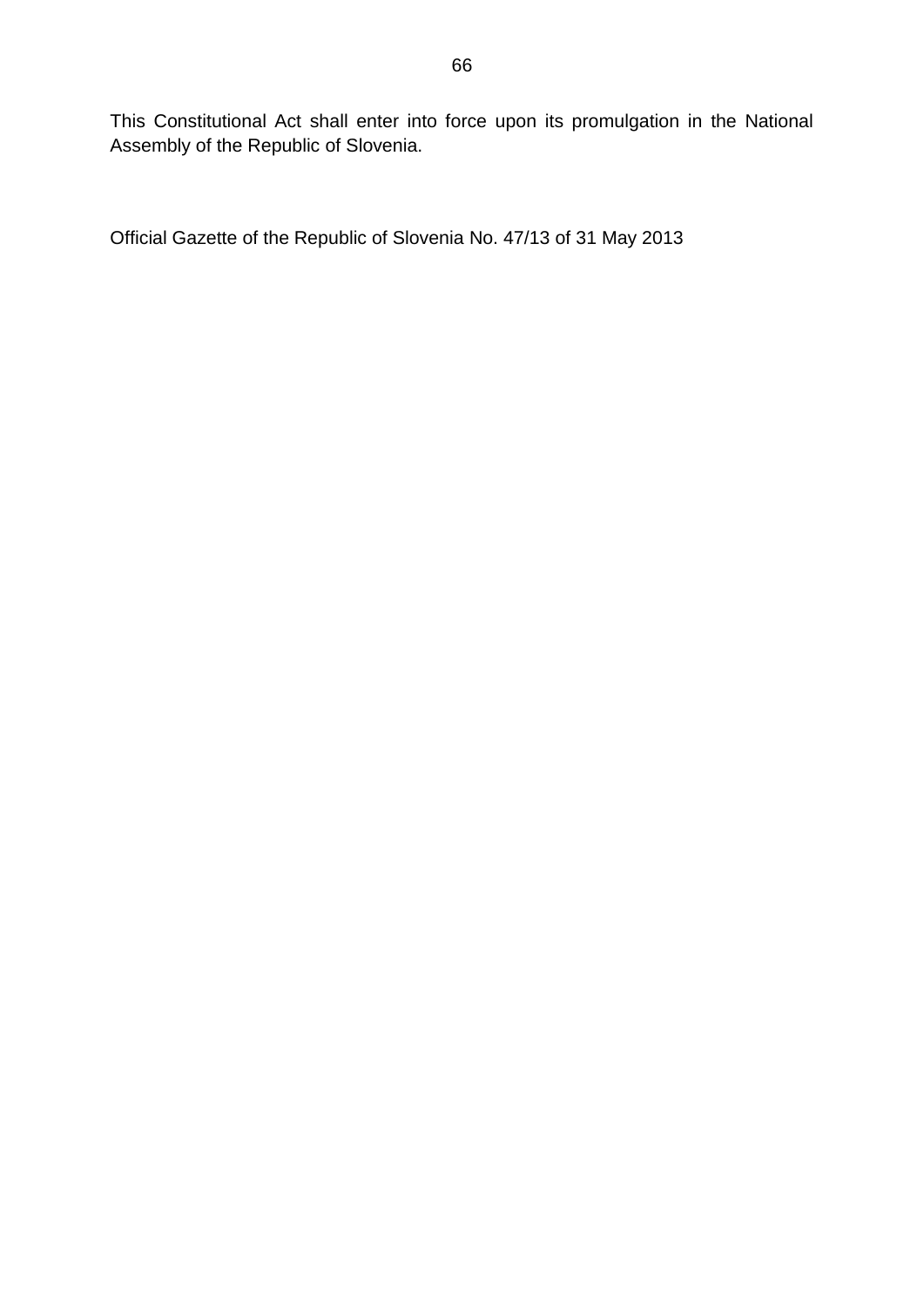This Constitutional Act shall enter into force upon its promulgation in the National Assembly of the Republic of Slovenia.

Official Gazette of the Republic of Slovenia No. 47/13 of 31 May 2013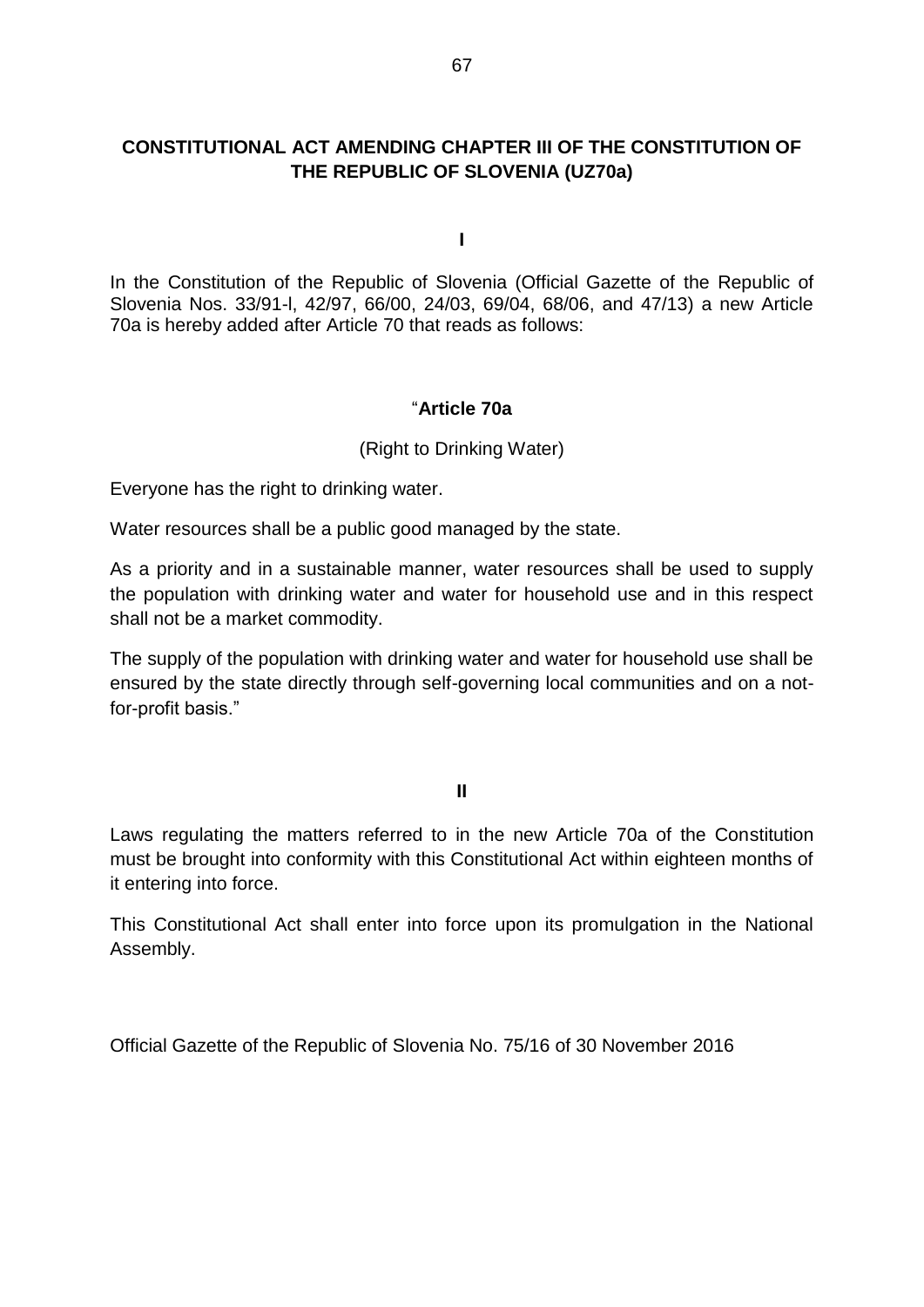# CONSTITUTIONAL ACT AMENDING CHAPTER III OF THE CONSTITUTION OF THE REPUBLIC OF SLOVENIA (UZ70a)

**I**

In the Constitution of the Republic of Slovenia (Official Gazette of the Republic of Slovenia Nos. 33/91-I, 42/97, 66/00, 24/03, 69/04, 68/06, and 47/13) a new Article 70a is hereby added after Article 70 that reads as follows:

“**Article 70a**

(Right to Drinking Water)

Everyone has the right to drinking water.

Water resources shall be a public good managed by the state.

As a priority and in a sustainable manner, water resources shall be used to supply the population with drinking water and water for household use and in this respect shall not be a market commodity.

The supply of the population with drinking water and water for household use shall be ensured by the state directly through self-governing local communities and on a not-for-profit basis.”

**II**

Laws regulating the matters referred to in the new Article 70a of the Constitution must be brought into conformity with this Constitutional Act within eighteen months of it entering into force.

This Constitutional Act shall enter into force upon its promulgation in the National Assembly.

Official Gazette of the Republic of Slovenia No. 75/16 of 30 November 2016